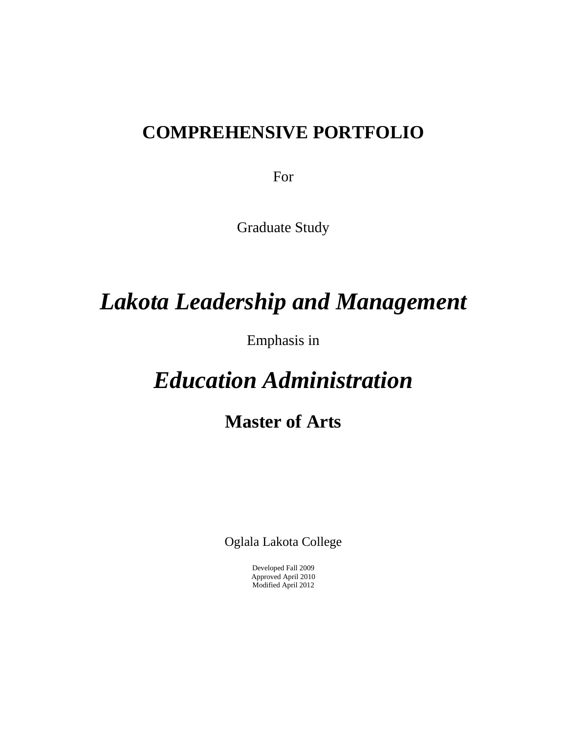# COMPREHENSIVE PORTFOLIO

For

Graduate Study

# *Lakota Leadership and Management*

Emphasis in

# *Education Administration*

## Master of Arts

Oglala Lakota College

Developed Fall 2009
Approved April 2010
Modified April 2012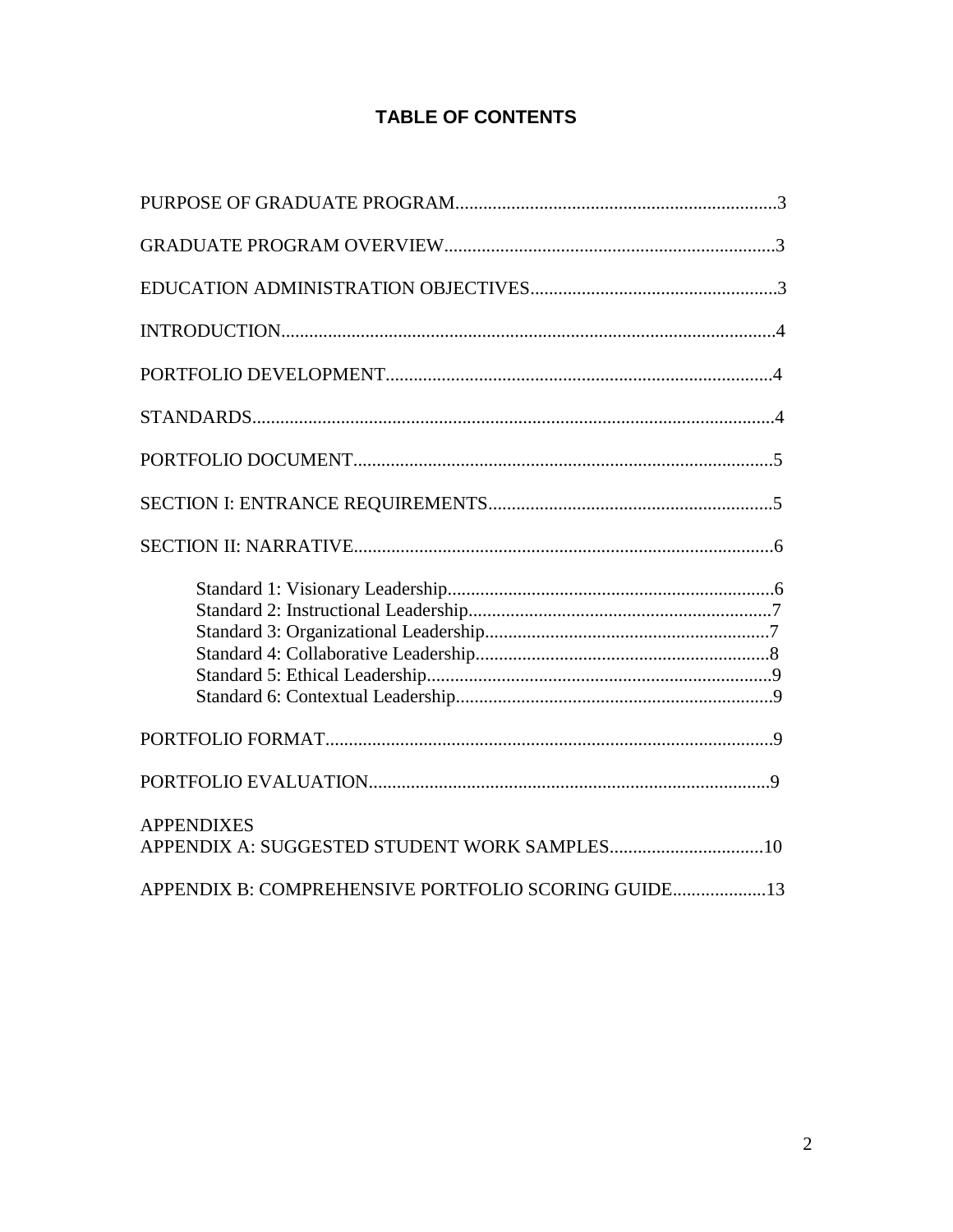# TABLE OF CONTENTS

PURPOSE OF GRADUATE PROGRAM....................................................................3

GRADUATE PROGRAM OVERVIEW......................................................................3

EDUCATION ADMINISTRATION OBJECTIVES....................................................3

INTRODUCTION.........................................................................................................4

PORTFOLIO DEVELOPMENT...................................................................................4

STANDARDS................................................................................................................4

PORTFOLIO DOCUMENT..........................................................................................5

SECTION I: ENTRANCE REQUIREMENTS.............................................................5

SECTION II: NARRATIVE..........................................................................................6

- Standard 1: Visionary Leadership......................................................................6
- Standard 2: Instructional Leadership.................................................................7
- Standard 3: Organizational Leadership.............................................................7
- Standard 4: Collaborative Leadership...............................................................8
- Standard 5: Ethical Leadership..........................................................................9
- Standard 6: Contextual Leadership....................................................................9

PORTFOLIO FORMAT................................................................................................9

PORTFOLIO EVALUATION.....................................................................................9

APPENDIXES

APPENDIX A: SUGGESTED STUDENT WORK SAMPLES.................................10

APPENDIX B: COMPREHENSIVE PORTFOLIO SCORING GUIDE....................13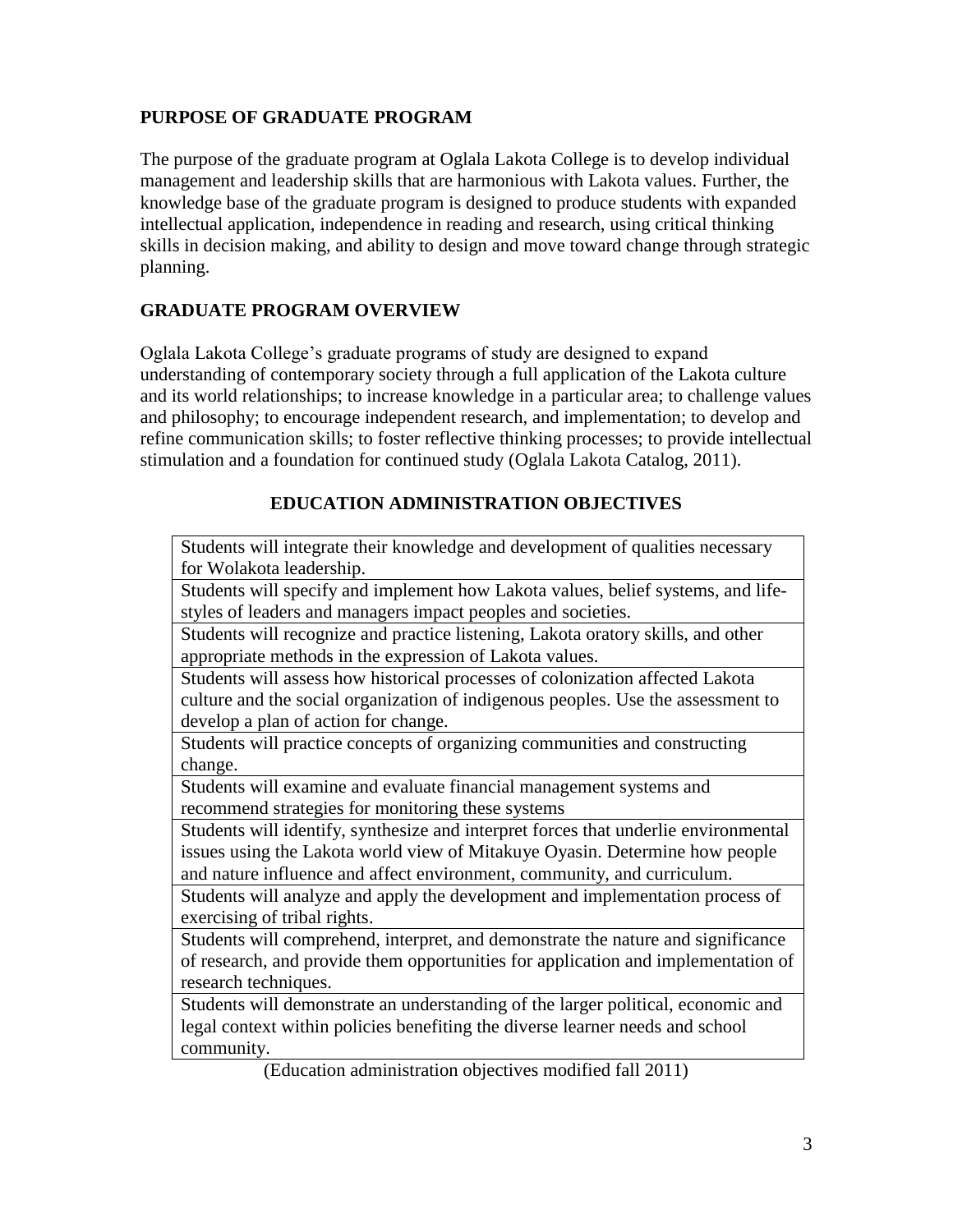## PURPOSE OF GRADUATE PROGRAM

The purpose of the graduate program at Oglala Lakota College is to develop individual management and leadership skills that are harmonious with Lakota values. Further, the knowledge base of the graduate program is designed to produce students with expanded intellectual application, independence in reading and research, using critical thinking skills in decision making, and ability to design and move toward change through strategic planning.

## GRADUATE PROGRAM OVERVIEW

Oglala Lakota College's graduate programs of study are designed to expand understanding of contemporary society through a full application of the Lakota culture and its world relationships; to increase knowledge in a particular area; to challenge values and philosophy; to encourage independent research, and implementation; to develop and refine communication skills; to foster reflective thinking processes; to provide intellectual stimulation and a foundation for continued study (Oglala Lakota Catalog, 2011).

## EDUCATION ADMINISTRATION OBJECTIVES

| Objectives |
|---|
| Students will integrate their knowledge and development of qualities necessary for Wolakota leadership. |
| Students will specify and implement how Lakota values, belief systems, and life-styles of leaders and managers impact peoples and societies. |
| Students will recognize and practice listening, Lakota oratory skills, and other appropriate methods in the expression of Lakota values. |
| Students will assess how historical processes of colonization affected Lakota culture and the social organization of indigenous peoples. Use the assessment to develop a plan of action for change. |
| Students will practice concepts of organizing communities and constructing change. |
| Students will examine and evaluate financial management systems and recommend strategies for monitoring these systems |
| Students will identify, synthesize and interpret forces that underlie environmental issues using the Lakota world view of Mitakuye Oyasin. Determine how people and nature influence and affect environment, community, and curriculum. |
| Students will analyze and apply the development and implementation process of exercising of tribal rights. |
| Students will comprehend, interpret, and demonstrate the nature and significance of research, and provide them opportunities for application and implementation of research techniques. |
| Students will demonstrate an understanding of the larger political, economic and legal context within policies benefiting the diverse learner needs and school community. |

(Education administration objectives modified fall 2011)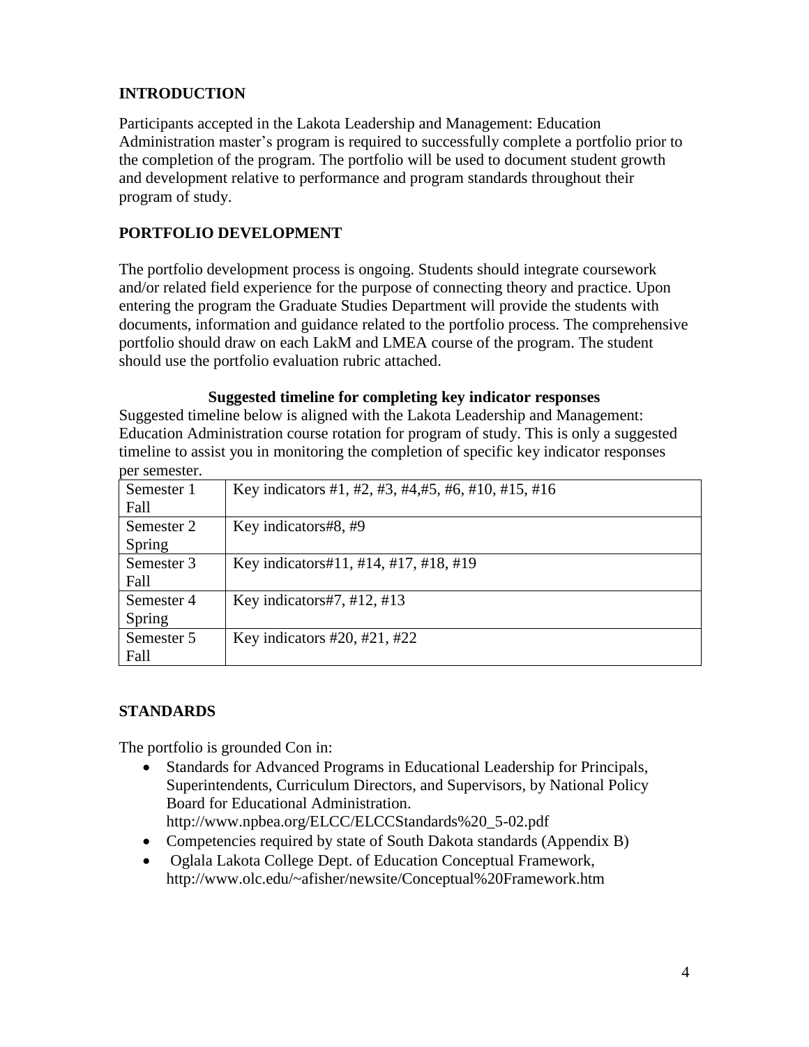## INTRODUCTION

Participants accepted in the Lakota Leadership and Management: Education Administration master's program is required to successfully complete a portfolio prior to the completion of the program. The portfolio will be used to document student growth and development relative to performance and program standards throughout their program of study.

## PORTFOLIO DEVELOPMENT

The portfolio development process is ongoing. Students should integrate coursework and/or related field experience for the purpose of connecting theory and practice. Upon entering the program the Graduate Studies Department will provide the students with documents, information and guidance related to the portfolio process. The comprehensive portfolio should draw on each LakM and LMEA course of the program. The student should use the portfolio evaluation rubric attached.

**Suggested timeline for completing key indicator responses**

Suggested timeline below is aligned with the Lakota Leadership and Management: Education Administration course rotation for program of study. This is only a suggested timeline to assist you in monitoring the completion of specific key indicator responses per semester.

| Semester | Key Indicators |
|---|---|
| Semester 1 Fall | Key indicators #1, #2, #3, #4,#5, #6, #10, #15, #16 |
| Semester 2 Spring | Key indicators#8, #9 |
| Semester 3 Fall | Key indicators#11, #14, #17, #18, #19 |
| Semester 4 Spring | Key indicators#7, #12, #13 |
| Semester 5 Fall | Key indicators #20, #21, #22 |

## STANDARDS

The portfolio is grounded Con in:

- Standards for Advanced Programs in Educational Leadership for Principals, Superintendents, Curriculum Directors, and Supervisors, by National Policy Board for Educational Administration. http://www.npbea.org/ELCC/ELCCStandards%20_5-02.pdf
- Competencies required by state of South Dakota standards (Appendix B)
- Oglala Lakota College Dept. of Education Conceptual Framework, http://www.olc.edu/~afisher/newsite/Conceptual%20Framework.htm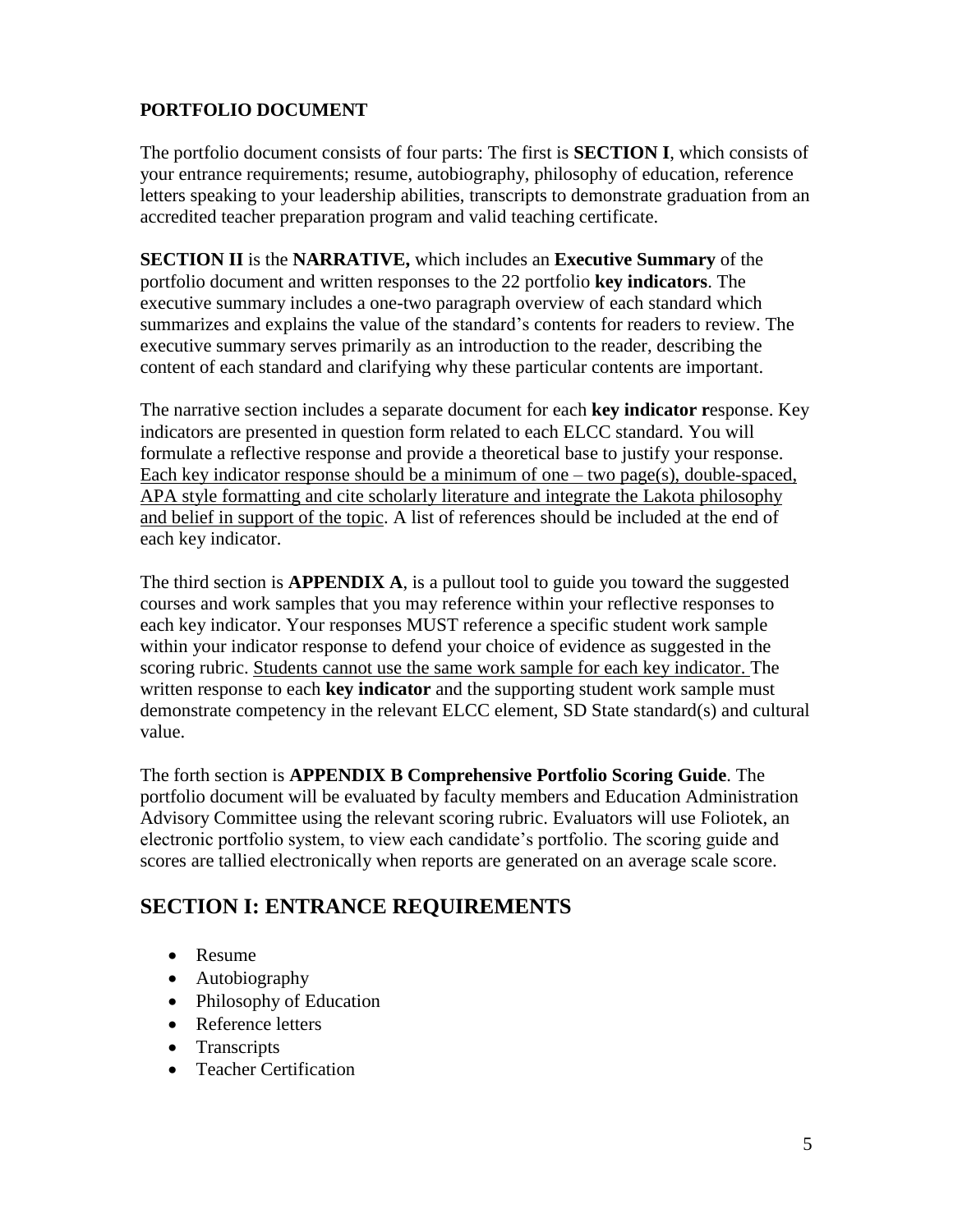**PORTFOLIO DOCUMENT**

The portfolio document consists of four parts: The first is **SECTION I**, which consists of your entrance requirements; resume, autobiography, philosophy of education, reference letters speaking to your leadership abilities, transcripts to demonstrate graduation from an accredited teacher preparation program and valid teaching certificate.

**SECTION II** is the **NARRATIVE,** which includes an **Executive Summary** of the portfolio document and written responses to the 22 portfolio **key indicators**. The executive summary includes a one-two paragraph overview of each standard which summarizes and explains the value of the standard's contents for readers to review. The executive summary serves primarily as an introduction to the reader, describing the content of each standard and clarifying why these particular contents are important.

The narrative section includes a separate document for each **key indicator r**esponse. Key indicators are presented in question form related to each ELCC standard. You will formulate a reflective response and provide a theoretical base to justify your response. <u>Each key indicator response should be a minimum of one – two page(s), double-spaced, APA style formatting and cite scholarly literature and integrate the Lakota philosophy and belief in support of the topic</u>. A list of references should be included at the end of each key indicator.

The third section is **APPENDIX A**, is a pullout tool to guide you toward the suggested courses and work samples that you may reference within your reflective responses to each key indicator. Your responses MUST reference a specific student work sample within your indicator response to defend your choice of evidence as suggested in the scoring rubric. <u>Students cannot use the same work sample for each key indicator.</u> The written response to each **key indicator** and the supporting student work sample must demonstrate competency in the relevant ELCC element, SD State standard(s) and cultural value.

The forth section is **APPENDIX B Comprehensive Portfolio Scoring Guide**. The portfolio document will be evaluated by faculty members and Education Administration Advisory Committee using the relevant scoring rubric. Evaluators will use Foliotek, an electronic portfolio system, to view each candidate's portfolio. The scoring guide and scores are tallied electronically when reports are generated on an average scale score.

## SECTION I: ENTRANCE REQUIREMENTS

- Resume
- Autobiography
- Philosophy of Education
- Reference letters
- Transcripts
- Teacher Certification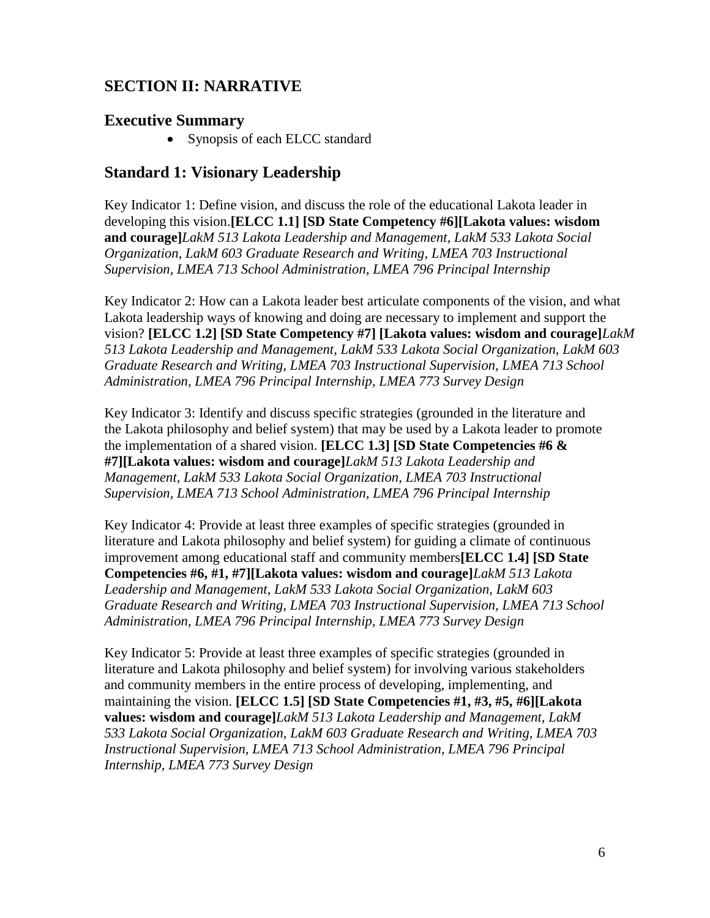## SECTION II: NARRATIVE

### Executive Summary

- Synopsis of each ELCC standard

### Standard 1: Visionary Leadership

Key Indicator 1: Define vision, and discuss the role of the educational Lakota leader in developing this vision.**[ELCC 1.1] [SD State Competency #6][Lakota values: wisdom and courage]***LakM 513 Lakota Leadership and Management, LakM 533 Lakota Social Organization, LakM 603 Graduate Research and Writing, LMEA 703 Instructional Supervision, LMEA 713 School Administration, LMEA 796 Principal Internship*

Key Indicator 2: How can a Lakota leader best articulate components of the vision, and what Lakota leadership ways of knowing and doing are necessary to implement and support the vision? **[ELCC 1.2] [SD State Competency #7] [Lakota values: wisdom and courage]***LakM 513 Lakota Leadership and Management, LakM 533 Lakota Social Organization, LakM 603 Graduate Research and Writing, LMEA 703 Instructional Supervision, LMEA 713 School Administration, LMEA 796 Principal Internship, LMEA 773 Survey Design*

Key Indicator 3: Identify and discuss specific strategies (grounded in the literature and the Lakota philosophy and belief system) that may be used by a Lakota leader to promote the implementation of a shared vision. **[ELCC 1.3] [SD State Competencies #6 & #7][Lakota values: wisdom and courage]***LakM 513 Lakota Leadership and Management, LakM 533 Lakota Social Organization, LMEA 703 Instructional Supervision, LMEA 713 School Administration, LMEA 796 Principal Internship*

Key Indicator 4: Provide at least three examples of specific strategies (grounded in literature and Lakota philosophy and belief system) for guiding a climate of continuous improvement among educational staff and community members**[ELCC 1.4] [SD State Competencies #6, #1, #7][Lakota values: wisdom and courage]***LakM 513 Lakota Leadership and Management, LakM 533 Lakota Social Organization, LakM 603 Graduate Research and Writing, LMEA 703 Instructional Supervision, LMEA 713 School Administration, LMEA 796 Principal Internship, LMEA 773 Survey Design*

Key Indicator 5: Provide at least three examples of specific strategies (grounded in literature and Lakota philosophy and belief system) for involving various stakeholders and community members in the entire process of developing, implementing, and maintaining the vision. **[ELCC 1.5] [SD State Competencies #1, #3, #5, #6][Lakota values: wisdom and courage]***LakM 513 Lakota Leadership and Management, LakM 533 Lakota Social Organization, LakM 603 Graduate Research and Writing, LMEA 703 Instructional Supervision, LMEA 713 School Administration, LMEA 796 Principal Internship, LMEA 773 Survey Design*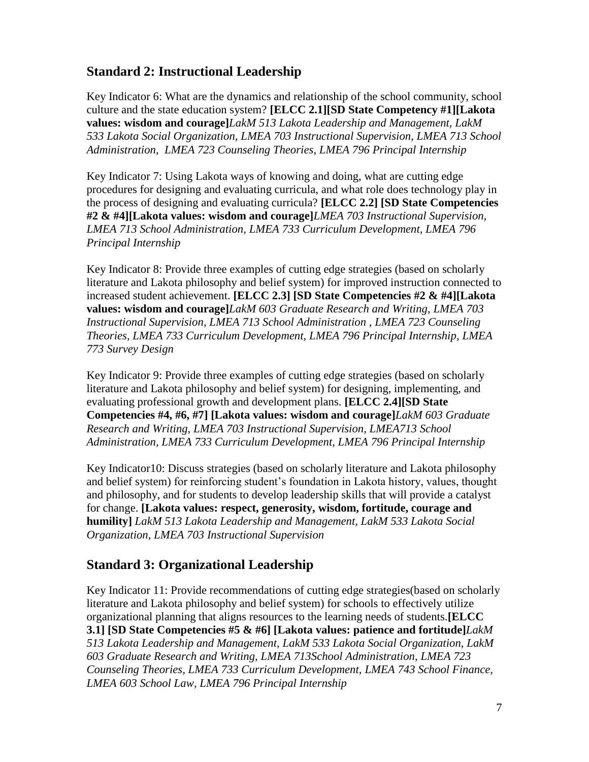## Standard 2: Instructional Leadership

Key Indicator 6: What are the dynamics and relationship of the school community, school culture and the state education system? **[ELCC 2.1][SD State Competency #1][Lakota values: wisdom and courage]***LakM 513 Lakota Leadership and Management, LakM 533 Lakota Social Organization, LMEA 703 Instructional Supervision, LMEA 713 School Administration, LMEA 723 Counseling Theories, LMEA 796 Principal Internship*

Key Indicator 7: Using Lakota ways of knowing and doing, what are cutting edge procedures for designing and evaluating curricula, and what role does technology play in the process of designing and evaluating curricula? **[ELCC 2.2] [SD State Competencies #2 & #4][Lakota values: wisdom and courage]***LMEA 703 Instructional Supervision, LMEA 713 School Administration, LMEA 733 Curriculum Development, LMEA 796 Principal Internship*

Key Indicator 8: Provide three examples of cutting edge strategies (based on scholarly literature and Lakota philosophy and belief system) for improved instruction connected to increased student achievement. **[ELCC 2.3] [SD State Competencies #2 & #4][Lakota values: wisdom and courage]***LakM 603 Graduate Research and Writing, LMEA 703 Instructional Supervision, LMEA 713 School Administration , LMEA 723 Counseling Theories, LMEA 733 Curriculum Development, LMEA 796 Principal Internship, LMEA 773 Survey Design*

Key Indicator 9: Provide three examples of cutting edge strategies (based on scholarly literature and Lakota philosophy and belief system) for designing, implementing, and evaluating professional growth and development plans. **[ELCC 2.4][SD State Competencies #4, #6, #7] [Lakota values: wisdom and courage]***LakM 603 Graduate Research and Writing, LMEA 703 Instructional Supervision, LMEA713 School Administration, LMEA 733 Curriculum Development, LMEA 796 Principal Internship*

Key Indicator10: Discuss strategies (based on scholarly literature and Lakota philosophy and belief system) for reinforcing student's foundation in Lakota history, values, thought and philosophy, and for students to develop leadership skills that will provide a catalyst for change. **[Lakota values: respect, generosity, wisdom, fortitude, courage and humility]** *LakM 513 Lakota Leadership and Management, LakM 533 Lakota Social Organization, LMEA 703 Instructional Supervision*

## Standard 3: Organizational Leadership

Key Indicator 11: Provide recommendations of cutting edge strategies(based on scholarly literature and Lakota philosophy and belief system) for schools to effectively utilize organizational planning that aligns resources to the learning needs of students.**[ELCC 3.1] [SD State Competencies #5 & #6] [Lakota values: patience and fortitude]***LakM 513 Lakota Leadership and Management, LakM 533 Lakota Social Organization, LakM 603 Graduate Research and Writing, LMEA 713School Administration, LMEA 723 Counseling Theories, LMEA 733 Curriculum Development, LMEA 743 School Finance, LMEA 603 School Law, LMEA 796 Principal Internship*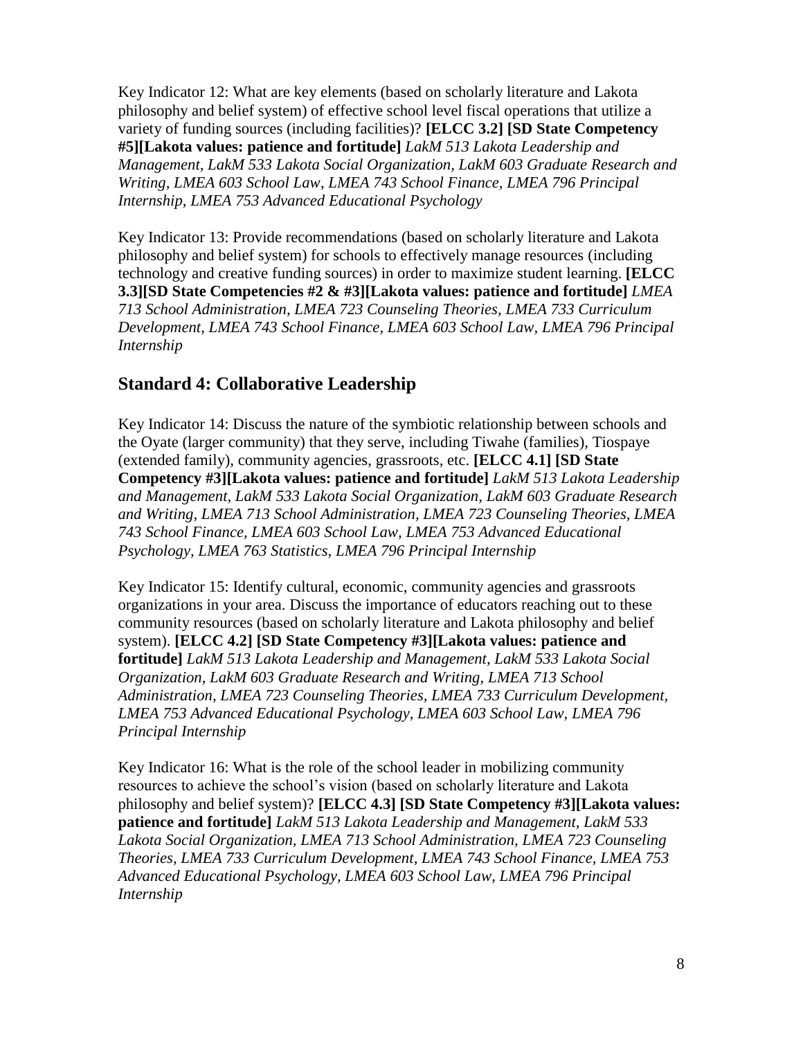Key Indicator 12: What are key elements (based on scholarly literature and Lakota philosophy and belief system) of effective school level fiscal operations that utilize a variety of funding sources (including facilities)? **[ELCC 3.2] [SD State Competency #5][Lakota values: patience and fortitude]** *LakM 513 Lakota Leadership and Management, LakM 533 Lakota Social Organization, LakM 603 Graduate Research and Writing, LMEA 603 School Law, LMEA 743 School Finance, LMEA 796 Principal Internship, LMEA 753 Advanced Educational Psychology*

Key Indicator 13: Provide recommendations (based on scholarly literature and Lakota philosophy and belief system) for schools to effectively manage resources (including technology and creative funding sources) in order to maximize student learning. **[ELCC 3.3][SD State Competencies #2 & #3][Lakota values: patience and fortitude]** *LMEA 713 School Administration, LMEA 723 Counseling Theories, LMEA 733 Curriculum Development, LMEA 743 School Finance, LMEA 603 School Law, LMEA 796 Principal Internship*

## Standard 4: Collaborative Leadership

Key Indicator 14: Discuss the nature of the symbiotic relationship between schools and the Oyate (larger community) that they serve, including Tiwahe (families), Tiospaye (extended family), community agencies, grassroots, etc. **[ELCC 4.1] [SD State Competency #3][Lakota values: patience and fortitude]** *LakM 513 Lakota Leadership and Management, LakM 533 Lakota Social Organization, LakM 603 Graduate Research and Writing, LMEA 713 School Administration, LMEA 723 Counseling Theories, LMEA 743 School Finance, LMEA 603 School Law, LMEA 753 Advanced Educational Psychology, LMEA 763 Statistics, LMEA 796 Principal Internship*

Key Indicator 15: Identify cultural, economic, community agencies and grassroots organizations in your area. Discuss the importance of educators reaching out to these community resources (based on scholarly literature and Lakota philosophy and belief system). **[ELCC 4.2] [SD State Competency #3][Lakota values: patience and fortitude]** *LakM 513 Lakota Leadership and Management, LakM 533 Lakota Social Organization, LakM 603 Graduate Research and Writing, LMEA 713 School Administration, LMEA 723 Counseling Theories, LMEA 733 Curriculum Development, LMEA 753 Advanced Educational Psychology, LMEA 603 School Law, LMEA 796 Principal Internship*

Key Indicator 16: What is the role of the school leader in mobilizing community resources to achieve the school's vision (based on scholarly literature and Lakota philosophy and belief system)? **[ELCC 4.3] [SD State Competency #3][Lakota values: patience and fortitude]** *LakM 513 Lakota Leadership and Management, LakM 533 Lakota Social Organization, LMEA 713 School Administration, LMEA 723 Counseling Theories, LMEA 733 Curriculum Development, LMEA 743 School Finance, LMEA 753 Advanced Educational Psychology, LMEA 603 School Law, LMEA 796 Principal Internship*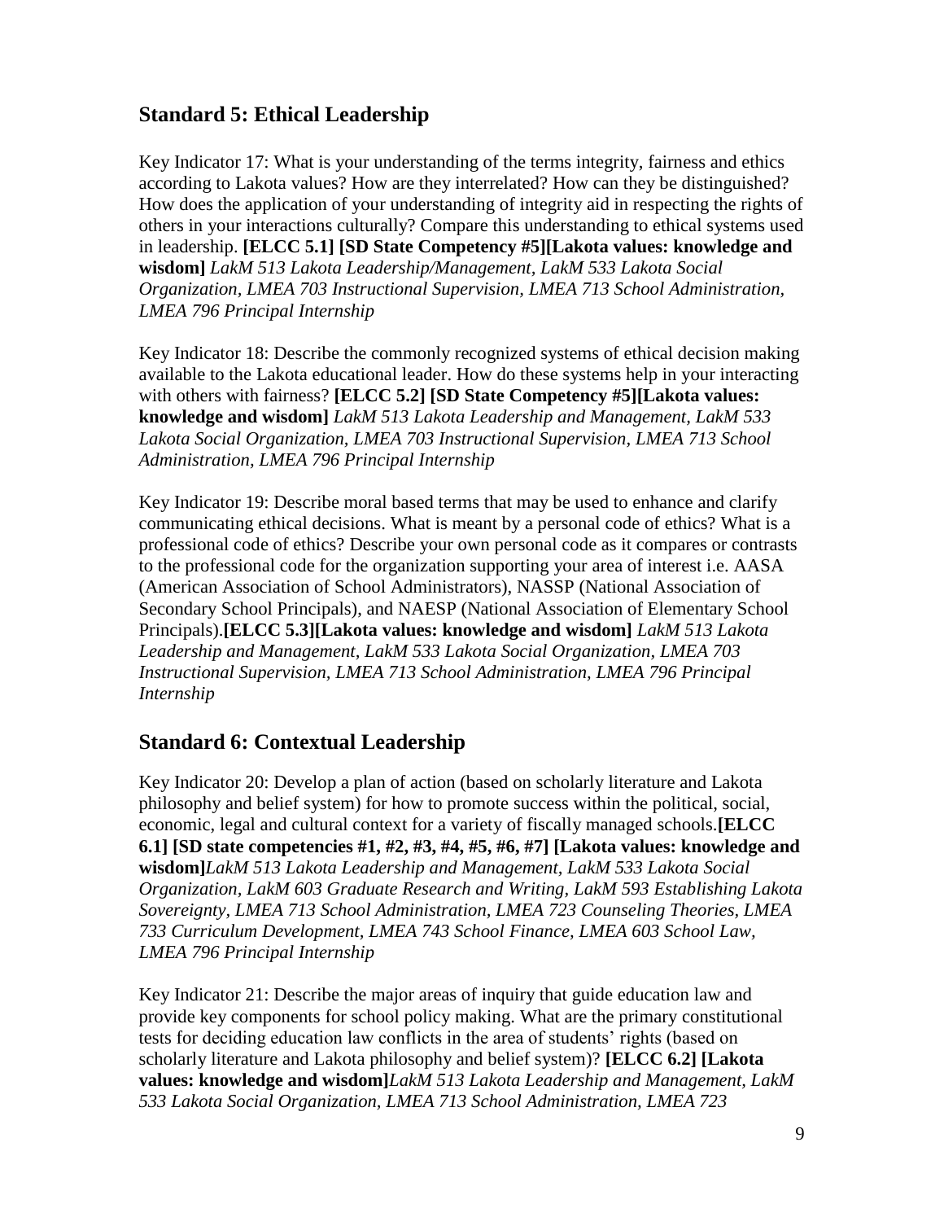## Standard 5: Ethical Leadership

Key Indicator 17: What is your understanding of the terms integrity, fairness and ethics according to Lakota values? How are they interrelated? How can they be distinguished? How does the application of your understanding of integrity aid in respecting the rights of others in your interactions culturally? Compare this understanding to ethical systems used in leadership. **[ELCC 5.1] [SD State Competency #5][Lakota values: knowledge and wisdom]** *LakM 513 Lakota Leadership/Management, LakM 533 Lakota Social Organization, LMEA 703 Instructional Supervision, LMEA 713 School Administration, LMEA 796 Principal Internship*

Key Indicator 18: Describe the commonly recognized systems of ethical decision making available to the Lakota educational leader. How do these systems help in your interacting with others with fairness? **[ELCC 5.2] [SD State Competency #5][Lakota values: knowledge and wisdom]** *LakM 513 Lakota Leadership and Management, LakM 533 Lakota Social Organization, LMEA 703 Instructional Supervision, LMEA 713 School Administration, LMEA 796 Principal Internship*

Key Indicator 19: Describe moral based terms that may be used to enhance and clarify communicating ethical decisions. What is meant by a personal code of ethics? What is a professional code of ethics? Describe your own personal code as it compares or contrasts to the professional code for the organization supporting your area of interest i.e. AASA (American Association of School Administrators), NASSP (National Association of Secondary School Principals), and NAESP (National Association of Elementary School Principals).**[ELCC 5.3][Lakota values: knowledge and wisdom]** *LakM 513 Lakota Leadership and Management, LakM 533 Lakota Social Organization, LMEA 703 Instructional Supervision, LMEA 713 School Administration, LMEA 796 Principal Internship*

## Standard 6: Contextual Leadership

Key Indicator 20: Develop a plan of action (based on scholarly literature and Lakota philosophy and belief system) for how to promote success within the political, social, economic, legal and cultural context for a variety of fiscally managed schools.**[ELCC 6.1] [SD state competencies #1, #2, #3, #4, #5, #6, #7] [Lakota values: knowledge and wisdom]***LakM 513 Lakota Leadership and Management, LakM 533 Lakota Social Organization, LakM 603 Graduate Research and Writing, LakM 593 Establishing Lakota Sovereignty, LMEA 713 School Administration, LMEA 723 Counseling Theories, LMEA 733 Curriculum Development, LMEA 743 School Finance, LMEA 603 School Law, LMEA 796 Principal Internship*

Key Indicator 21: Describe the major areas of inquiry that guide education law and provide key components for school policy making. What are the primary constitutional tests for deciding education law conflicts in the area of students' rights (based on scholarly literature and Lakota philosophy and belief system)? **[ELCC 6.2] [Lakota values: knowledge and wisdom]***LakM 513 Lakota Leadership and Management, LakM 533 Lakota Social Organization, LMEA 713 School Administration, LMEA 723*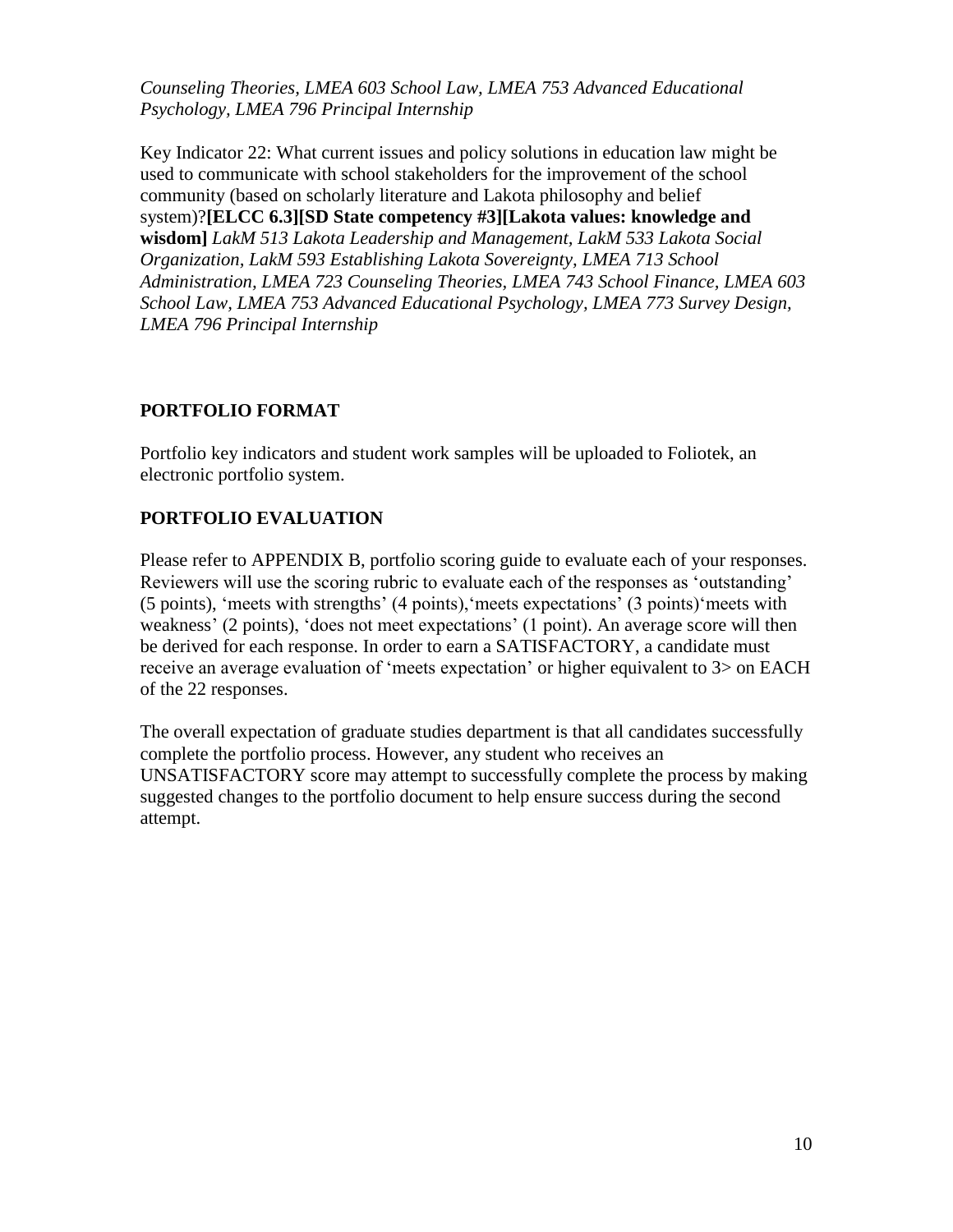*Counseling Theories, LMEA 603 School Law, LMEA 753 Advanced Educational Psychology, LMEA 796 Principal Internship*

Key Indicator 22: What current issues and policy solutions in education law might be used to communicate with school stakeholders for the improvement of the school community (based on scholarly literature and Lakota philosophy and belief system)?**[ELCC 6.3][SD State competency #3][Lakota values: knowledge and wisdom]** *LakM 513 Lakota Leadership and Management, LakM 533 Lakota Social Organization, LakM 593 Establishing Lakota Sovereignty, LMEA 713 School Administration, LMEA 723 Counseling Theories, LMEA 743 School Finance, LMEA 603 School Law, LMEA 753 Advanced Educational Psychology, LMEA 773 Survey Design, LMEA 796 Principal Internship*

## PORTFOLIO FORMAT

Portfolio key indicators and student work samples will be uploaded to Foliotek, an electronic portfolio system.

## PORTFOLIO EVALUATION

Please refer to APPENDIX B, portfolio scoring guide to evaluate each of your responses. Reviewers will use the scoring rubric to evaluate each of the responses as 'outstanding' (5 points), 'meets with strengths' (4 points),'meets expectations' (3 points)'meets with weakness' (2 points), 'does not meet expectations' (1 point). An average score will then be derived for each response. In order to earn a SATISFACTORY, a candidate must receive an average evaluation of 'meets expectation' or higher equivalent to 3> on EACH of the 22 responses.

The overall expectation of graduate studies department is that all candidates successfully complete the portfolio process. However, any student who receives an UNSATISFACTORY score may attempt to successfully complete the process by making suggested changes to the portfolio document to help ensure success during the second attempt.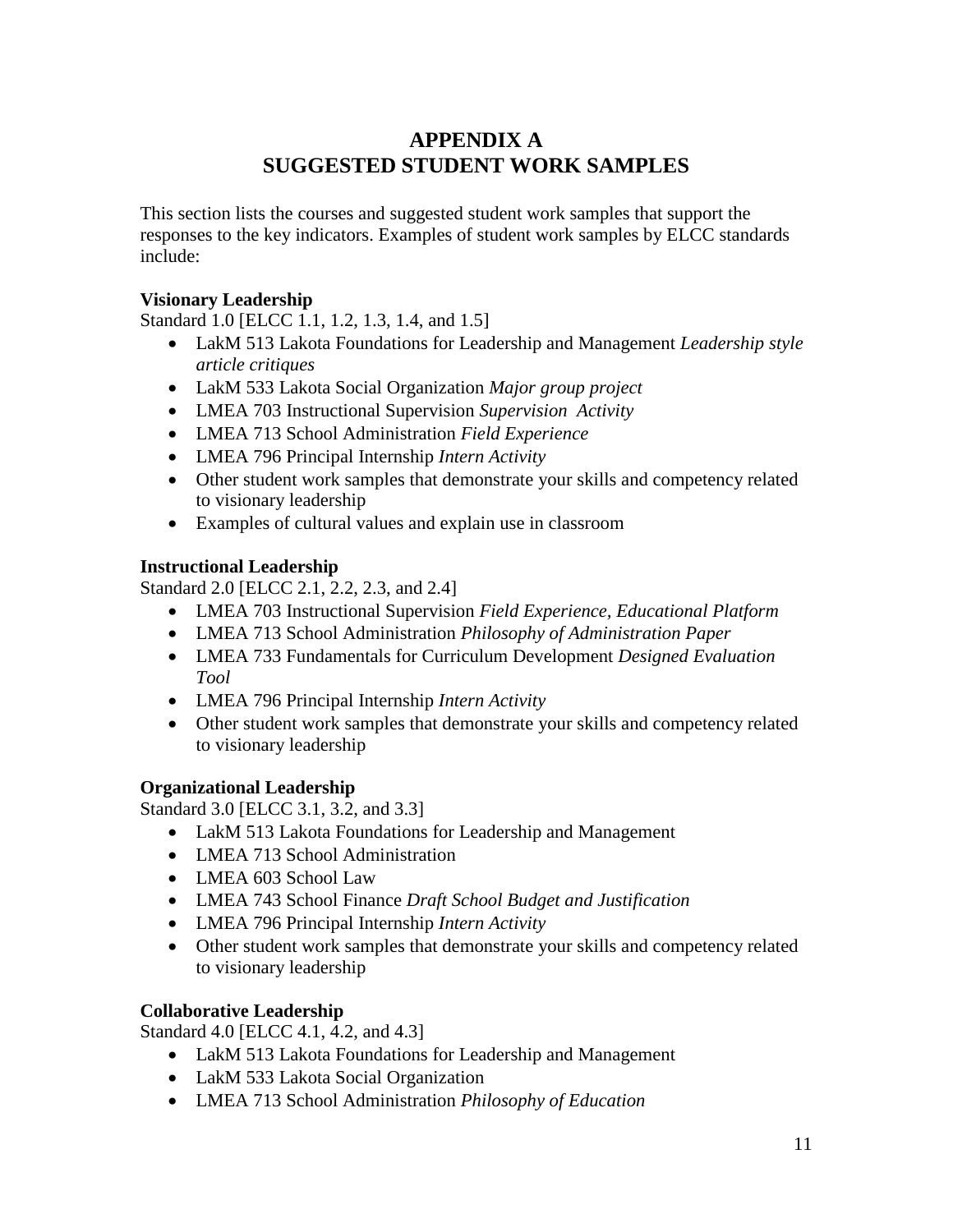# APPENDIX A
# SUGGESTED STUDENT WORK SAMPLES

This section lists the courses and suggested student work samples that support the responses to the key indicators. Examples of student work samples by ELCC standards include:

**Visionary Leadership**
Standard 1.0 [ELCC 1.1, 1.2, 1.3, 1.4, and 1.5]

- LakM 513 Lakota Foundations for Leadership and Management *Leadership style article critiques*
- LakM 533 Lakota Social Organization *Major group project*
- LMEA 703 Instructional Supervision *Supervision Activity*
- LMEA 713 School Administration *Field Experience*
- LMEA 796 Principal Internship *Intern Activity*
- Other student work samples that demonstrate your skills and competency related to visionary leadership
- Examples of cultural values and explain use in classroom

**Instructional Leadership**
Standard 2.0 [ELCC 2.1, 2.2, 2.3, and 2.4]

- LMEA 703 Instructional Supervision *Field Experience, Educational Platform*
- LMEA 713 School Administration *Philosophy of Administration Paper*
- LMEA 733 Fundamentals for Curriculum Development *Designed Evaluation Tool*
- LMEA 796 Principal Internship *Intern Activity*
- Other student work samples that demonstrate your skills and competency related to visionary leadership

**Organizational Leadership**
Standard 3.0 [ELCC 3.1, 3.2, and 3.3]

- LakM 513 Lakota Foundations for Leadership and Management
- LMEA 713 School Administration
- LMEA 603 School Law
- LMEA 743 School Finance *Draft School Budget and Justification*
- LMEA 796 Principal Internship *Intern Activity*
- Other student work samples that demonstrate your skills and competency related to visionary leadership

**Collaborative Leadership**
Standard 4.0 [ELCC 4.1, 4.2, and 4.3]

- LakM 513 Lakota Foundations for Leadership and Management
- LakM 533 Lakota Social Organization
- LMEA 713 School Administration *Philosophy of Education*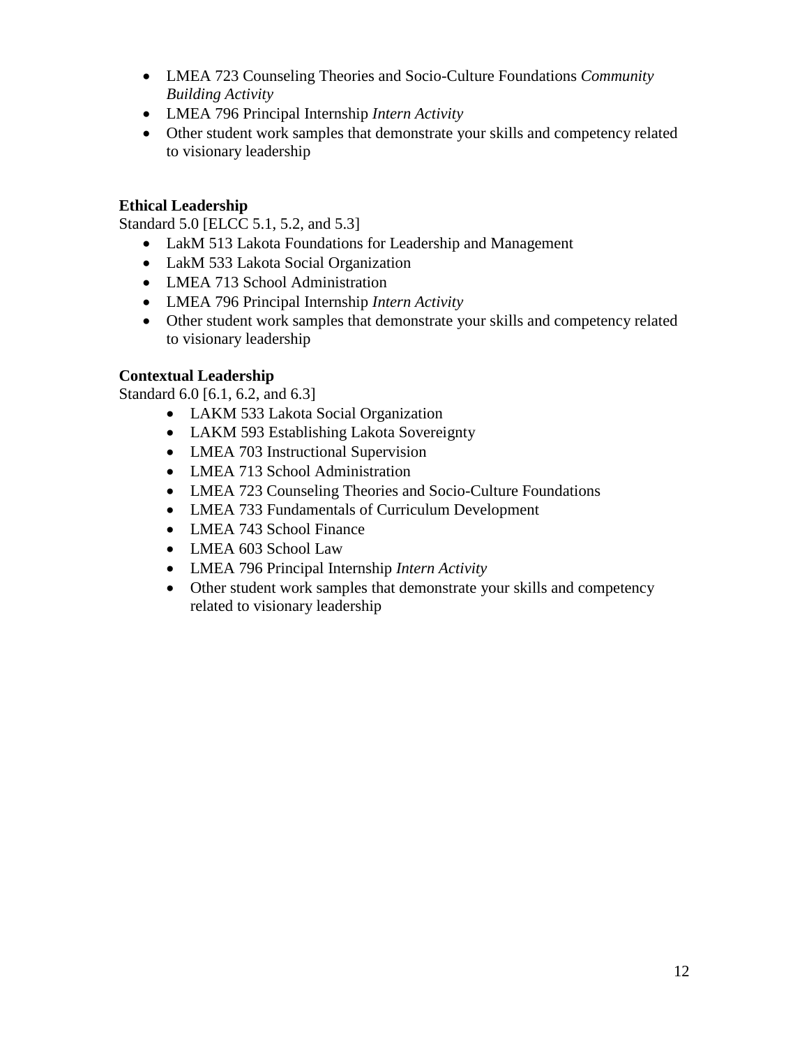- LMEA 723 Counseling Theories and Socio-Culture Foundations *Community Building Activity*
- LMEA 796 Principal Internship *Intern Activity*
- Other student work samples that demonstrate your skills and competency related to visionary leadership

**Ethical Leadership**
Standard 5.0 [ELCC 5.1, 5.2, and 5.3]

- LakM 513 Lakota Foundations for Leadership and Management
- LakM 533 Lakota Social Organization
- LMEA 713 School Administration
- LMEA 796 Principal Internship *Intern Activity*
- Other student work samples that demonstrate your skills and competency related to visionary leadership

**Contextual Leadership**
Standard 6.0 [6.1, 6.2, and 6.3]

- LAKM 533 Lakota Social Organization
- LAKM 593 Establishing Lakota Sovereignty
- LMEA 703 Instructional Supervision
- LMEA 713 School Administration
- LMEA 723 Counseling Theories and Socio-Culture Foundations
- LMEA 733 Fundamentals of Curriculum Development
- LMEA 743 School Finance
- LMEA 603 School Law
- LMEA 796 Principal Internship *Intern Activity*
- Other student work samples that demonstrate your skills and competency related to visionary leadership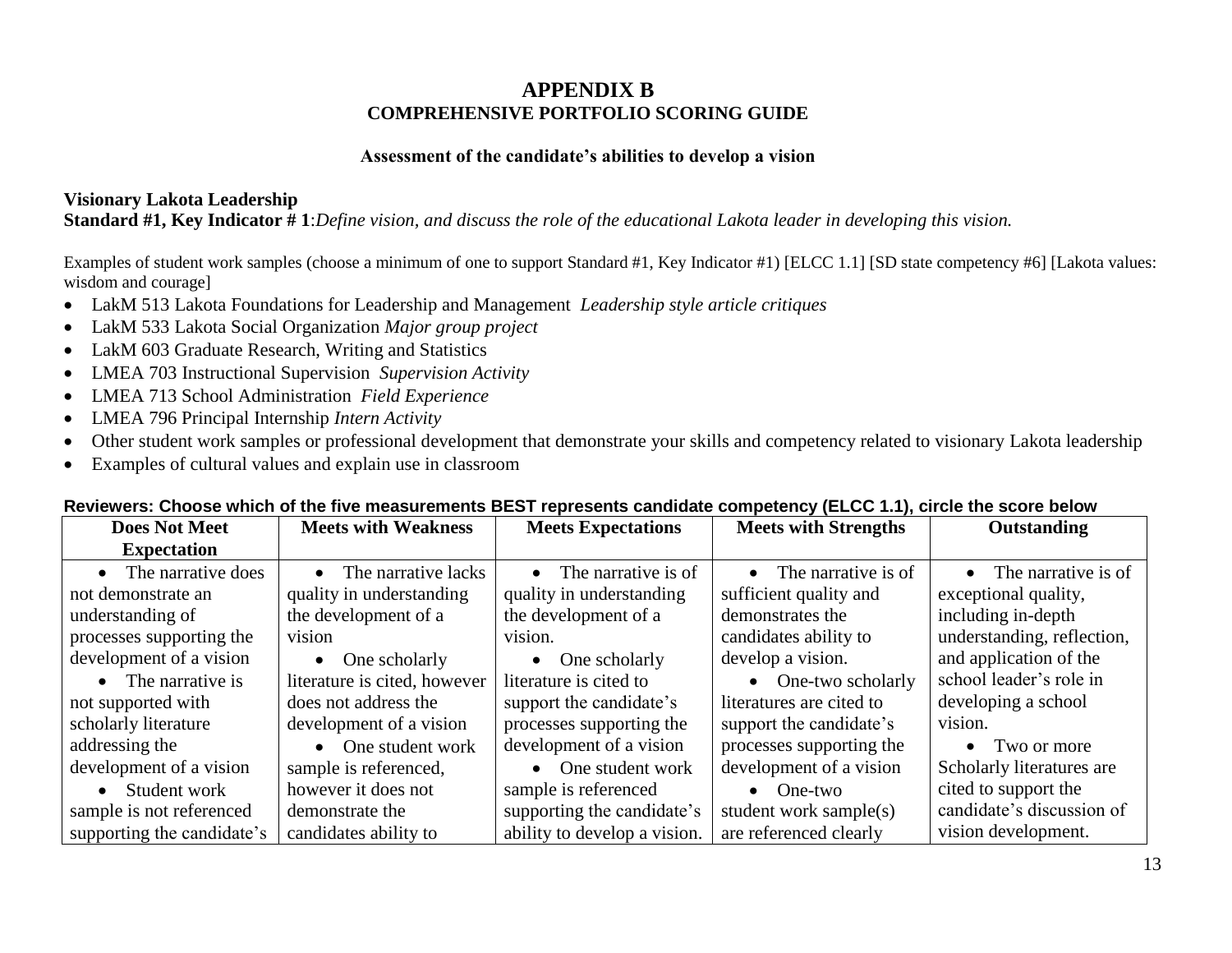# APPENDIX B
## COMPREHENSIVE PORTFOLIO SCORING GUIDE

### Assessment of the candidate's abilities to develop a vision

**Visionary Lakota Leadership**
**Standard #1, Key Indicator # 1**:*Define vision, and discuss the role of the educational Lakota leader in developing this vision.*

Examples of student work samples (choose a minimum of one to support Standard #1, Key Indicator #1) [ELCC 1.1] [SD state competency #6] [Lakota values: wisdom and courage]

- LakM 513 Lakota Foundations for Leadership and Management *Leadership style article critiques*
- LakM 533 Lakota Social Organization *Major group project*
- LakM 603 Graduate Research, Writing and Statistics
- LMEA 703 Instructional Supervision *Supervision Activity*
- LMEA 713 School Administration *Field Experience*
- LMEA 796 Principal Internship *Intern Activity*
- Other student work samples or professional development that demonstrate your skills and competency related to visionary Lakota leadership
- Examples of cultural values and explain use in classroom

**Reviewers: Choose which of the five measurements BEST represents candidate competency (ELCC 1.1), circle the score below**

| Does Not Meet Expectation | Meets with Weakness | Meets Expectations | Meets with Strengths | Outstanding |
|---|---|---|---|---|
| • The narrative does not demonstrate an understanding of processes supporting the development of a vision<br>• The narrative is not supported with scholarly literature addressing the development of a vision<br>• Student work sample is not referenced supporting the candidate's | • The narrative lacks quality in understanding the development of a vision<br>• One scholarly literature is cited, however does not address the development of a vision<br>• One student work sample is referenced, however it does not demonstrate the candidates ability to | • The narrative is of quality in understanding the development of a vision.<br>• One scholarly literature is cited to support the candidate's processes supporting the development of a vision<br>• One student work sample is referenced supporting the candidate's ability to develop a vision. | • The narrative is of sufficient quality and demonstrates the candidates ability to develop a vision.<br>• One-two scholarly literatures are cited to support the candidate's processes supporting the development of a vision<br>• One-two student work sample(s) are referenced clearly | • The narrative is of exceptional quality, including in-depth understanding, reflection, and application of the school leader's role in developing a school vision.<br>• Two or more Scholarly literatures are cited to support the candidate's discussion of vision development. |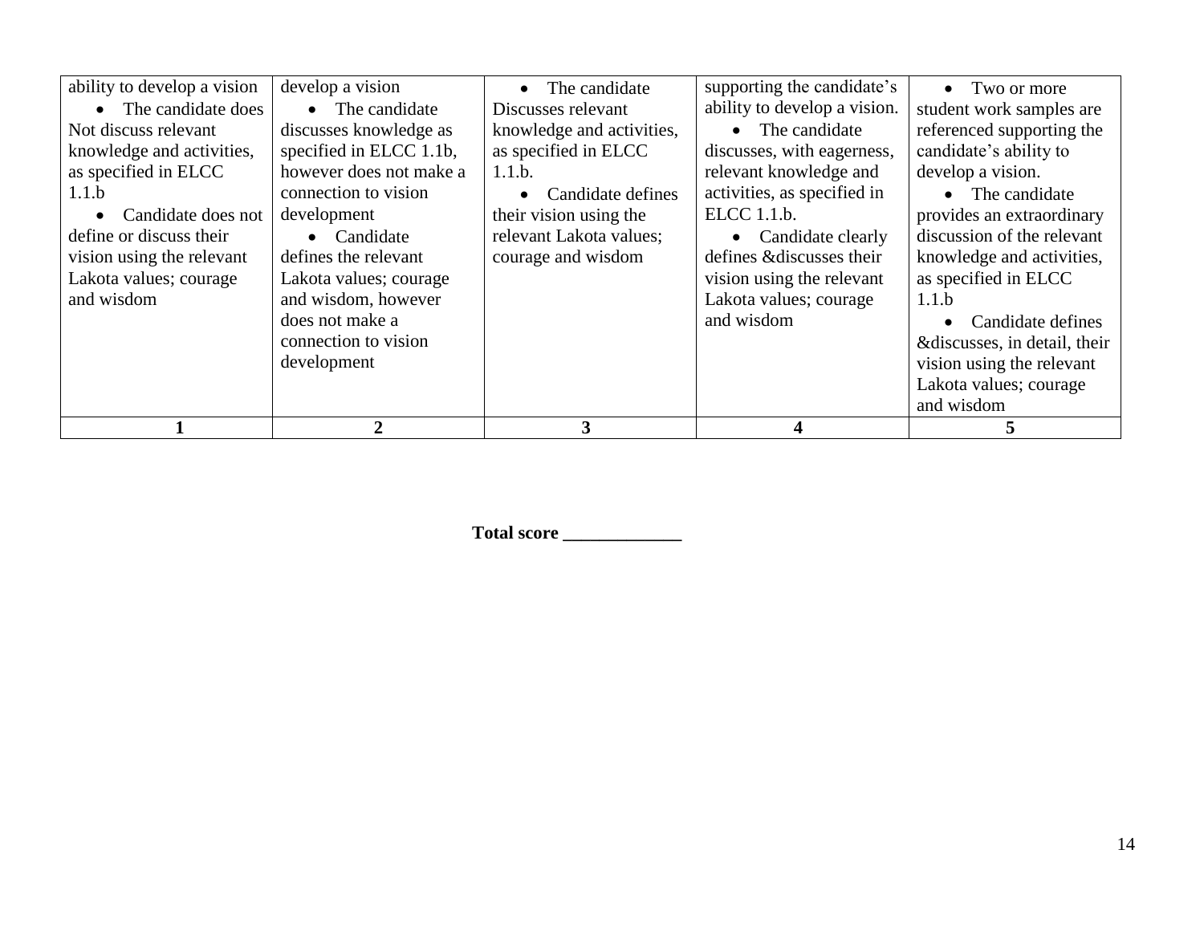| ability to develop a vision<br>• The candidate does Not discuss relevant knowledge and activities, as specified in ELCC 1.1.b<br>• Candidate does not define or discuss their vision using the relevant Lakota values; courage and wisdom | develop a vision<br>• The candidate discusses knowledge as specified in ELCC 1.1b, however does not make a connection to vision development<br>• Candidate defines the relevant Lakota values; courage and wisdom, however does not make a connection to vision development | • The candidate Discusses relevant knowledge and activities, as specified in ELCC 1.1.b.<br>• Candidate defines their vision using the relevant Lakota values; courage and wisdom | supporting the candidate's ability to develop a vision.<br>• The candidate discusses, with eagerness, relevant knowledge and activities, as specified in ELCC 1.1.b.<br>• Candidate clearly defines &discusses their vision using the relevant Lakota values; courage and wisdom | • Two or more student work samples are referenced supporting the candidate's ability to develop a vision.<br>• The candidate provides an extraordinary discussion of the relevant knowledge and activities, as specified in ELCC 1.1.b<br>• Candidate defines &discusses, in detail, their vision using the relevant Lakota values; courage and wisdom |
|---|---|---|---|---|
| **1** | **2** | **3** | **4** | **5** |

**Total score _____________**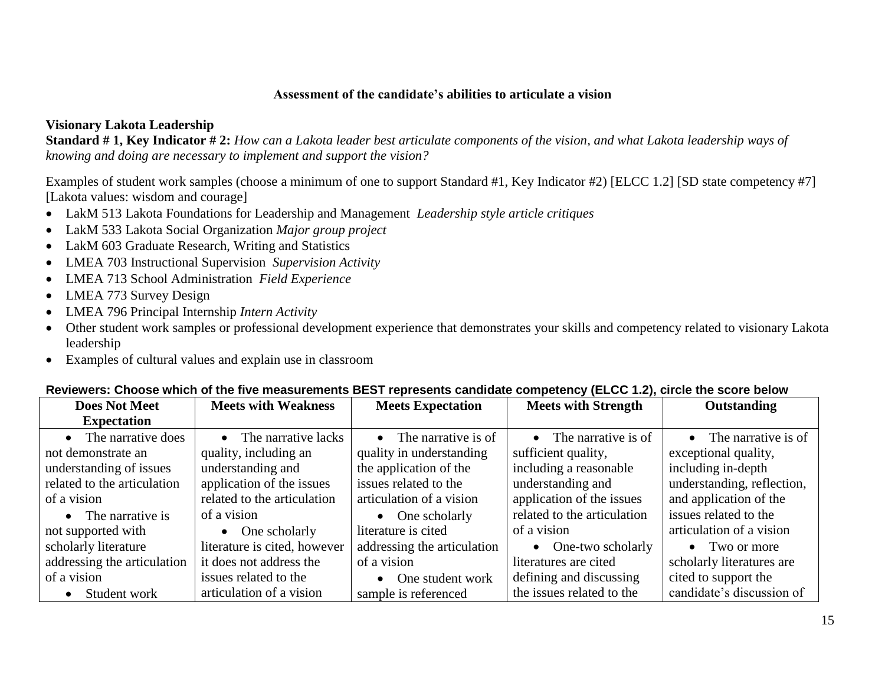**Assessment of the candidate's abilities to articulate a vision**

**Visionary Lakota Leadership**

**Standard # 1, Key Indicator # 2:** *How can a Lakota leader best articulate components of the vision, and what Lakota leadership ways of knowing and doing are necessary to implement and support the vision?*

Examples of student work samples (choose a minimum of one to support Standard #1, Key Indicator #2) [ELCC 1.2] [SD state competency #7] [Lakota values: wisdom and courage]

- LakM 513 Lakota Foundations for Leadership and Management *Leadership style article critiques*
- LakM 533 Lakota Social Organization *Major group project*
- LakM 603 Graduate Research, Writing and Statistics
- LMEA 703 Instructional Supervision *Supervision Activity*
- LMEA 713 School Administration *Field Experience*
- LMEA 773 Survey Design
- LMEA 796 Principal Internship *Intern Activity*
- Other student work samples or professional development experience that demonstrates your skills and competency related to visionary Lakota leadership
- Examples of cultural values and explain use in classroom

**Reviewers: Choose which of the five measurements BEST represents candidate competency (ELCC 1.2), circle the score below**

| Does Not Meet Expectation | Meets with Weakness | Meets Expectation | Meets with Strength | Outstanding |
|---|---|---|---|---|
| • The narrative does not demonstrate an understanding of issues related to the articulation of a vision<br>• The narrative is not supported with scholarly literature addressing the articulation of a vision<br>• Student work | • The narrative lacks quality, including an understanding and application of the issues related to the articulation of a vision<br>• One scholarly literature is cited, however it does not address the issues related to the articulation of a vision | • The narrative is of quality in understanding the application of the issues related to the articulation of a vision<br>• One scholarly literature is cited addressing the articulation of a vision<br>• One student work sample is referenced | • The narrative is of sufficient quality, including a reasonable understanding and application of the issues related to the articulation of a vision<br>• One-two scholarly literatures are cited defining and discussing the issues related to the | • The narrative is of exceptional quality, including in-depth understanding, reflection, and application of the issues related to the articulation of a vision<br>• Two or more scholarly literatures are cited to support the candidate's discussion of |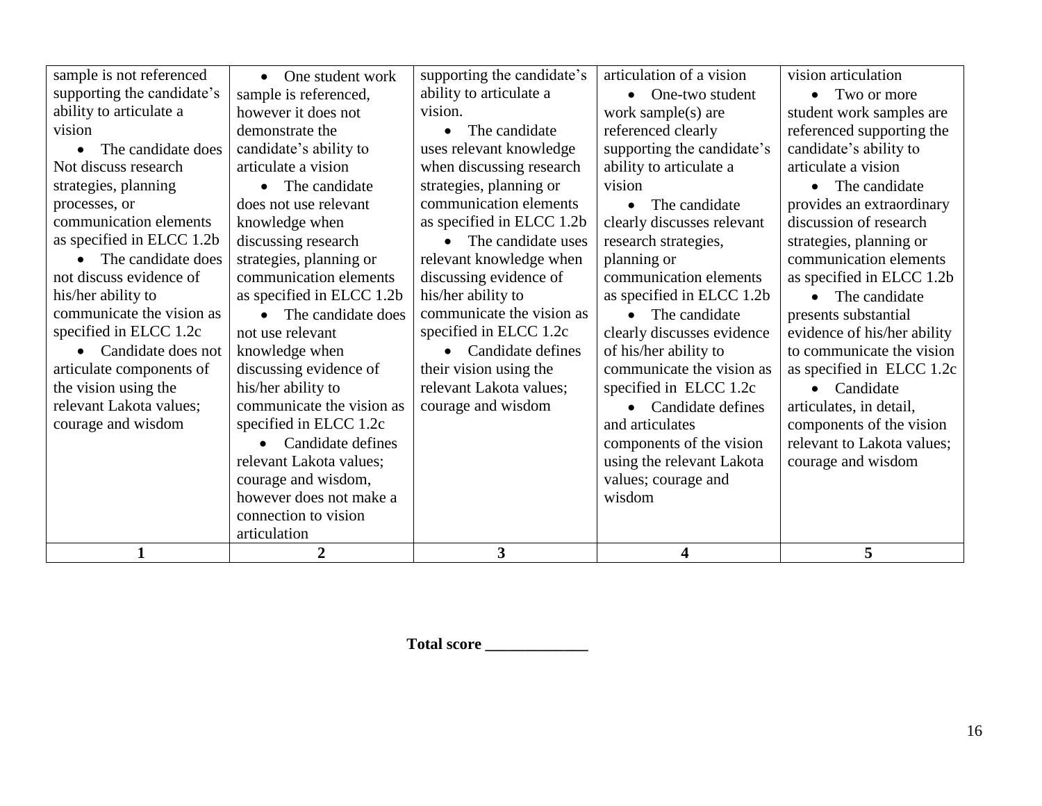| sample is not referenced supporting the candidate's ability to articulate a vision<br>• The candidate does Not discuss research strategies, planning processes, or communication elements as specified in ELCC 1.2b<br>• The candidate does not discuss evidence of his/her ability to communicate the vision as specified in ELCC 1.2c<br>• Candidate does not articulate components of the vision using the relevant Lakota values; courage and wisdom | • One student work sample is referenced, however it does not demonstrate the candidate's ability to articulate a vision<br>• The candidate does not use relevant knowledge when discussing research strategies, planning or communication elements as specified in ELCC 1.2b<br>• The candidate does not use relevant knowledge when discussing evidence of his/her ability to communicate the vision as specified in ELCC 1.2c<br>• Candidate defines relevant Lakota values; courage and wisdom, however does not make a connection to vision articulation | supporting the candidate's ability to articulate a vision.<br>• The candidate uses relevant knowledge when discussing research strategies, planning or communication elements as specified in ELCC 1.2b<br>• The candidate uses relevant knowledge when discussing evidence of his/her ability to communicate the vision as specified in ELCC 1.2c<br>• Candidate defines their vision using the relevant Lakota values; courage and wisdom | articulation of a vision<br>• One-two student work sample(s) are referenced clearly supporting the candidate's ability to articulate a vision<br>• The candidate clearly discusses relevant research strategies, planning or communication elements as specified in ELCC 1.2b<br>• The candidate clearly discusses evidence of his/her ability to communicate the vision as specified in ELCC 1.2c<br>• Candidate defines and articulates components of the vision using the relevant Lakota values; courage and wisdom | vision articulation<br>• Two or more student work samples are referenced supporting the candidate's ability to articulate a vision<br>• The candidate provides an extraordinary discussion of research strategies, planning or communication elements as specified in ELCC 1.2b<br>• The candidate presents substantial evidence of his/her ability to communicate the vision as specified in ELCC 1.2c<br>• Candidate articulates, in detail, components of the vision relevant to Lakota values; courage and wisdom |
|---|---|---|---|---|
| **1** | **2** | **3** | **4** | **5** |

**Total score _____________**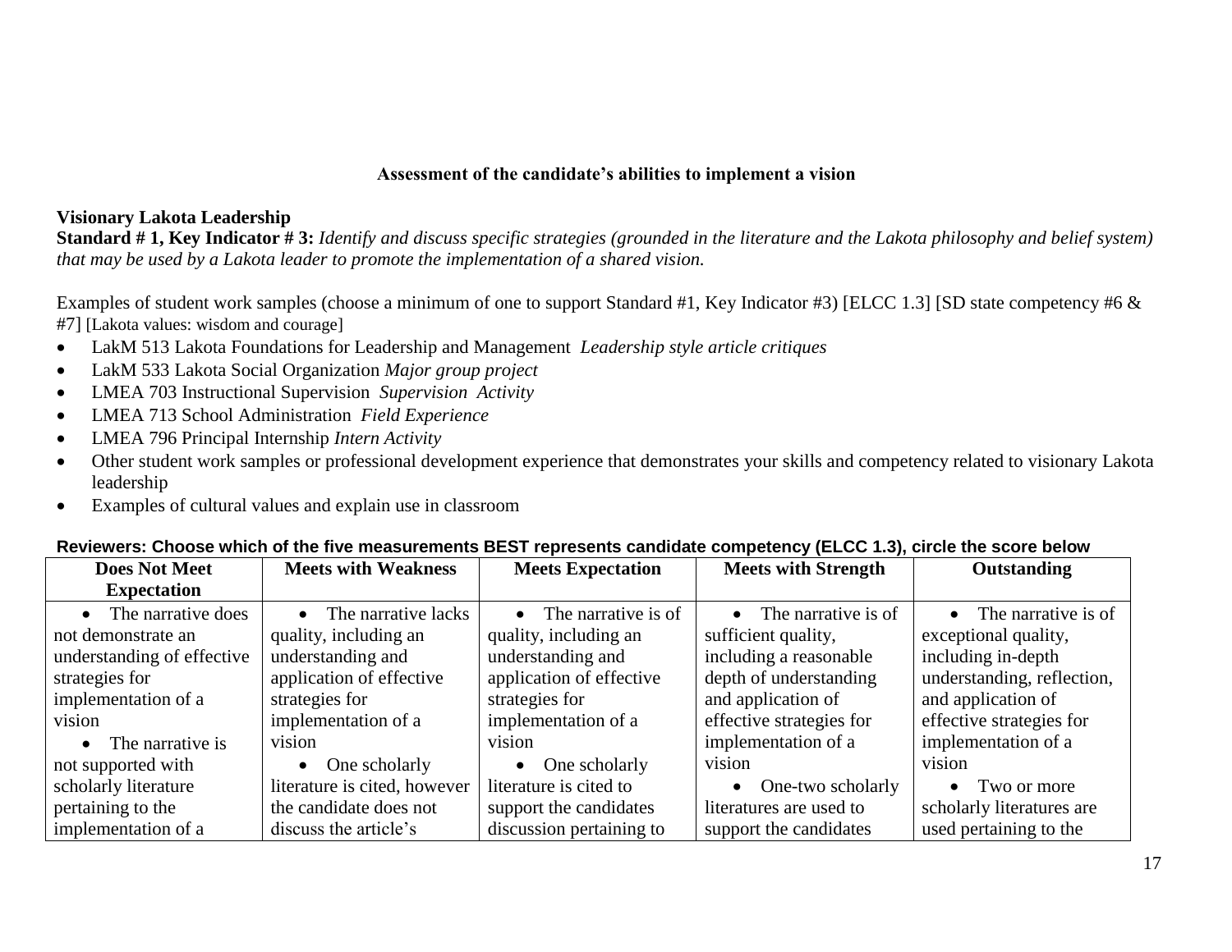### Assessment of the candidate's abilities to implement a vision

**Visionary Lakota Leadership**

**Standard # 1, Key Indicator # 3:** *Identify and discuss specific strategies (grounded in the literature and the Lakota philosophy and belief system) that may be used by a Lakota leader to promote the implementation of a shared vision.*

Examples of student work samples (choose a minimum of one to support Standard #1, Key Indicator #3) [ELCC 1.3] [SD state competency #6 & #7] [Lakota values: wisdom and courage]

- LakM 513 Lakota Foundations for Leadership and Management *Leadership style article critiques*
- LakM 533 Lakota Social Organization *Major group project*
- LMEA 703 Instructional Supervision *Supervision Activity*
- LMEA 713 School Administration *Field Experience*
- LMEA 796 Principal Internship *Intern Activity*
- Other student work samples or professional development experience that demonstrates your skills and competency related to visionary Lakota leadership
- Examples of cultural values and explain use in classroom

**Reviewers: Choose which of the five measurements BEST represents candidate competency (ELCC 1.3), circle the score below**

| Does Not Meet Expectation | Meets with Weakness | Meets Expectation | Meets with Strength | Outstanding |
|---|---|---|---|---|
| • The narrative does not demonstrate an understanding of effective strategies for implementation of a vision<br>• The narrative is not supported with scholarly literature pertaining to the implementation of a | • The narrative lacks quality, including an understanding and application of effective strategies for implementation of a vision<br>• One scholarly literature is cited, however the candidate does not discuss the article's | • The narrative is of quality, including an understanding and application of effective strategies for implementation of a vision<br>• One scholarly literature is cited to support the candidates discussion pertaining to | • The narrative is of sufficient quality, including a reasonable depth of understanding and application of effective strategies for implementation of a vision<br>• One-two scholarly literatures are used to support the candidates | • The narrative is of exceptional quality, including in-depth understanding, reflection, and application of effective strategies for implementation of a vision<br>• Two or more scholarly literatures are used pertaining to the |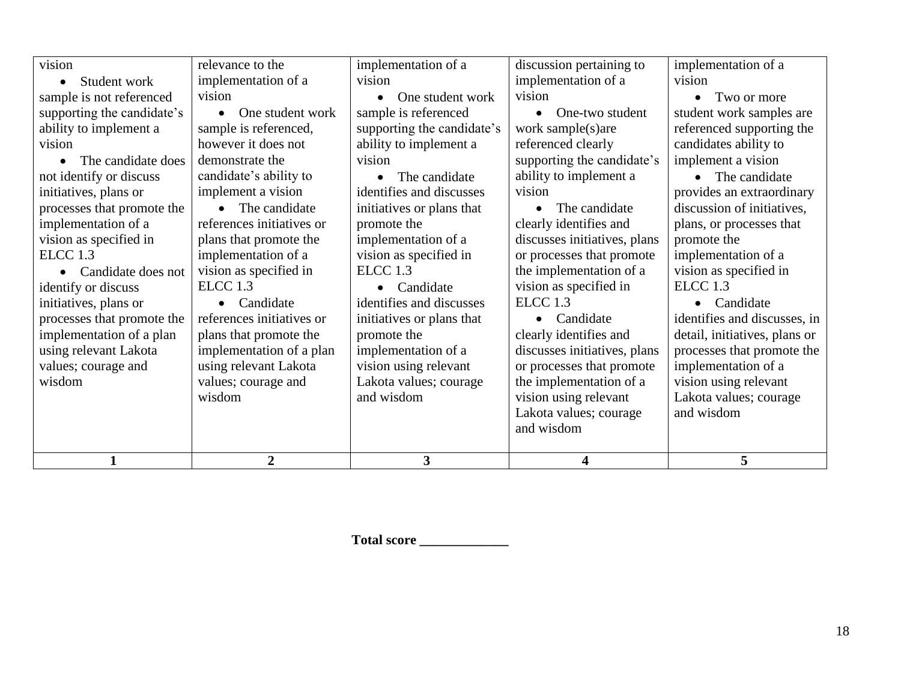| vision<br>• Student work sample is not referenced supporting the candidate's ability to implement a vision<br>• The candidate does not identify or discuss initiatives, plans or processes that promote the implementation of a vision as specified in ELCC 1.3<br>• Candidate does not identify or discuss initiatives, plans or processes that promote the implementation of a plan using relevant Lakota values; courage and wisdom | relevance to the implementation of a vision<br>• One student work sample is referenced, however it does not demonstrate the candidate's ability to implement a vision<br>• The candidate references initiatives or plans that promote the implementation of a vision as specified in ELCC 1.3<br>• Candidate references initiatives or plans that promote the implementation of a plan using relevant Lakota values; courage and wisdom | implementation of a vision<br>• One student work sample is referenced supporting the candidate's ability to implement a vision<br>• The candidate identifies and discusses initiatives or plans that promote the implementation of a vision as specified in ELCC 1.3<br>• Candidate identifies and discusses initiatives or plans that promote the implementation of a vision using relevant Lakota values; courage and wisdom | discussion pertaining to implementation of a vision<br>• One-two student work sample(s)are referenced clearly supporting the candidate's ability to implement a vision<br>• The candidate clearly identifies and discusses initiatives, plans or processes that promote the implementation of a vision as specified in ELCC 1.3<br>• Candidate clearly identifies and discusses initiatives, plans or processes that promote the implementation of a vision using relevant Lakota values; courage and wisdom | implementation of a vision<br>• Two or more student work samples are referenced supporting the candidates ability to implement a vision<br>• The candidate provides an extraordinary discussion of initiatives, plans, or processes that promote the implementation of a vision as specified in ELCC 1.3<br>• Candidate identifies and discusses, in detail, initiatives, plans or processes that promote the implementation of a vision using relevant Lakota values; courage and wisdom |
|---|---|---|---|---|
| **1** | **2** | **3** | **4** | **5** |

**Total score _____________**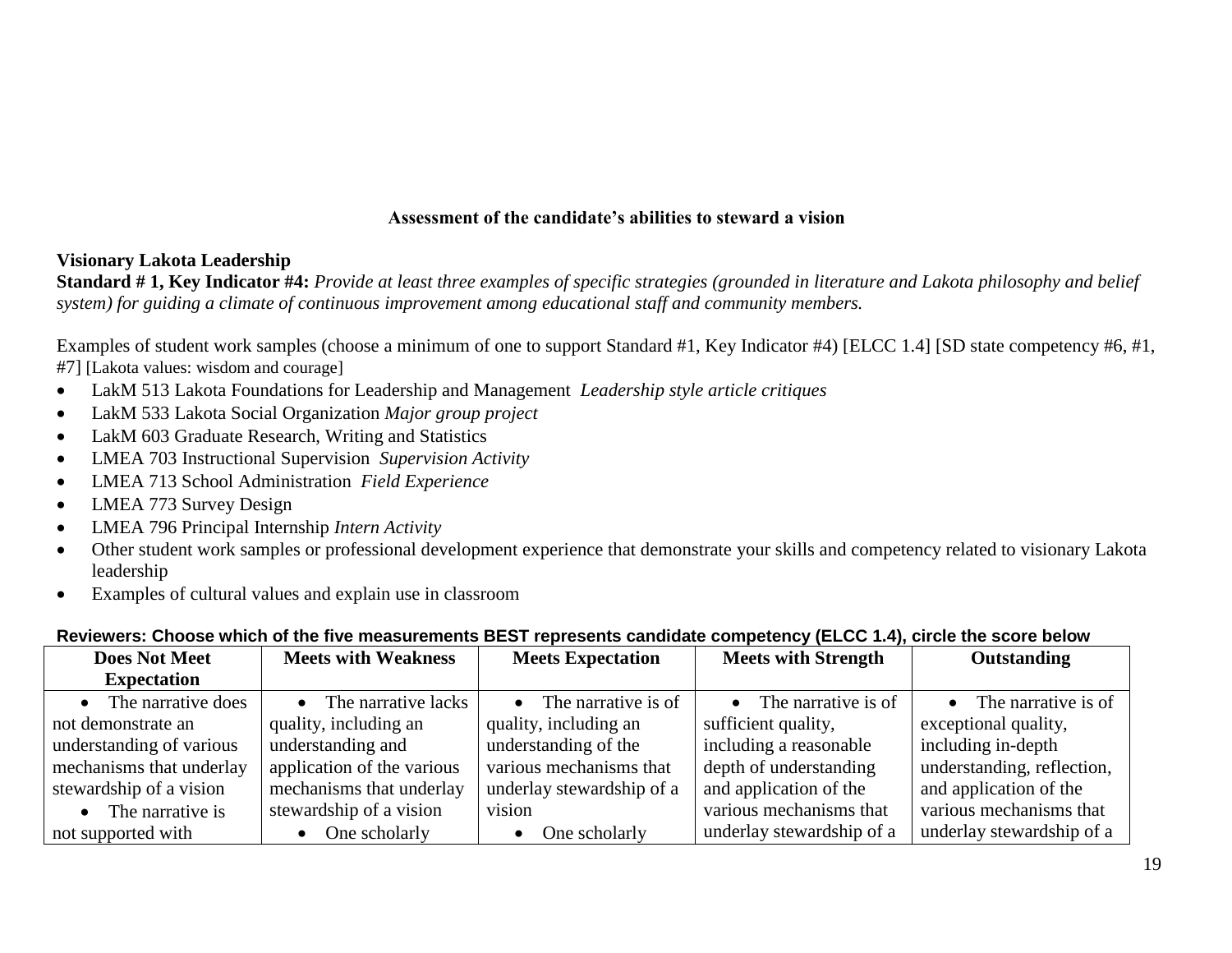**Assessment of the candidate's abilities to steward a vision**

**Visionary Lakota Leadership**

**Standard # 1, Key Indicator #4:** *Provide at least three examples of specific strategies (grounded in literature and Lakota philosophy and belief system) for guiding a climate of continuous improvement among educational staff and community members.*

Examples of student work samples (choose a minimum of one to support Standard #1, Key Indicator #4) [ELCC 1.4] [SD state competency #6, #1, #7] [Lakota values: wisdom and courage]

- LakM 513 Lakota Foundations for Leadership and Management *Leadership style article critiques*
- LakM 533 Lakota Social Organization *Major group project*
- LakM 603 Graduate Research, Writing and Statistics
- LMEA 703 Instructional Supervision *Supervision Activity*
- LMEA 713 School Administration *Field Experience*
- LMEA 773 Survey Design
- LMEA 796 Principal Internship *Intern Activity*
- Other student work samples or professional development experience that demonstrate your skills and competency related to visionary Lakota leadership
- Examples of cultural values and explain use in classroom

**Reviewers: Choose which of the five measurements BEST represents candidate competency (ELCC 1.4), circle the score below**

| Does Not Meet Expectation | Meets with Weakness | Meets Expectation | Meets with Strength | Outstanding |
|---|---|---|---|---|
| • The narrative does not demonstrate an understanding of various mechanisms that underlay stewardship of a vision<br>• The narrative is not supported with | • The narrative lacks quality, including an understanding and application of the various mechanisms that underlay stewardship of a vision<br>• One scholarly | • The narrative is of quality, including an understanding of the various mechanisms that underlay stewardship of a vision<br>• One scholarly | • The narrative is of sufficient quality, including a reasonable depth of understanding and application of the various mechanisms that underlay stewardship of a | • The narrative is of exceptional quality, including in-depth understanding, reflection, and application of the various mechanisms that underlay stewardship of a |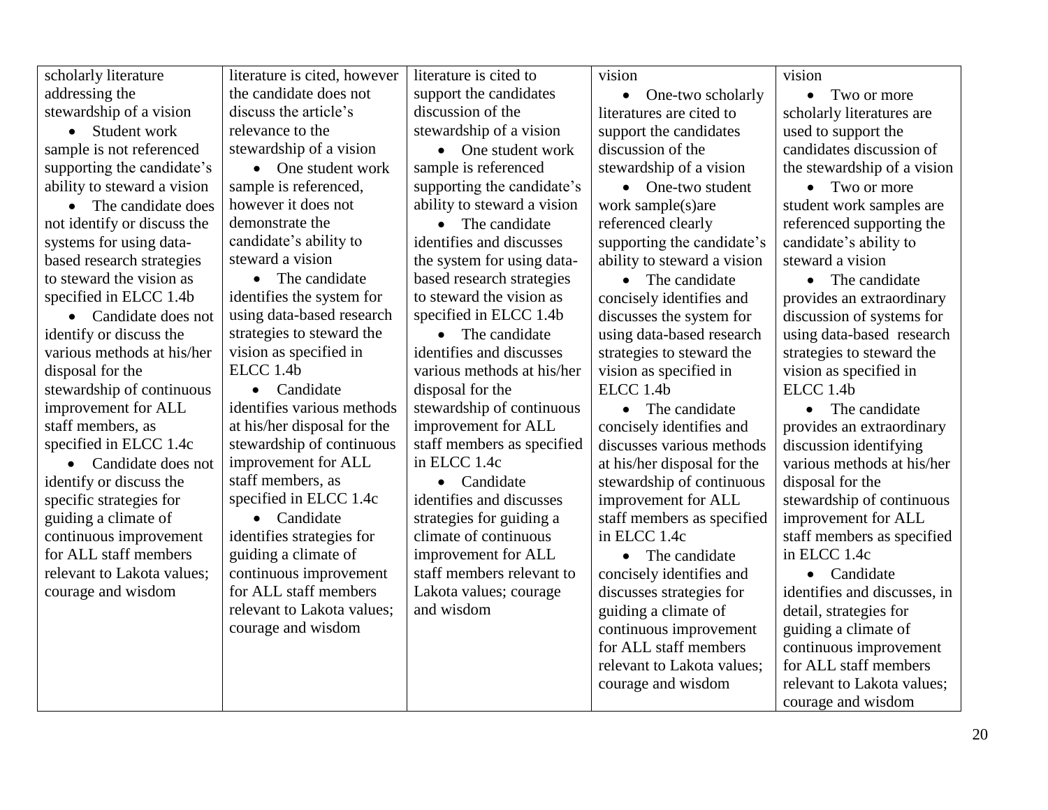| | | | | |
|---|---|---|---|---|
| scholarly literature addressing the stewardship of a vision<br>• Student work sample is not referenced supporting the candidate's ability to steward a vision<br>• The candidate does not identify or discuss the systems for using data-based research strategies to steward the vision as specified in ELCC 1.4b<br>• Candidate does not identify or discuss the various methods at his/her disposal for the stewardship of continuous improvement for ALL staff members, as specified in ELCC 1.4c<br>• Candidate does not identify or discuss the specific strategies for guiding a climate of continuous improvement for ALL staff members relevant to Lakota values; courage and wisdom | literature is cited, however the candidate does not discuss the article's relevance to the stewardship of a vision<br>• One student work sample is referenced, however it does not demonstrate the candidate's ability to steward a vision<br>• The candidate identifies the system for using data-based research strategies to steward the vision as specified in ELCC 1.4b<br>• Candidate identifies various methods at his/her disposal for the stewardship of continuous improvement for ALL staff members, as specified in ELCC 1.4c<br>• Candidate identifies strategies for guiding a climate of continuous improvement for ALL staff members relevant to Lakota values; courage and wisdom | literature is cited to support the candidates discussion of the stewardship of a vision<br>• One student work sample is referenced supporting the candidate's ability to steward a vision<br>• The candidate identifies and discusses the system for using data-based research strategies to steward the vision as specified in ELCC 1.4b<br>• The candidate identifies and discusses various methods at his/her disposal for the stewardship of continuous improvement for ALL staff members as specified in ELCC 1.4c<br>• Candidate identifies and discusses strategies for guiding a climate of continuous improvement for ALL staff members relevant to Lakota values; courage and wisdom | vision<br>• One-two scholarly literatures are cited to support the candidates discussion of the stewardship of a vision<br>• One-two student work sample(s)are referenced clearly supporting the candidate's ability to steward a vision<br>• The candidate concisely identifies and discusses the system for using data-based research strategies to steward the vision as specified in ELCC 1.4b<br>• The candidate concisely identifies and discusses various methods at his/her disposal for the stewardship of continuous improvement for ALL staff members as specified in ELCC 1.4c<br>• The candidate concisely identifies and discusses strategies for guiding a climate of continuous improvement for ALL staff members relevant to Lakota values; courage and wisdom | vision<br>• Two or more scholarly literatures are used to support the candidates discussion of the stewardship of a vision<br>• Two or more student work samples are referenced supporting the candidate's ability to steward a vision<br>• The candidate provides an extraordinary discussion of systems for using data-based research strategies to steward the vision as specified in ELCC 1.4b<br>• The candidate provides an extraordinary discussion identifying various methods at his/her disposal for the stewardship of continuous improvement for ALL staff members as specified in ELCC 1.4c<br>• Candidate identifies and discusses, in detail, strategies for guiding a climate of continuous improvement for ALL staff members relevant to Lakota values; courage and wisdom |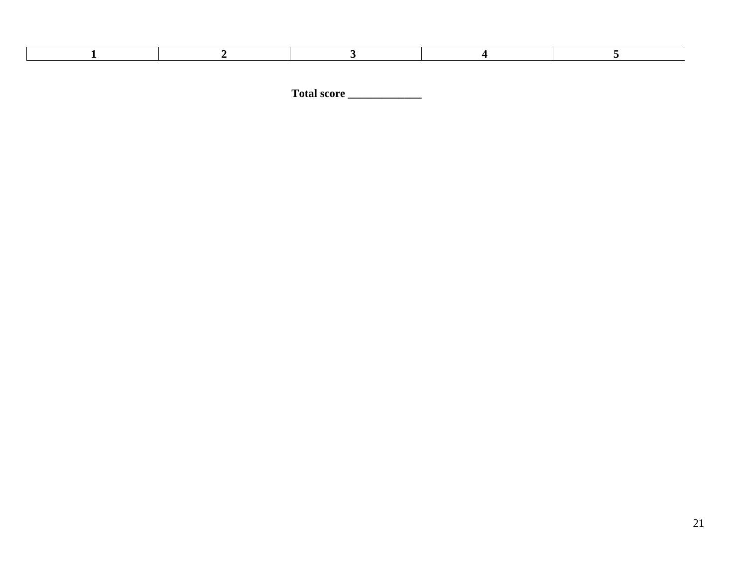| 1 | 2 | 3 | 4 | 5 |
|---|---|---|---|---|

**Total score _____________**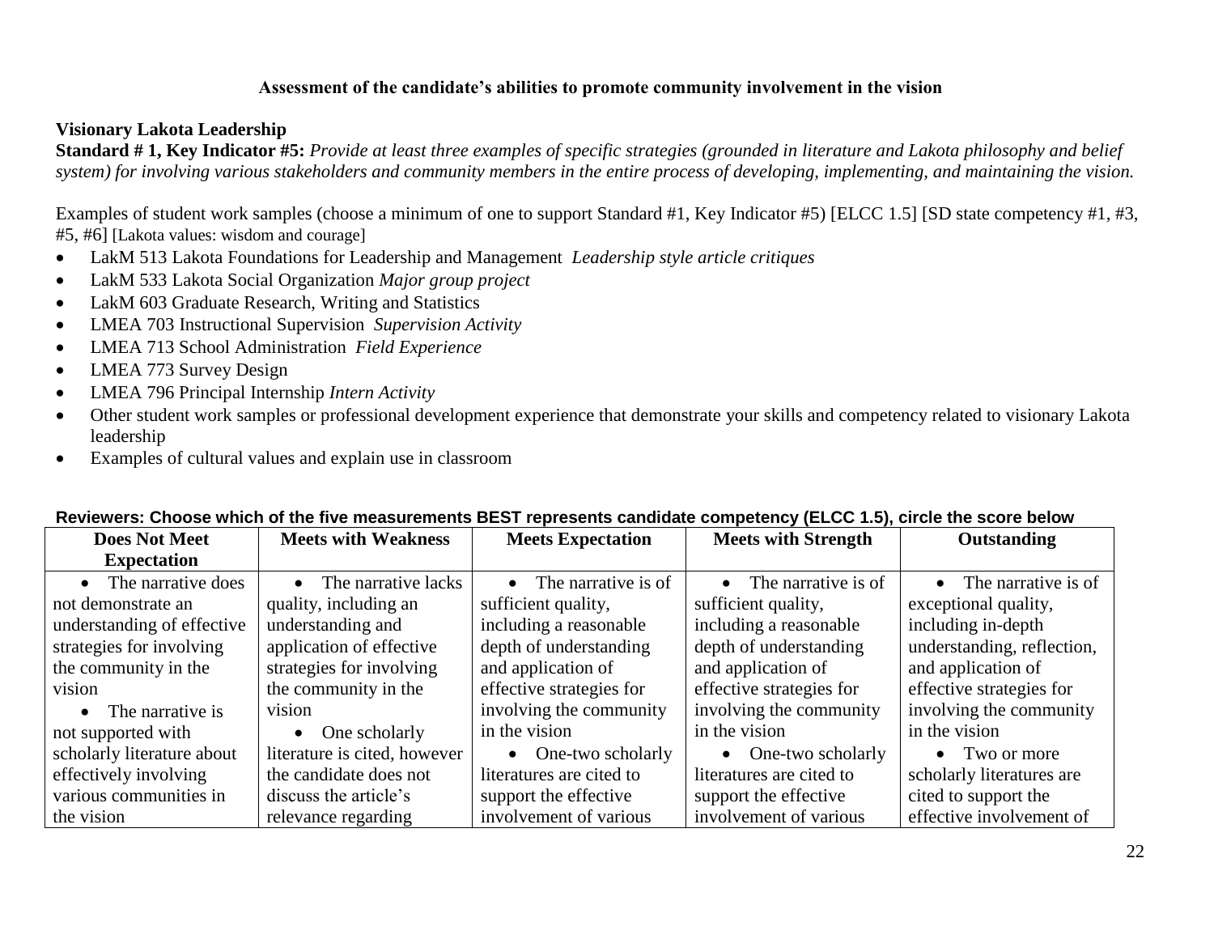**Assessment of the candidate's abilities to promote community involvement in the vision**

**Visionary Lakota Leadership**

**Standard # 1, Key Indicator #5:** *Provide at least three examples of specific strategies (grounded in literature and Lakota philosophy and belief system) for involving various stakeholders and community members in the entire process of developing, implementing, and maintaining the vision.*

Examples of student work samples (choose a minimum of one to support Standard #1, Key Indicator #5) [ELCC 1.5] [SD state competency #1, #3, #5, #6] [Lakota values: wisdom and courage]

- LakM 513 Lakota Foundations for Leadership and Management *Leadership style article critiques*
- LakM 533 Lakota Social Organization *Major group project*
- LakM 603 Graduate Research, Writing and Statistics
- LMEA 703 Instructional Supervision *Supervision Activity*
- LMEA 713 School Administration *Field Experience*
- LMEA 773 Survey Design
- LMEA 796 Principal Internship *Intern Activity*
- Other student work samples or professional development experience that demonstrate your skills and competency related to visionary Lakota leadership
- Examples of cultural values and explain use in classroom

**Reviewers: Choose which of the five measurements BEST represents candidate competency (ELCC 1.5), circle the score below**

| Does Not Meet Expectation | Meets with Weakness | Meets Expectation | Meets with Strength | Outstanding |
|---|---|---|---|---|
| • The narrative does not demonstrate an understanding of effective strategies for involving the community in the vision<br>• The narrative is not supported with scholarly literature about effectively involving various communities in the vision | • The narrative lacks quality, including an understanding and application of effective strategies for involving the community in the vision<br>• One scholarly literature is cited, however the candidate does not discuss the article's relevance regarding | • The narrative is of sufficient quality, including a reasonable depth of understanding and application of effective strategies for involving the community in the vision<br>• One-two scholarly literatures are cited to support the effective involvement of various | • The narrative is of sufficient quality, including a reasonable depth of understanding and application of effective strategies for involving the community in the vision<br>• One-two scholarly literatures are cited to support the effective involvement of various | • The narrative is of exceptional quality, including in-depth understanding, reflection, and application of effective strategies for involving the community in the vision<br>• Two or more scholarly literatures are cited to support the effective involvement of |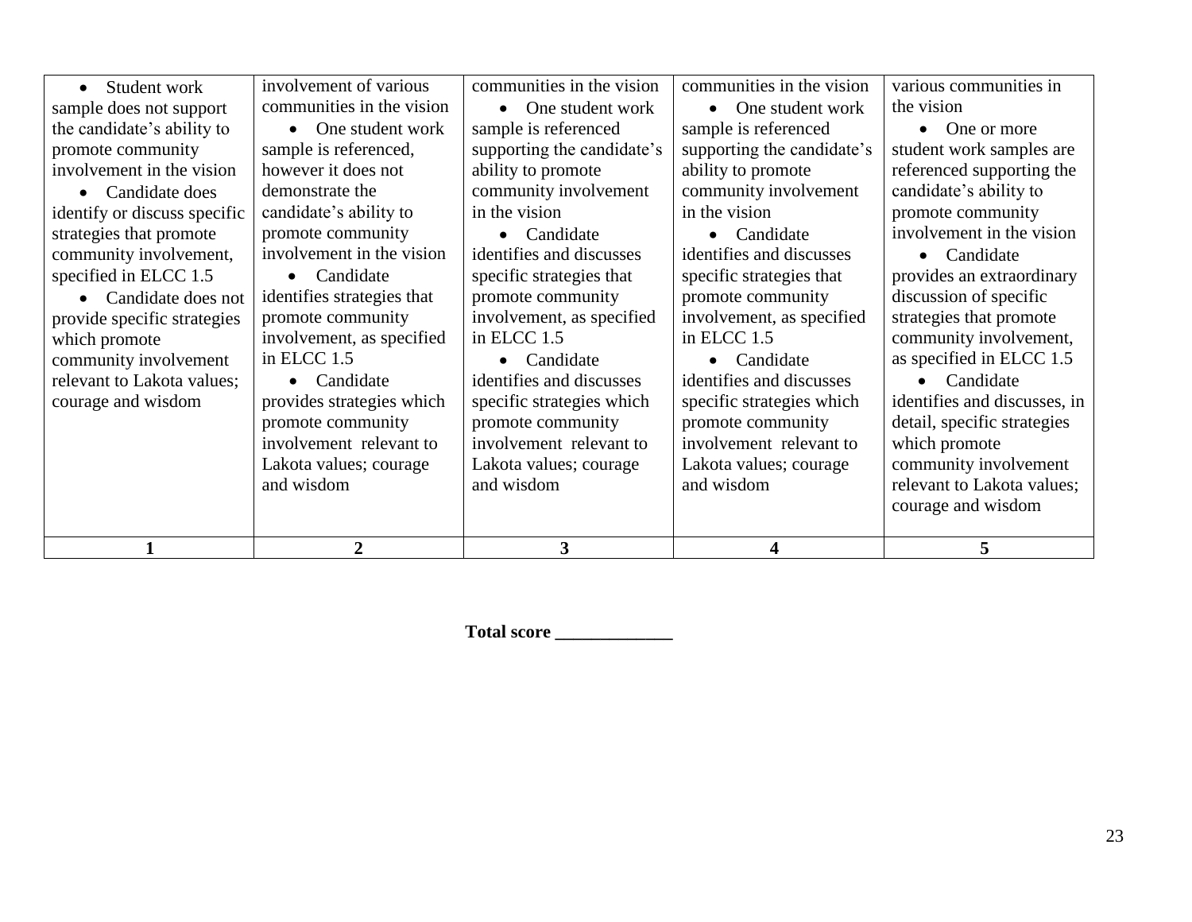| • Student work sample does not support the candidate's ability to promote community involvement in the vision<br>• Candidate does identify or discuss specific strategies that promote community involvement, specified in ELCC 1.5<br>• Candidate does not provide specific strategies which promote community involvement relevant to Lakota values; courage and wisdom | involvement of various communities in the vision<br>• One student work sample is referenced, however it does not demonstrate the candidate's ability to promote community involvement in the vision<br>• Candidate identifies strategies that promote community involvement, as specified in ELCC 1.5<br>• Candidate provides strategies which promote community involvement relevant to Lakota values; courage and wisdom | communities in the vision<br>• One student work sample is referenced supporting the candidate's ability to promote community involvement in the vision<br>• Candidate identifies and discusses specific strategies that promote community involvement, as specified in ELCC 1.5<br>• Candidate identifies and discusses specific strategies which promote community involvement relevant to Lakota values; courage and wisdom | communities in the vision<br>• One student work sample is referenced supporting the candidate's ability to promote community involvement in the vision<br>• Candidate identifies and discusses specific strategies that promote community involvement, as specified in ELCC 1.5<br>• Candidate identifies and discusses specific strategies which promote community involvement relevant to Lakota values; courage and wisdom | various communities in the vision<br>• One or more student work samples are referenced supporting the candidate's ability to promote community involvement in the vision<br>• Candidate provides an extraordinary discussion of specific strategies that promote community involvement, as specified in ELCC 1.5<br>• Candidate identifies and discusses, in detail, specific strategies which promote community involvement relevant to Lakota values; courage and wisdom |
|---|---|---|---|---|
| **1** | **2** | **3** | **4** | **5** |

**Total score _____________**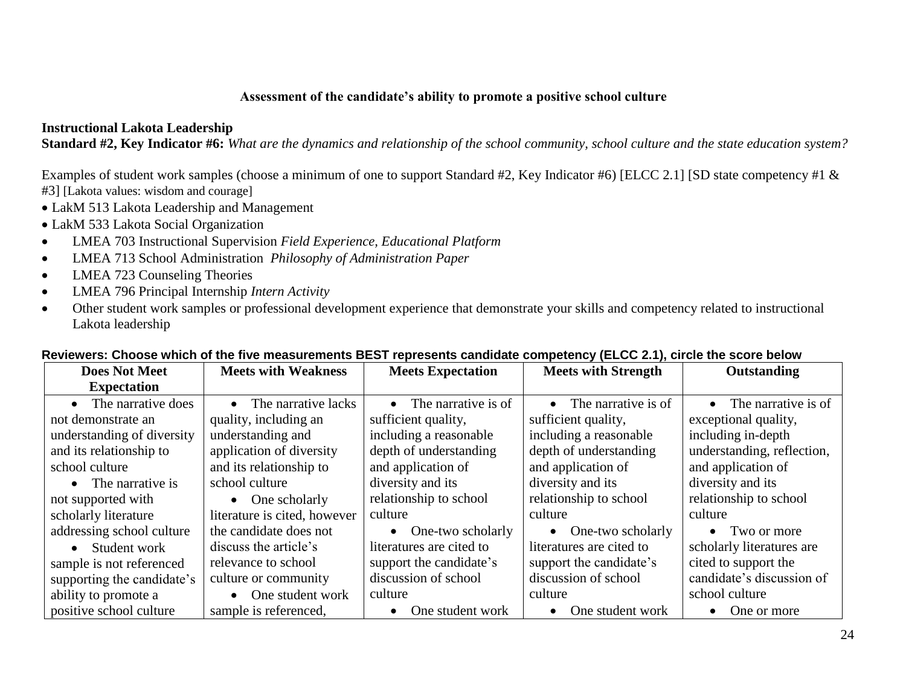**Assessment of the candidate's ability to promote a positive school culture**

**Instructional Lakota Leadership**
**Standard #2, Key Indicator #6:** *What are the dynamics and relationship of the school community, school culture and the state education system?*

Examples of student work samples (choose a minimum of one to support Standard #2, Key Indicator #6) [ELCC 2.1] [SD state competency #1 & #3] [Lakota values: wisdom and courage]

- LakM 513 Lakota Leadership and Management
- LakM 533 Lakota Social Organization
- LMEA 703 Instructional Supervision *Field Experience, Educational Platform*
- LMEA 713 School Administration *Philosophy of Administration Paper*
- LMEA 723 Counseling Theories
- LMEA 796 Principal Internship *Intern Activity*
- Other student work samples or professional development experience that demonstrate your skills and competency related to instructional Lakota leadership

**Reviewers: Choose which of the five measurements BEST represents candidate competency (ELCC 2.1), circle the score below**

| Does Not Meet Expectation | Meets with Weakness | Meets Expectation | Meets with Strength | Outstanding |
|---|---|---|---|---|
| • The narrative does not demonstrate an understanding of diversity and its relationship to school culture<br>• The narrative is not supported with scholarly literature addressing school culture<br>• Student work sample is not referenced supporting the candidate's ability to promote a positive school culture | • The narrative lacks quality, including an understanding and application of diversity and its relationship to school culture<br>• One scholarly literature is cited, however the candidate does not discuss the article's relevance to school culture or community<br>• One student work sample is referenced, | • The narrative is of sufficient quality, including a reasonable depth of understanding and application of diversity and its relationship to school culture<br>• One-two scholarly literatures are cited to support the candidate's discussion of school culture<br>• One student work | • The narrative is of sufficient quality, including a reasonable depth of understanding and application of diversity and its relationship to school culture<br>• One-two scholarly literatures are cited to support the candidate's discussion of school culture<br>• One student work | • The narrative is of exceptional quality, including in-depth understanding, reflection, and application of diversity and its relationship to school culture<br>• Two or more scholarly literatures are cited to support the candidate's discussion of school culture<br>• One or more |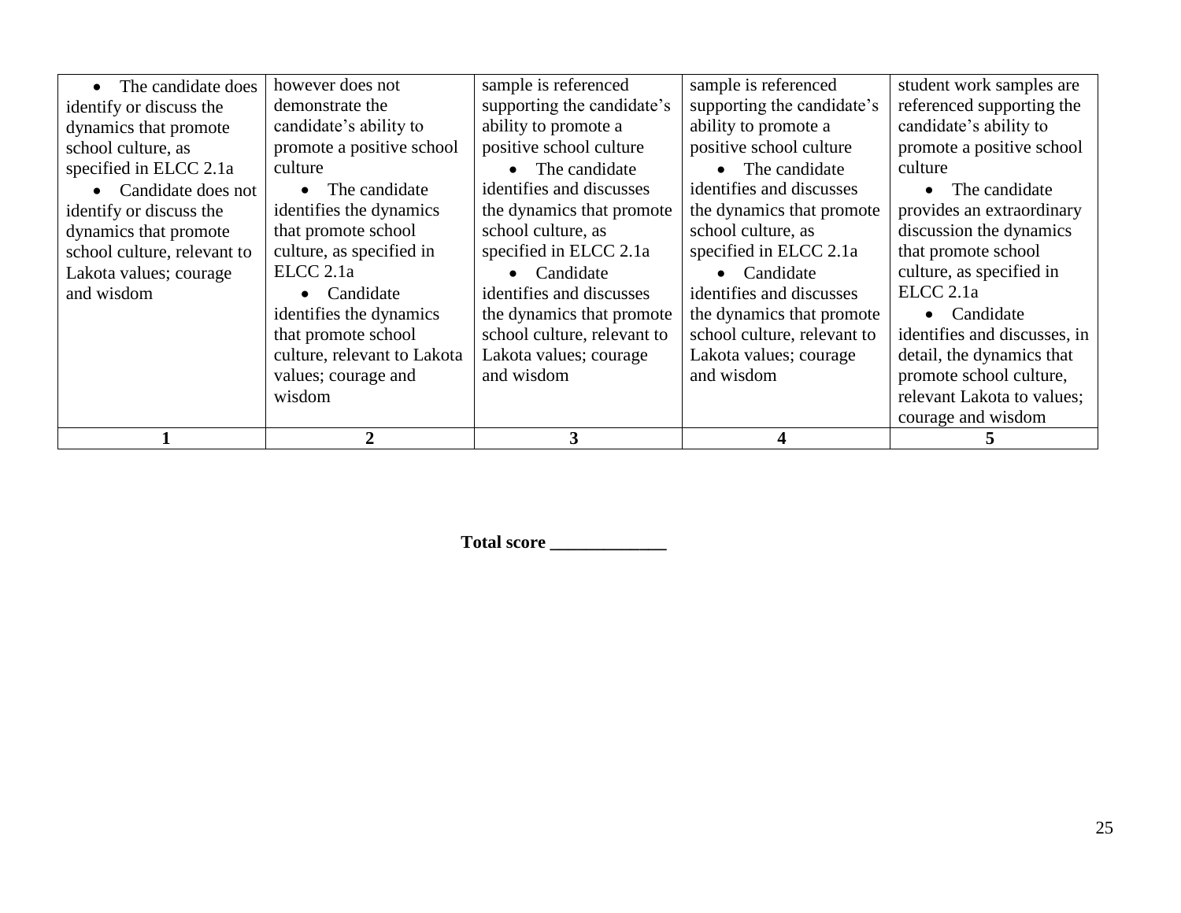| • The candidate does identify or discuss the dynamics that promote school culture, as specified in ELCC 2.1a<br>• Candidate does not identify or discuss the dynamics that promote school culture, relevant to Lakota values; courage and wisdom | however does not demonstrate the candidate's ability to promote a positive school culture<br>• The candidate identifies the dynamics that promote school culture, as specified in ELCC 2.1a<br>• Candidate identifies the dynamics that promote school culture, relevant to Lakota values; courage and wisdom | sample is referenced supporting the candidate's ability to promote a positive school culture<br>• The candidate identifies and discusses the dynamics that promote school culture, as specified in ELCC 2.1a<br>• Candidate identifies and discusses the dynamics that promote school culture, relevant to Lakota values; courage and wisdom | sample is referenced supporting the candidate's ability to promote a positive school culture<br>• The candidate identifies and discusses the dynamics that promote school culture, as specified in ELCC 2.1a<br>• Candidate identifies and discusses the dynamics that promote school culture, relevant to Lakota values; courage and wisdom | student work samples are referenced supporting the candidate's ability to promote a positive school culture<br>• The candidate provides an extraordinary discussion the dynamics that promote school culture, as specified in ELCC 2.1a<br>• Candidate identifies and discusses, in detail, the dynamics that promote school culture, relevant Lakota to values; courage and wisdom |
|---|---|---|---|---|
| **1** | **2** | **3** | **4** | **5** |

**Total score _____________**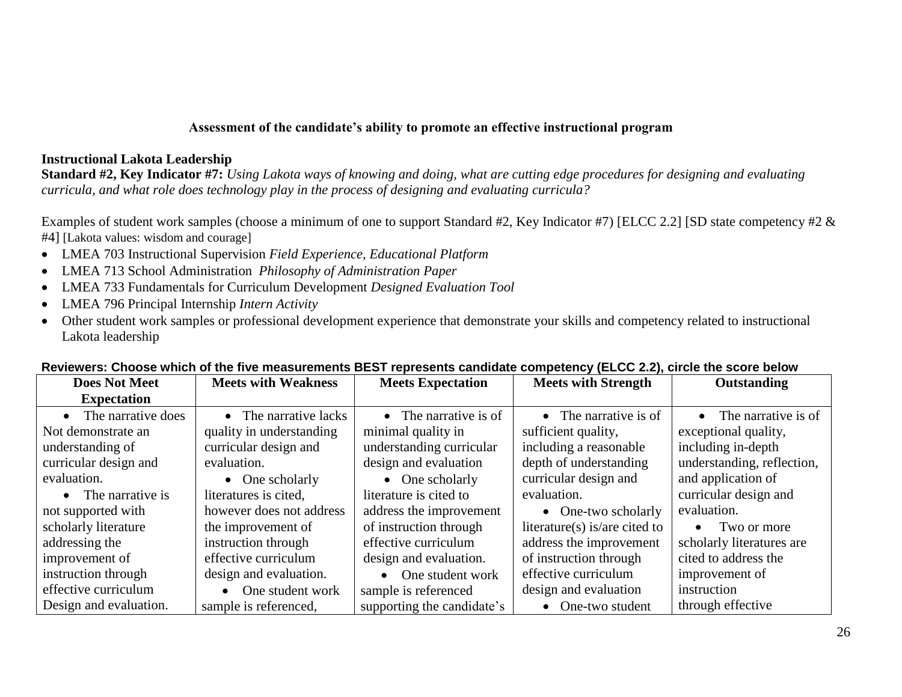**Assessment of the candidate's ability to promote an effective instructional program**

**Instructional Lakota Leadership**

**Standard #2, Key Indicator #7:** *Using Lakota ways of knowing and doing, what are cutting edge procedures for designing and evaluating curricula, and what role does technology play in the process of designing and evaluating curricula?*

Examples of student work samples (choose a minimum of one to support Standard #2, Key Indicator #7) [ELCC 2.2] [SD state competency #2 & #4] [Lakota values: wisdom and courage]

- LMEA 703 Instructional Supervision *Field Experience, Educational Platform*
- LMEA 713 School Administration *Philosophy of Administration Paper*
- LMEA 733 Fundamentals for Curriculum Development *Designed Evaluation Tool*
- LMEA 796 Principal Internship *Intern Activity*
- Other student work samples or professional development experience that demonstrate your skills and competency related to instructional Lakota leadership

**Reviewers: Choose which of the five measurements BEST represents candidate competency (ELCC 2.2), circle the score below**

| Does Not Meet Expectation | Meets with Weakness | Meets Expectation | Meets with Strength | Outstanding |
|---|---|---|---|---|
| • The narrative does Not demonstrate an understanding of curricular design and evaluation.<br>• The narrative is not supported with scholarly literature addressing the improvement of instruction through effective curriculum Design and evaluation. | • The narrative lacks quality in understanding curricular design and evaluation.<br>• One scholarly literatures is cited, however does not address the improvement of instruction through effective curriculum design and evaluation.<br>• One student work sample is referenced, | • The narrative is of minimal quality in understanding curricular design and evaluation<br>• One scholarly literature is cited to address the improvement of instruction through effective curriculum design and evaluation.<br>• One student work sample is referenced supporting the candidate's | • The narrative is of sufficient quality, including a reasonable depth of understanding curricular design and evaluation.<br>• One-two scholarly literature(s) is/are cited to address the improvement of instruction through effective curriculum design and evaluation<br>• One-two student | • The narrative is of exceptional quality, including in-depth understanding, reflection, and application of curricular design and evaluation.<br>• Two or more scholarly literatures are cited to address the improvement of instruction through effective |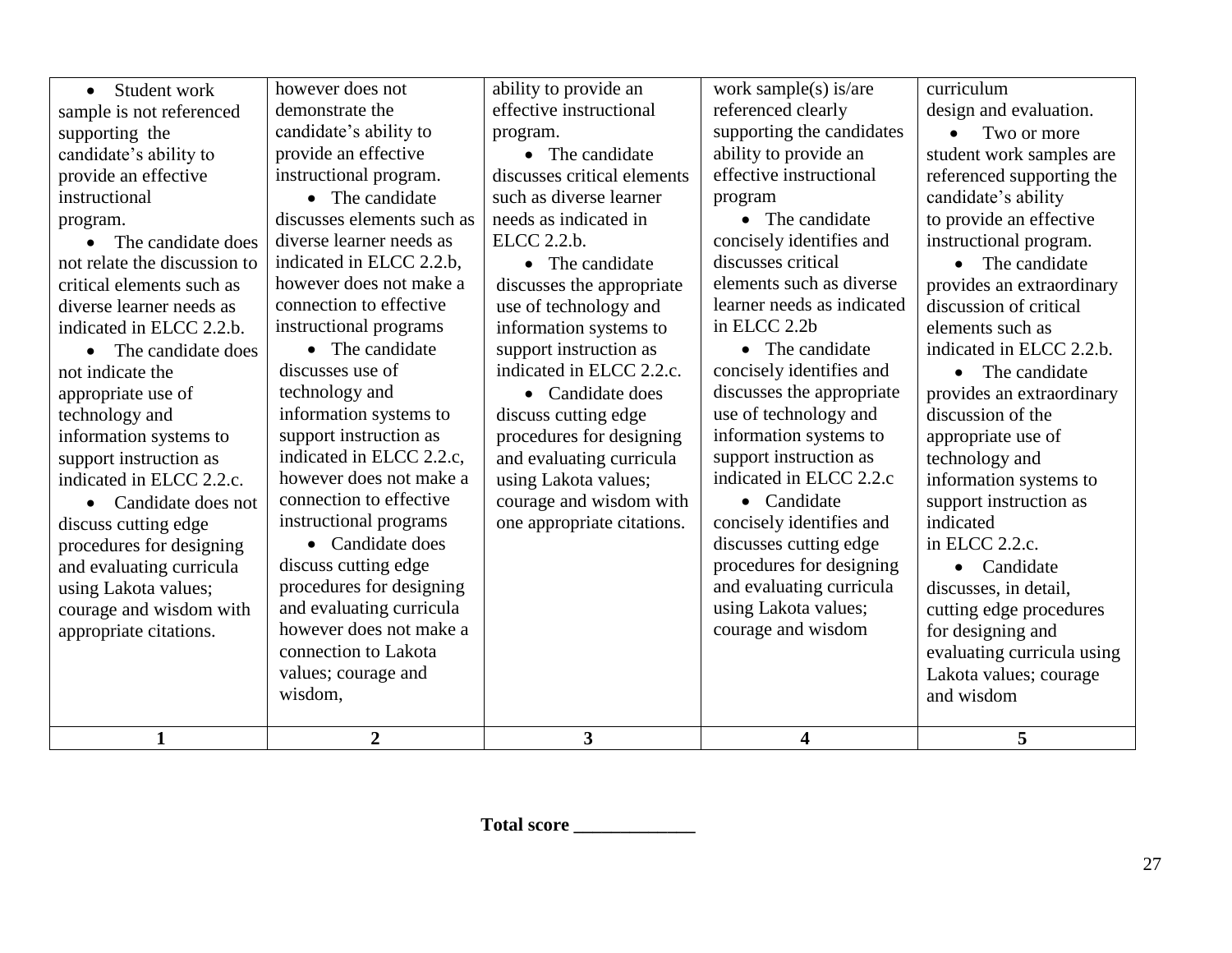| • Student work sample is not referenced supporting the candidate's ability to provide an effective instructional program. • The candidate does not relate the discussion to critical elements such as diverse learner needs as indicated in ELCC 2.2.b. • The candidate does not indicate the appropriate use of technology and information systems to support instruction as indicated in ELCC 2.2.c. • Candidate does not discuss cutting edge procedures for designing and evaluating curricula using Lakota values; courage and wisdom with appropriate citations. | however does not demonstrate the candidate's ability to provide an effective instructional program. • The candidate discusses elements such as diverse learner needs as indicated in ELCC 2.2.b, however does not make a connection to effective instructional programs • The candidate discusses use of technology and information systems to support instruction as indicated in ELCC 2.2.c, however does not make a connection to effective instructional programs • Candidate does discuss cutting edge procedures for designing and evaluating curricula however does not make a connection to Lakota values; courage and wisdom, | ability to provide an effective instructional program. • The candidate discusses critical elements such as diverse learner needs as indicated in ELCC 2.2.b. • The candidate discusses the appropriate use of technology and information systems to support instruction as indicated in ELCC 2.2.c. • Candidate does discuss cutting edge procedures for designing and evaluating curricula using Lakota values; courage and wisdom with one appropriate citations. | work sample(s) is/are referenced clearly supporting the candidates ability to provide an effective instructional program • The candidate concisely identifies and discusses critical elements such as diverse learner needs as indicated in ELCC 2.2b • The candidate concisely identifies and discusses the appropriate use of technology and information systems to support instruction as indicated in ELCC 2.2.c • Candidate concisely identifies and discusses cutting edge procedures for designing and evaluating curricula using Lakota values; courage and wisdom | curriculum design and evaluation. • Two or more student work samples are referenced supporting the candidate's ability to provide an effective instructional program. • The candidate provides an extraordinary discussion of critical elements such as indicated in ELCC 2.2.b. • The candidate provides an extraordinary discussion of the appropriate use of technology and information systems to support instruction as indicated in ELCC 2.2.c. • Candidate discusses, in detail, cutting edge procedures for designing and evaluating curricula using Lakota values; courage and wisdom |
|---|---|---|---|---|
| **1** | **2** | **3** | **4** | **5** |

**Total score _____________**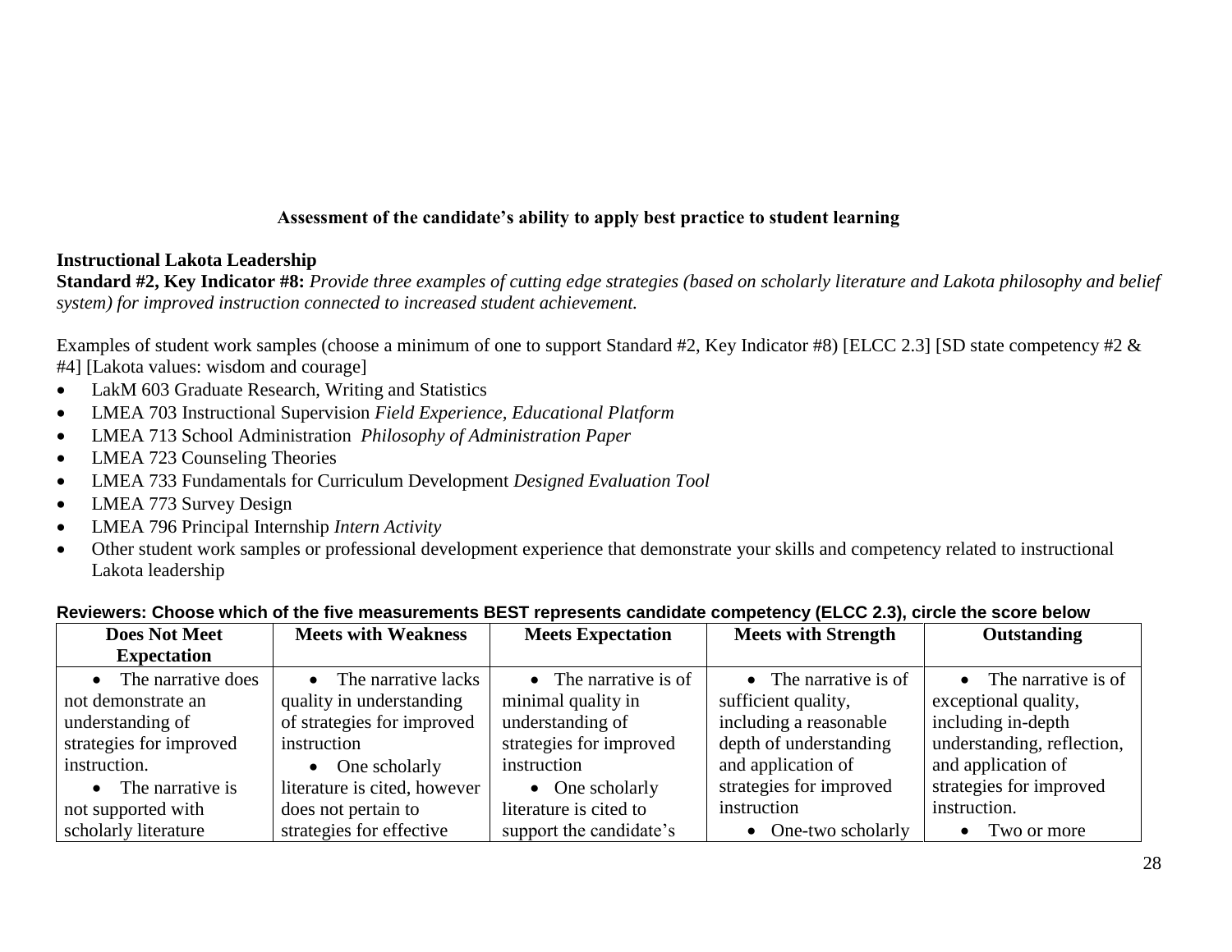**Assessment of the candidate's ability to apply best practice to student learning**

**Instructional Lakota Leadership**

**Standard #2, Key Indicator #8:** *Provide three examples of cutting edge strategies (based on scholarly literature and Lakota philosophy and belief system) for improved instruction connected to increased student achievement.*

Examples of student work samples (choose a minimum of one to support Standard #2, Key Indicator #8) [ELCC 2.3] [SD state competency #2 & #4] [Lakota values: wisdom and courage]

- LakM 603 Graduate Research, Writing and Statistics
- LMEA 703 Instructional Supervision *Field Experience, Educational Platform*
- LMEA 713 School Administration *Philosophy of Administration Paper*
- LMEA 723 Counseling Theories
- LMEA 733 Fundamentals for Curriculum Development *Designed Evaluation Tool*
- LMEA 773 Survey Design
- LMEA 796 Principal Internship *Intern Activity*
- Other student work samples or professional development experience that demonstrate your skills and competency related to instructional Lakota leadership

**Reviewers: Choose which of the five measurements BEST represents candidate competency (ELCC 2.3), circle the score below**

| Does Not Meet Expectation | Meets with Weakness | Meets Expectation | Meets with Strength | Outstanding |
|---|---|---|---|---|
| • The narrative does not demonstrate an understanding of strategies for improved instruction.<br>• The narrative is not supported with scholarly literature | • The narrative lacks quality in understanding of strategies for improved instruction<br>• One scholarly literature is cited, however does not pertain to strategies for effective | • The narrative is of minimal quality in understanding of strategies for improved instruction<br>• One scholarly literature is cited to support the candidate's | • The narrative is of sufficient quality, including a reasonable depth of understanding and application of strategies for improved instruction<br>• One-two scholarly | • The narrative is of exceptional quality, including in-depth understanding, reflection, and application of strategies for improved instruction.<br>• Two or more |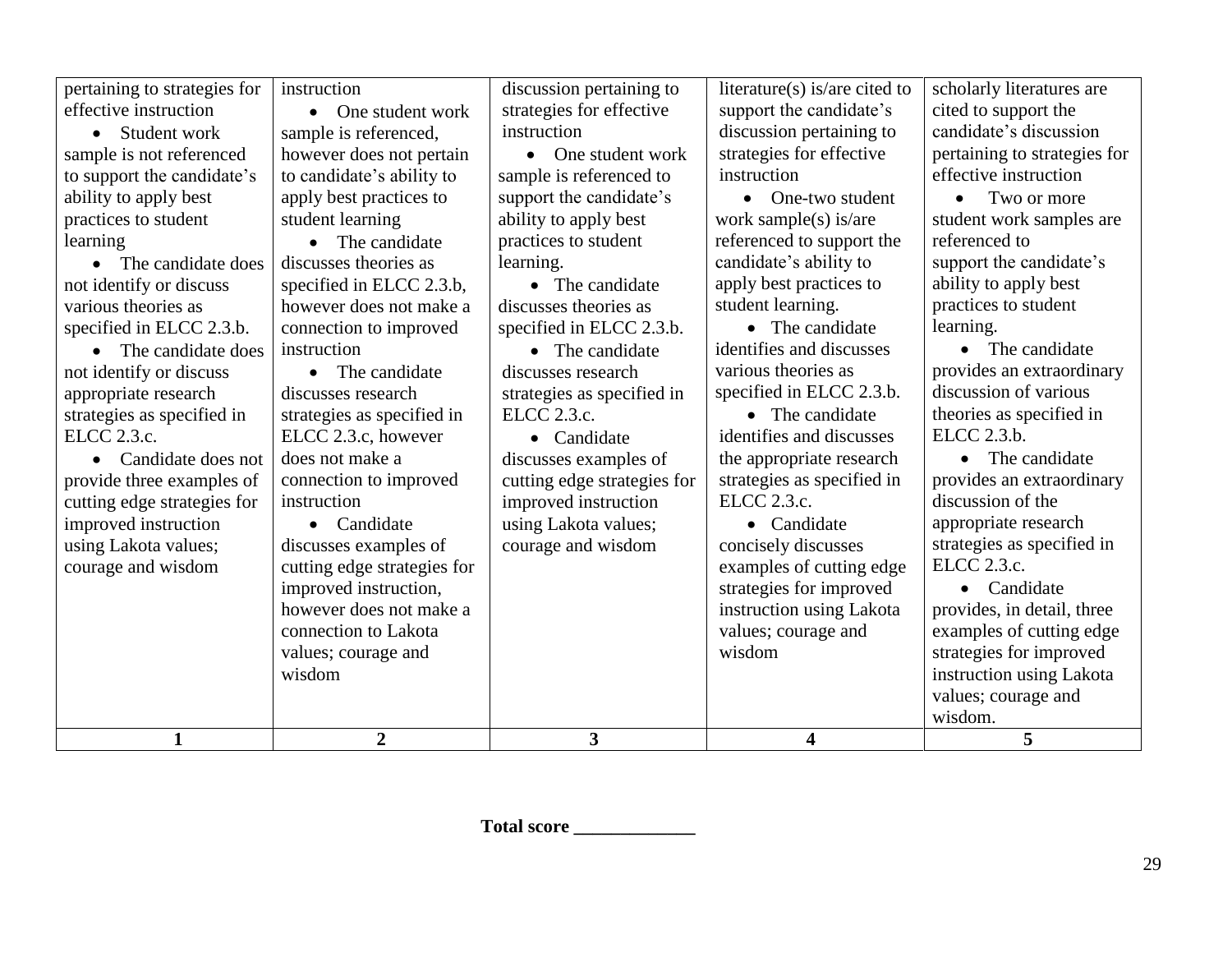| pertaining to strategies for effective instruction<br>• Student work sample is not referenced to support the candidate's ability to apply best practices to student learning<br>• The candidate does not identify or discuss various theories as specified in ELCC 2.3.b.<br>• The candidate does not identify or discuss appropriate research strategies as specified in ELCC 2.3.c.<br>• Candidate does not provide three examples of cutting edge strategies for improved instruction using Lakota values; courage and wisdom | instruction<br>• One student work sample is referenced, however does not pertain to candidate's ability to apply best practices to student learning<br>• The candidate discusses theories as specified in ELCC 2.3.b, however does not make a connection to improved instruction<br>• The candidate discusses research strategies as specified in ELCC 2.3.c, however does not make a connection to improved instruction<br>• Candidate discusses examples of cutting edge strategies for improved instruction, however does not make a connection to Lakota values; courage and wisdom | discussion pertaining to strategies for effective instruction<br>• One student work sample is referenced to support the candidate's ability to apply best practices to student learning.<br>• The candidate discusses theories as specified in ELCC 2.3.b.<br>• The candidate discusses research strategies as specified in ELCC 2.3.c.<br>• Candidate discusses examples of cutting edge strategies for improved instruction using Lakota values; courage and wisdom | literature(s) is/are cited to support the candidate's discussion pertaining to strategies for effective instruction<br>• One-two student work sample(s) is/are referenced to support the candidate's ability to apply best practices to student learning.<br>• The candidate identifies and discusses various theories as specified in ELCC 2.3.b.<br>• The candidate identifies and discusses the appropriate research strategies as specified in ELCC 2.3.c.<br>• Candidate concisely discusses examples of cutting edge strategies for improved instruction using Lakota values; courage and wisdom | scholarly literatures are cited to support the candidate's discussion pertaining to strategies for effective instruction<br>• Two or more student work samples are referenced to support the candidate's ability to apply best practices to student learning.<br>• The candidate provides an extraordinary discussion of various theories as specified in ELCC 2.3.b.<br>• The candidate provides an extraordinary discussion of the appropriate research strategies as specified in ELCC 2.3.c.<br>• Candidate provides, in detail, three examples of cutting edge strategies for improved instruction using Lakota values; courage and wisdom. |
|---|---|---|---|---|
| **1** | **2** | **3** | **4** | **5** |

**Total score \_\_\_\_\_\_\_\_\_\_\_\_\_**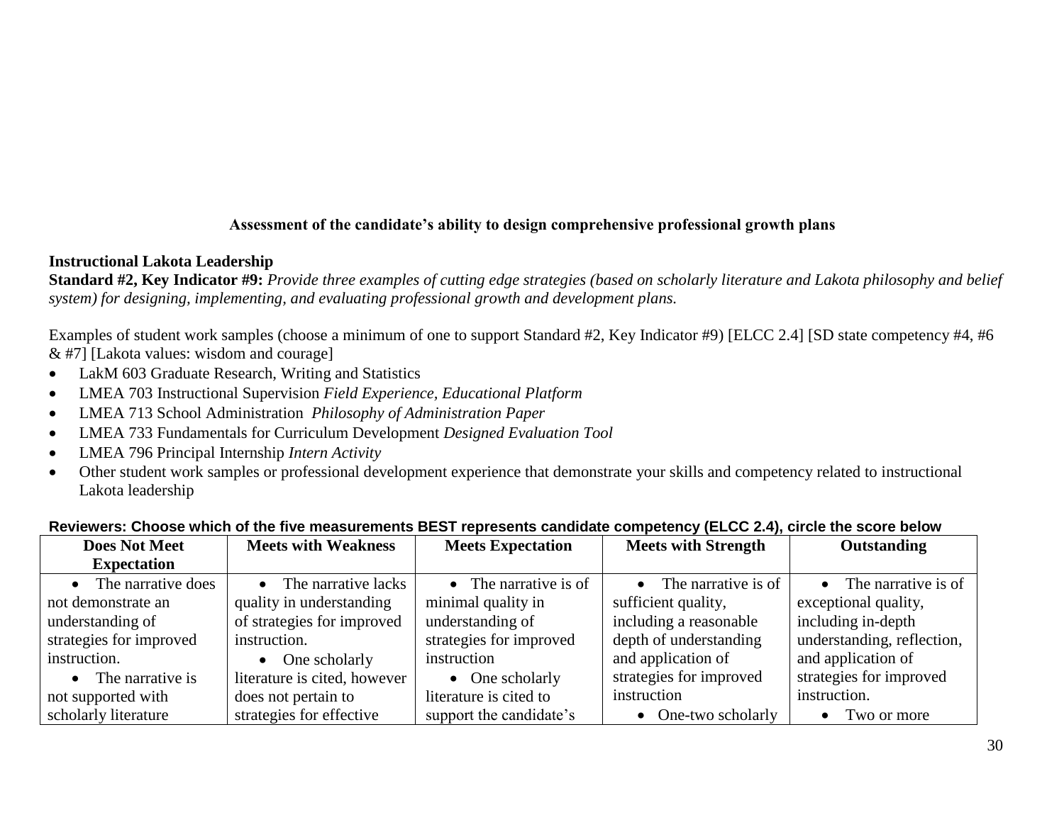**Assessment of the candidate's ability to design comprehensive professional growth plans**

**Instructional Lakota Leadership**

**Standard #2, Key Indicator #9:** *Provide three examples of cutting edge strategies (based on scholarly literature and Lakota philosophy and belief system) for designing, implementing, and evaluating professional growth and development plans.*

Examples of student work samples (choose a minimum of one to support Standard #2, Key Indicator #9) [ELCC 2.4] [SD state competency #4, #6 & #7] [Lakota values: wisdom and courage]

- LakM 603 Graduate Research, Writing and Statistics
- LMEA 703 Instructional Supervision *Field Experience, Educational Platform*
- LMEA 713 School Administration *Philosophy of Administration Paper*
- LMEA 733 Fundamentals for Curriculum Development *Designed Evaluation Tool*
- LMEA 796 Principal Internship *Intern Activity*
- Other student work samples or professional development experience that demonstrate your skills and competency related to instructional Lakota leadership

**Reviewers: Choose which of the five measurements BEST represents candidate competency (ELCC 2.4), circle the score below**

| Does Not Meet Expectation | Meets with Weakness | Meets Expectation | Meets with Strength | Outstanding |
|---|---|---|---|---|
| • The narrative does not demonstrate an understanding of strategies for improved instruction.<br>• The narrative is not supported with scholarly literature | • The narrative lacks quality in understanding of strategies for improved instruction.<br>• One scholarly literature is cited, however does not pertain to strategies for effective | • The narrative is of minimal quality in understanding of strategies for improved instruction<br>• One scholarly literature is cited to support the candidate's | • The narrative is of sufficient quality, including a reasonable depth of understanding and application of strategies for improved instruction<br>• One-two scholarly | • The narrative is of exceptional quality, including in-depth understanding, reflection, and application of strategies for improved instruction.<br>• Two or more |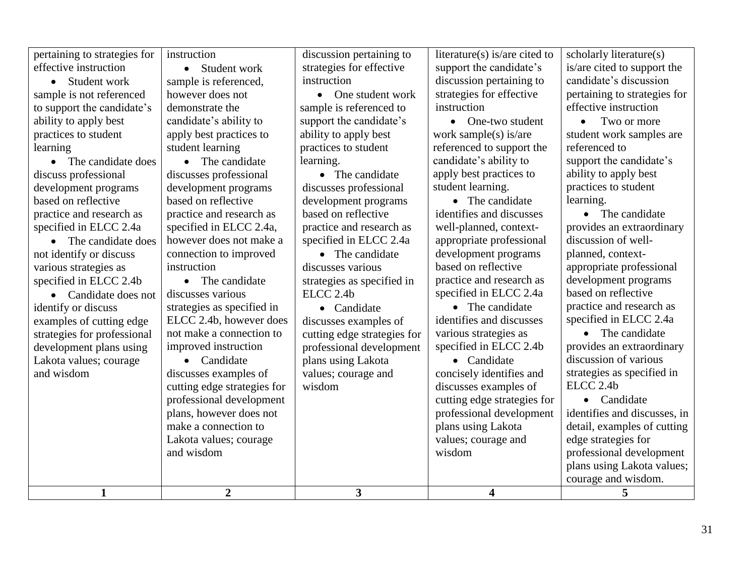| 1 | 2 | 3 | 4 | 5 |
|---|---|---|---|---|
| pertaining to strategies for effective instruction<br>• Student work sample is not referenced to support the candidate's ability to apply best practices to student learning<br>• The candidate does discuss professional development programs based on reflective practice and research as specified in ELCC 2.4a<br>• The candidate does not identify or discuss various strategies as specified in ELCC 2.4b<br>• Candidate does not identify or discuss examples of cutting edge strategies for professional development plans using Lakota values; courage and wisdom | instruction<br>• Student work sample is referenced, however does not demonstrate the candidate's ability to apply best practices to student learning<br>• The candidate discusses professional development programs based on reflective practice and research as specified in ELCC 2.4a, however does not make a connection to improved instruction<br>• The candidate discusses various strategies as specified in ELCC 2.4b, however does not make a connection to improved instruction<br>• Candidate discusses examples of cutting edge strategies for professional development plans, however does not make a connection to Lakota values; courage and wisdom | discussion pertaining to strategies for effective instruction<br>• One student work sample is referenced to support the candidate's ability to apply best practices to student learning.<br>• The candidate discusses professional development programs based on reflective practice and research as specified in ELCC 2.4a<br>• The candidate discusses various strategies as specified in ELCC 2.4b<br>• Candidate discusses examples of cutting edge strategies for professional development plans using Lakota values; courage and wisdom | literature(s) is/are cited to support the candidate's discussion pertaining to strategies for effective instruction<br>• One-two student work sample(s) is/are referenced to support the candidate's ability to apply best practices to student learning.<br>• The candidate identifies and discusses well-planned, context-appropriate professional development programs based on reflective practice and research as specified in ELCC 2.4a<br>• The candidate identifies and discusses various strategies as specified in ELCC 2.4b<br>• Candidate concisely identifies and discusses examples of cutting edge strategies for professional development plans using Lakota values; courage and wisdom | scholarly literature(s) is/are cited to support the candidate's discussion pertaining to strategies for effective instruction<br>• Two or more student work samples are referenced to support the candidate's ability to apply best practices to student learning.<br>• The candidate provides an extraordinary discussion of well-planned, context-appropriate professional development programs based on reflective practice and research as specified in ELCC 2.4a<br>• The candidate provides an extraordinary discussion of various strategies as specified in ELCC 2.4b<br>• Candidate identifies and discusses, in detail, examples of cutting edge strategies for professional development plans using Lakota values; courage and wisdom. |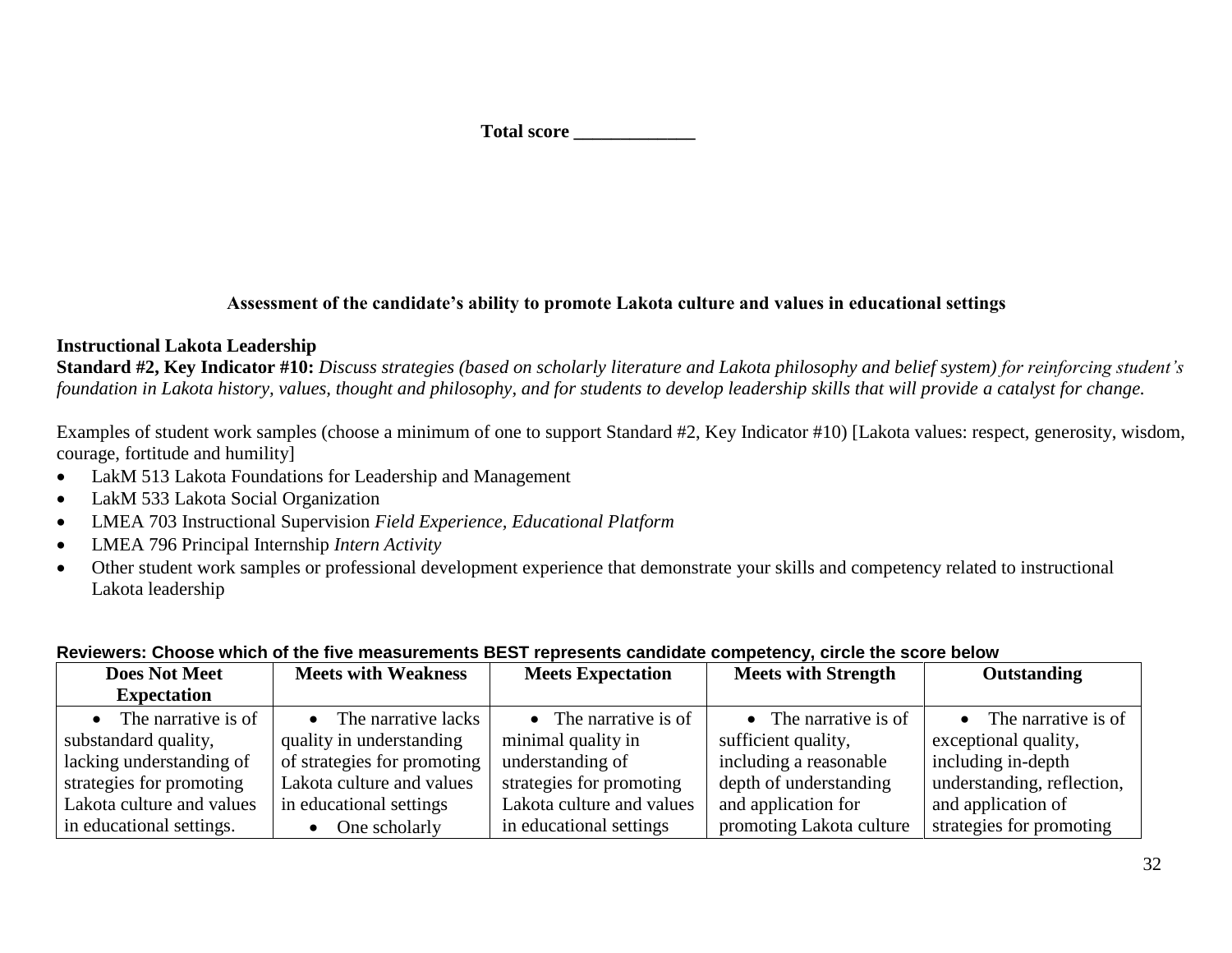**Total score _____________**

**Assessment of the candidate's ability to promote Lakota culture and values in educational settings**

**Instructional Lakota Leadership**

**Standard #2, Key Indicator #10:** *Discuss strategies (based on scholarly literature and Lakota philosophy and belief system) for reinforcing student's foundation in Lakota history, values, thought and philosophy, and for students to develop leadership skills that will provide a catalyst for change.*

Examples of student work samples (choose a minimum of one to support Standard #2, Key Indicator #10) [Lakota values: respect, generosity, wisdom, courage, fortitude and humility]

- LakM 513 Lakota Foundations for Leadership and Management
- LakM 533 Lakota Social Organization
- LMEA 703 Instructional Supervision *Field Experience, Educational Platform*
- LMEA 796 Principal Internship *Intern Activity*
- Other student work samples or professional development experience that demonstrate your skills and competency related to instructional Lakota leadership

**Reviewers: Choose which of the five measurements BEST represents candidate competency, circle the score below**

| Does Not Meet Expectation | Meets with Weakness | Meets Expectation | Meets with Strength | Outstanding |
|---|---|---|---|---|
| • The narrative is of substandard quality, lacking understanding of strategies for promoting Lakota culture and values in educational settings. | • The narrative lacks quality in understanding of strategies for promoting Lakota culture and values in educational settings<br>• One scholarly | • The narrative is of minimal quality in understanding of strategies for promoting Lakota culture and values in educational settings | • The narrative is of sufficient quality, including a reasonable depth of understanding and application for promoting Lakota culture | • The narrative is of exceptional quality, including in-depth understanding, reflection, and application of strategies for promoting |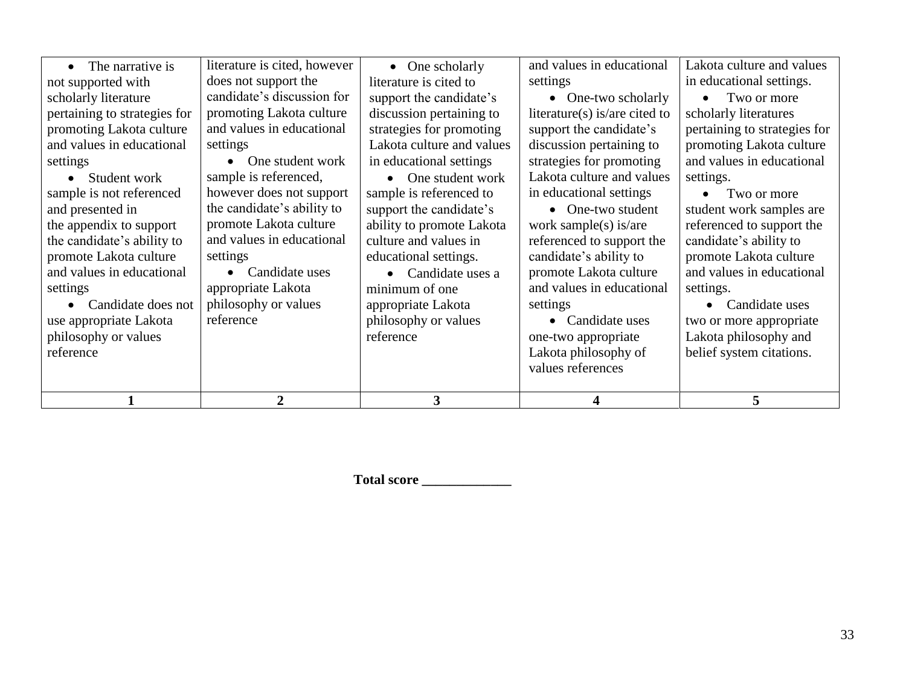| • The narrative is not supported with scholarly literature pertaining to strategies for promoting Lakota culture and values in educational settings<br>• Student work sample is not referenced and presented in the appendix to support the candidate's ability to promote Lakota culture and values in educational settings<br>• Candidate does not use appropriate Lakota philosophy or values reference | literature is cited, however does not support the candidate's discussion for promoting Lakota culture and values in educational settings<br>• One student work sample is referenced, however does not support the candidate's ability to promote Lakota culture and values in educational settings<br>• Candidate uses appropriate Lakota philosophy or values reference | • One scholarly literature is cited to support the candidate's discussion pertaining to strategies for promoting Lakota culture and values in educational settings<br>• One student work sample is referenced to support the candidate's ability to promote Lakota culture and values in educational settings.<br>• Candidate uses a minimum of one appropriate Lakota philosophy or values reference | and values in educational settings<br>• One-two scholarly literature(s) is/are cited to support the candidate's discussion pertaining to strategies for promoting Lakota culture and values in educational settings<br>• One-two student work sample(s) is/are referenced to support the candidate's ability to promote Lakota culture and values in educational settings<br>• Candidate uses one-two appropriate Lakota philosophy of values references | Lakota culture and values in educational settings.<br>• Two or more scholarly literatures pertaining to strategies for promoting Lakota culture and values in educational settings.<br>• Two or more student work samples are referenced to support the candidate's ability to promote Lakota culture and values in educational settings.<br>• Candidate uses two or more appropriate Lakota philosophy and belief system citations. |
|---|---|---|---|---|
| **1** | **2** | **3** | **4** | **5** |

**Total score \_\_\_\_\_\_\_\_\_\_\_\_\_**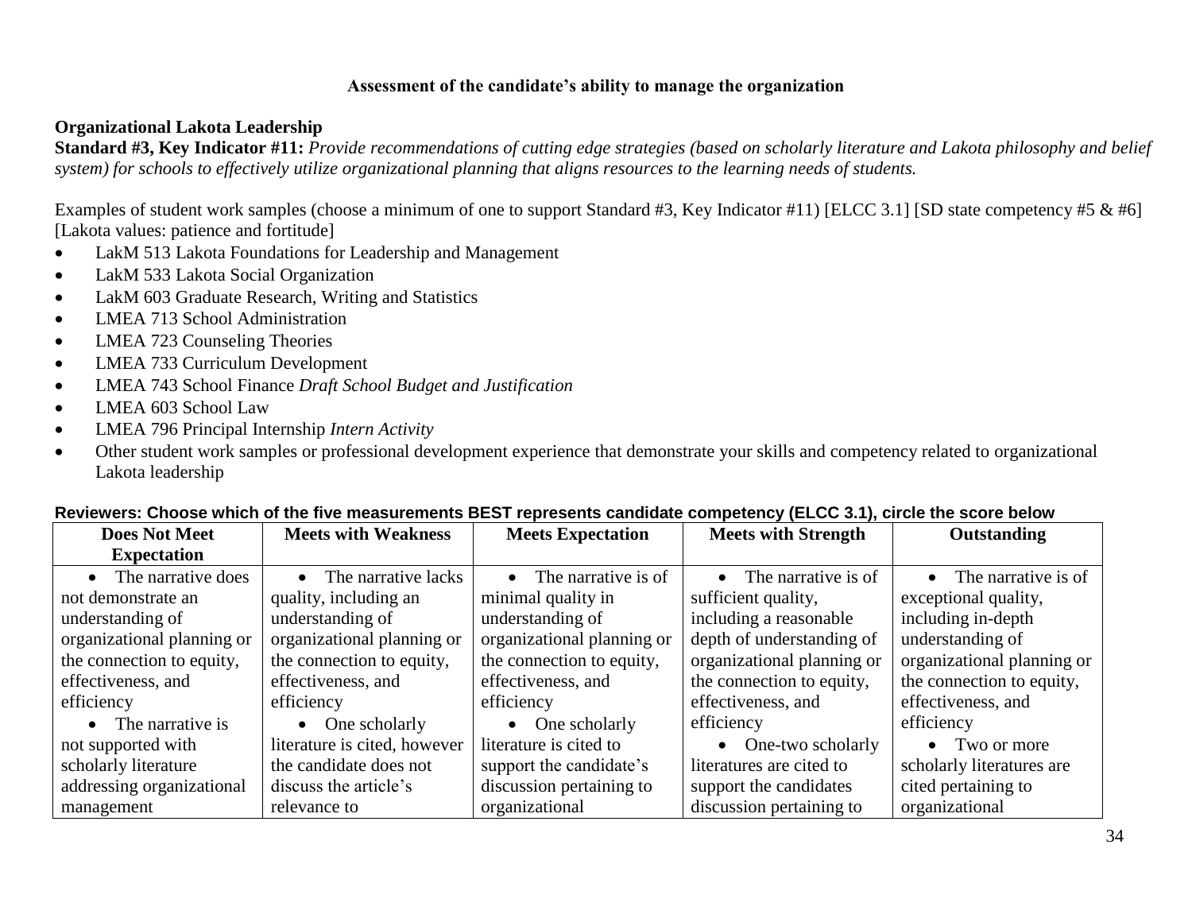**Assessment of the candidate's ability to manage the organization**

**Organizational Lakota Leadership**

**Standard #3, Key Indicator #11:** *Provide recommendations of cutting edge strategies (based on scholarly literature and Lakota philosophy and belief system) for schools to effectively utilize organizational planning that aligns resources to the learning needs of students.*

Examples of student work samples (choose a minimum of one to support Standard #3, Key Indicator #11) [ELCC 3.1] [SD state competency #5 & #6] [Lakota values: patience and fortitude]

- LakM 513 Lakota Foundations for Leadership and Management
- LakM 533 Lakota Social Organization
- LakM 603 Graduate Research, Writing and Statistics
- LMEA 713 School Administration
- LMEA 723 Counseling Theories
- LMEA 733 Curriculum Development
- LMEA 743 School Finance *Draft School Budget and Justification*
- LMEA 603 School Law
- LMEA 796 Principal Internship *Intern Activity*
- Other student work samples or professional development experience that demonstrate your skills and competency related to organizational Lakota leadership

**Reviewers: Choose which of the five measurements BEST represents candidate competency (ELCC 3.1), circle the score below**

| Does Not Meet Expectation | Meets with Weakness | Meets Expectation | Meets with Strength | Outstanding |
|---|---|---|---|---|
| • The narrative does not demonstrate an understanding of organizational planning or the connection to equity, effectiveness, and efficiency<br>• The narrative is not supported with scholarly literature addressing organizational management | • The narrative lacks quality, including an understanding of organizational planning or the connection to equity, effectiveness, and efficiency<br>• One scholarly literature is cited, however the candidate does not discuss the article's relevance to | • The narrative is of minimal quality in understanding of organizational planning or the connection to equity, effectiveness, and efficiency<br>• One scholarly literature is cited to support the candidate's discussion pertaining to organizational | • The narrative is of sufficient quality, including a reasonable depth of understanding of organizational planning or the connection to equity, effectiveness, and efficiency<br>• One-two scholarly literatures are cited to support the candidates discussion pertaining to | • The narrative is of exceptional quality, including in-depth understanding of organizational planning or the connection to equity, effectiveness, and efficiency<br>• Two or more scholarly literatures are cited pertaining to organizational |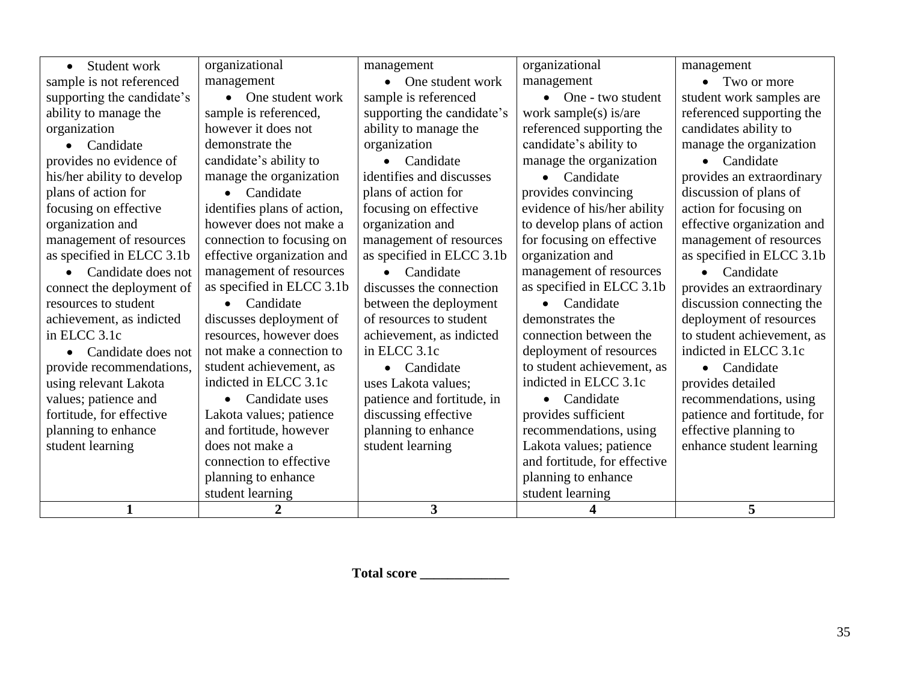| • Student work sample is not referenced supporting the candidate's ability to manage the organization<br>• Candidate provides no evidence of his/her ability to develop plans of action for focusing on effective organization and management of resources as specified in ELCC 3.1b<br>• Candidate does not connect the deployment of resources to student achievement, as indicted in ELCC 3.1c<br>• Candidate does not provide recommendations, using relevant Lakota values; patience and fortitude, for effective planning to enhance student learning | organizational management<br>• One student work sample is referenced, however it does not demonstrate the candidate's ability to manage the organization<br>• Candidate identifies plans of action, however does not make a connection to focusing on effective organization and management of resources as specified in ELCC 3.1b<br>• Candidate discusses deployment of resources, however does not make a connection to student achievement, as indicted in ELCC 3.1c<br>• Candidate uses Lakota values; patience and fortitude, however does not make a connection to effective planning to enhance student learning | management<br>• One student work sample is referenced supporting the candidate's ability to manage the organization<br>• Candidate identifies and discusses plans of action for focusing on effective organization and management of resources as specified in ELCC 3.1b<br>• Candidate discusses the connection between the deployment of resources to student achievement, as indicted in ELCC 3.1c<br>• Candidate uses Lakota values; patience and fortitude, in discussing effective planning to enhance student learning | organizational management<br>• One - two student work sample(s) is/are referenced supporting the candidate's ability to manage the organization<br>• Candidate provides convincing evidence of his/her ability to develop plans of action for focusing on effective organization and management of resources as specified in ELCC 3.1b<br>• Candidate demonstrates the connection between the deployment of resources to student achievement, as indicted in ELCC 3.1c<br>• Candidate provides sufficient recommendations, using Lakota values; patience and fortitude, for effective planning to enhance student learning | management<br>• Two or more student work samples are referenced supporting the candidates ability to manage the organization<br>• Candidate provides an extraordinary discussion of plans of action for focusing on effective organization and management of resources as specified in ELCC 3.1b<br>• Candidate provides an extraordinary discussion connecting the deployment of resources to student achievement, as indicted in ELCC 3.1c<br>• Candidate provides detailed recommendations, using patience and fortitude, for effective planning to enhance student learning |
|---|---|---|---|---|
| **1** | **2** | **3** | **4** | **5** |

**Total score _____________**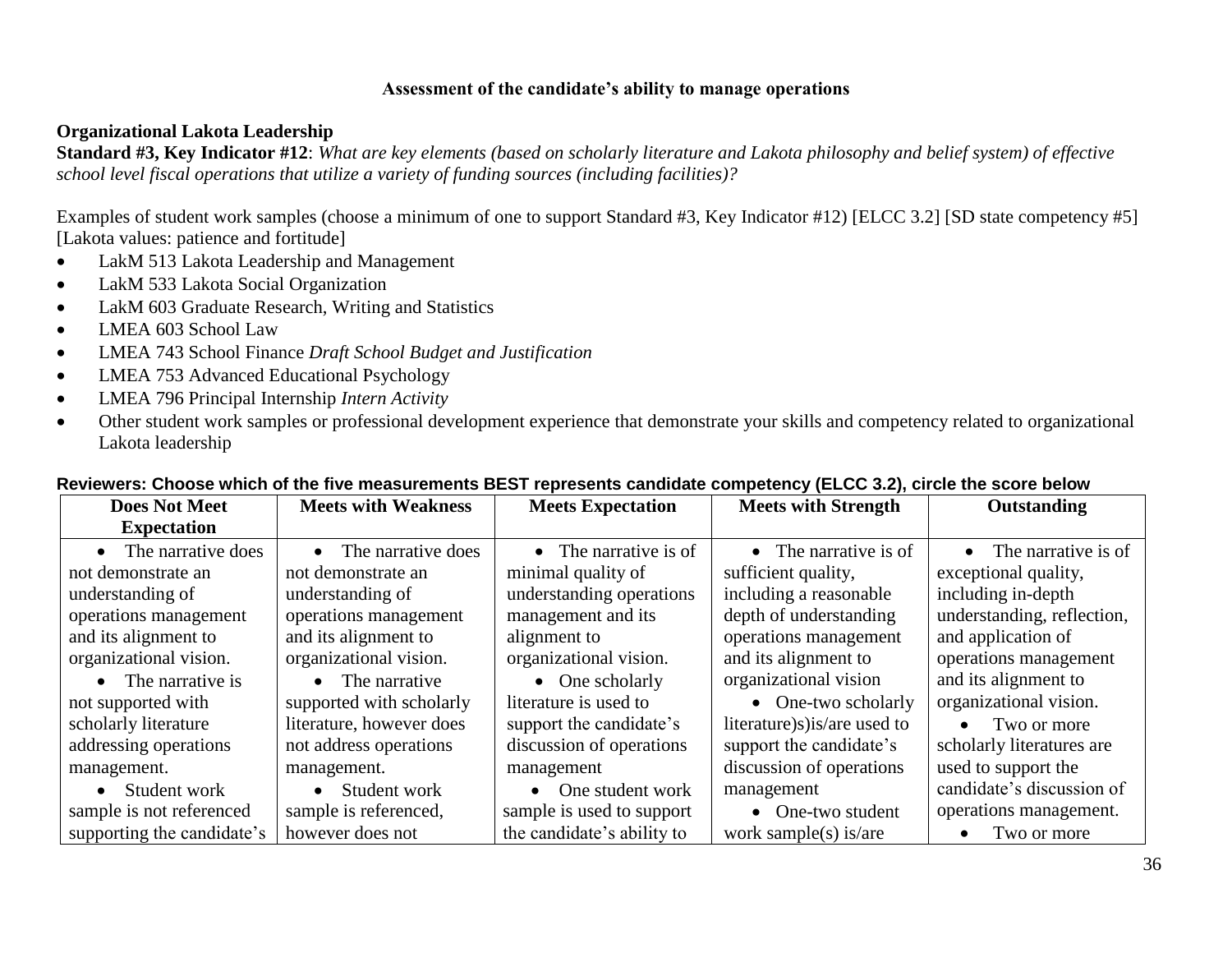**Assessment of the candidate's ability to manage operations**

**Organizational Lakota Leadership**

**Standard #3, Key Indicator #12**: *What are key elements (based on scholarly literature and Lakota philosophy and belief system) of effective school level fiscal operations that utilize a variety of funding sources (including facilities)?*

Examples of student work samples (choose a minimum of one to support Standard #3, Key Indicator #12) [ELCC 3.2] [SD state competency #5] [Lakota values: patience and fortitude]

- LakM 513 Lakota Leadership and Management
- LakM 533 Lakota Social Organization
- LakM 603 Graduate Research, Writing and Statistics
- LMEA 603 School Law
- LMEA 743 School Finance *Draft School Budget and Justification*
- LMEA 753 Advanced Educational Psychology
- LMEA 796 Principal Internship *Intern Activity*
- Other student work samples or professional development experience that demonstrate your skills and competency related to organizational Lakota leadership

**Reviewers: Choose which of the five measurements BEST represents candidate competency (ELCC 3.2), circle the score below**

| Does Not Meet Expectation | Meets with Weakness | Meets Expectation | Meets with Strength | Outstanding |
|---|---|---|---|---|
| • The narrative does not demonstrate an understanding of operations management and its alignment to organizational vision. • The narrative is not supported with scholarly literature addressing operations management. • Student work sample is not referenced supporting the candidate's | • The narrative does not demonstrate an understanding of operations management and its alignment to organizational vision. • The narrative supported with scholarly literature, however does not address operations management. • Student work sample is referenced, however does not | • The narrative is of minimal quality of understanding operations management and its alignment to organizational vision. • One scholarly literature is used to support the candidate's discussion of operations management • One student work sample is used to support the candidate's ability to | • The narrative is of sufficient quality, including a reasonable depth of understanding operations management and its alignment to organizational vision • One-two scholarly literature)s)is/are used to support the candidate's discussion of operations management • One-two student work sample(s) is/are | • The narrative is of exceptional quality, including in-depth understanding, reflection, and application of operations management and its alignment to organizational vision. • Two or more scholarly literatures are used to support the candidate's discussion of operations management. • Two or more |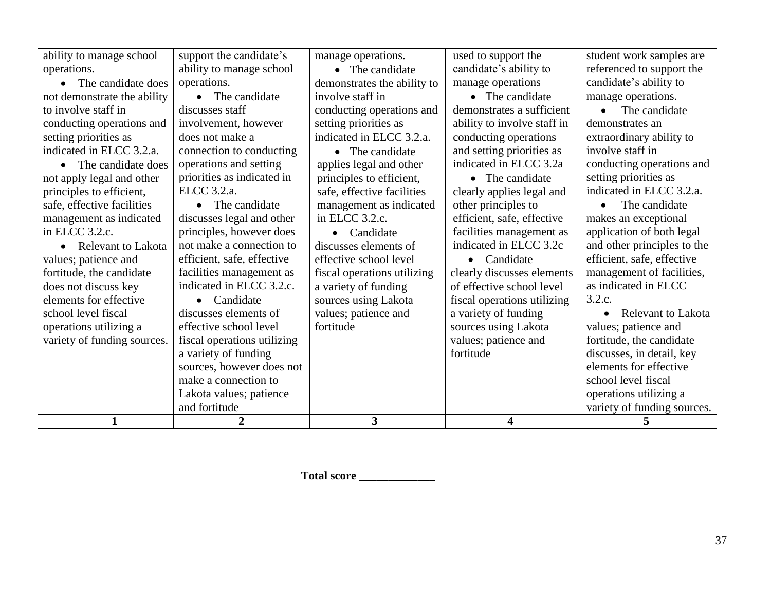| ability to manage school operations. • The candidate does not demonstrate the ability to involve staff in conducting operations and setting priorities as indicated in ELCC 3.2.a. • The candidate does not apply legal and other principles to efficient, safe, effective facilities management as indicated in ELCC 3.2.c. • Relevant to Lakota values; patience and fortitude, the candidate does not discuss key elements for effective school level fiscal operations utilizing a variety of funding sources. | support the candidate's ability to manage school operations. • The candidate discusses staff involvement, however does not make a connection to conducting operations and setting priorities as indicated in ELCC 3.2.a. • The candidate discusses legal and other principles, however does not make a connection to efficient, safe, effective facilities management as indicated in ELCC 3.2.c. • Candidate discusses elements of effective school level fiscal operations utilizing a variety of funding sources, however does not make a connection to Lakota values; patience and fortitude | manage operations. • The candidate demonstrates the ability to involve staff in conducting operations and setting priorities as indicated in ELCC 3.2.a. • The candidate applies legal and other principles to efficient, safe, effective facilities management as indicated in ELCC 3.2.c. • Candidate discusses elements of effective school level fiscal operations utilizing a variety of funding sources using Lakota values; patience and fortitude | used to support the candidate's ability to manage operations • The candidate demonstrates a sufficient ability to involve staff in conducting operations and setting priorities as indicated in ELCC 3.2a • The candidate clearly applies legal and other principles to efficient, safe, effective facilities management as indicated in ELCC 3.2c • Candidate clearly discusses elements of effective school level fiscal operations utilizing a variety of funding sources using Lakota values; patience and fortitude | student work samples are referenced to support the candidate's ability to manage operations. • The candidate demonstrates an extraordinary ability to involve staff in conducting operations and setting priorities as indicated in ELCC 3.2.a. • The candidate makes an exceptional application of both legal and other principles to the efficient, safe, effective management of facilities, as indicated in ELCC 3.2.c. • Relevant to Lakota values; patience and fortitude, the candidate discusses, in detail, key elements for effective school level fiscal operations utilizing a variety of funding sources. |
|---|---|---|---|---|
| **1** | **2** | **3** | **4** | **5** |

**Total score _____________**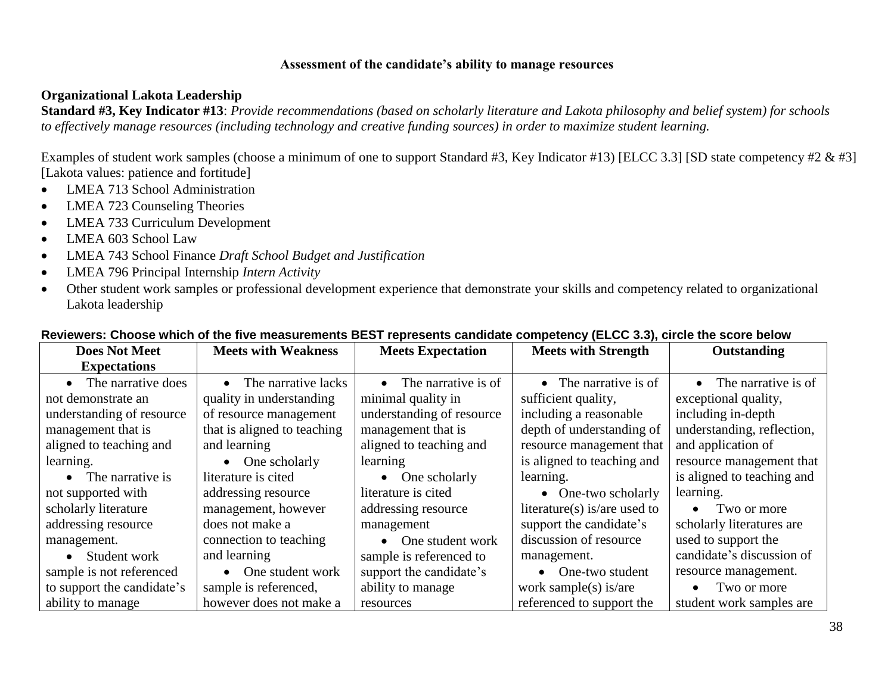**Assessment of the candidate's ability to manage resources**

**Organizational Lakota Leadership**

**Standard #3, Key Indicator #13**: *Provide recommendations (based on scholarly literature and Lakota philosophy and belief system) for schools to effectively manage resources (including technology and creative funding sources) in order to maximize student learning.*

Examples of student work samples (choose a minimum of one to support Standard #3, Key Indicator #13) [ELCC 3.3] [SD state competency #2 & #3] [Lakota values: patience and fortitude]

- LMEA 713 School Administration
- LMEA 723 Counseling Theories
- LMEA 733 Curriculum Development
- LMEA 603 School Law
- LMEA 743 School Finance *Draft School Budget and Justification*
- LMEA 796 Principal Internship *Intern Activity*
- Other student work samples or professional development experience that demonstrate your skills and competency related to organizational Lakota leadership

**Reviewers: Choose which of the five measurements BEST represents candidate competency (ELCC 3.3), circle the score below**

| Does Not Meet Expectations | Meets with Weakness | Meets Expectation | Meets with Strength | Outstanding |
|---|---|---|---|---|
| • The narrative does not demonstrate an understanding of resource management that is aligned to teaching and learning.<br>• The narrative is not supported with scholarly literature addressing resource management.<br>• Student work sample is not referenced to support the candidate's ability to manage | • The narrative lacks quality in understanding of resource management that is aligned to teaching and learning<br>• One scholarly literature is cited addressing resource management, however does not make a connection to teaching and learning<br>• One student work sample is referenced, however does not make a | • The narrative is of minimal quality in understanding of resource management that is aligned to teaching and learning<br>• One scholarly literature is cited addressing resource management<br>• One student work sample is referenced to support the candidate's ability to manage resources | • The narrative is of sufficient quality, including a reasonable depth of understanding of resource management that is aligned to teaching and learning.<br>• One-two scholarly literature(s) is/are used to support the candidate's discussion of resource management.<br>• One-two student work sample(s) is/are referenced to support the | • The narrative is of exceptional quality, including in-depth understanding, reflection, and application of resource management that is aligned to teaching and learning.<br>• Two or more scholarly literatures are used to support the candidate's discussion of resource management.<br>• Two or more student work samples are |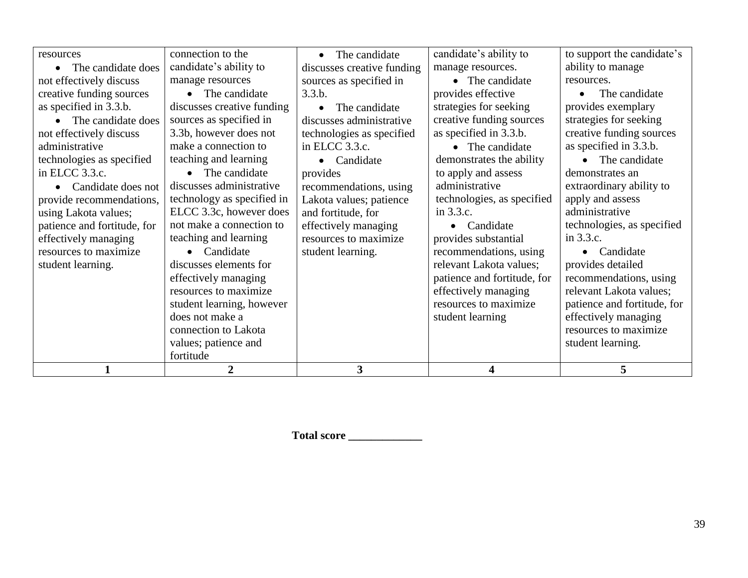| resources<br>• The candidate does not effectively discuss creative funding sources as specified in 3.3.b.<br>• The candidate does not effectively discuss administrative technologies as specified in ELCC 3.3.c.<br>• Candidate does not provide recommendations, using Lakota values; patience and fortitude, for effectively managing resources to maximize student learning. | connection to the candidate's ability to manage resources<br>• The candidate discusses creative funding sources as specified in 3.3b, however does not make a connection to teaching and learning<br>• The candidate discusses administrative technology as specified in ELCC 3.3c, however does not make a connection to teaching and learning<br>• Candidate discusses elements for effectively managing resources to maximize student learning, however does not make a connection to Lakota values; patience and fortitude | • The candidate discusses creative funding sources as specified in 3.3.b.<br>• The candidate discusses administrative technologies as specified in ELCC 3.3.c.<br>• Candidate provides recommendations, using Lakota values; patience and fortitude, for effectively managing resources to maximize student learning. | candidate's ability to manage resources.<br>• The candidate provides effective strategies for seeking creative funding sources as specified in 3.3.b.<br>• The candidate demonstrates the ability to apply and assess administrative technologies, as specified in 3.3.c.<br>• Candidate provides substantial recommendations, using relevant Lakota values; patience and fortitude, for effectively managing resources to maximize student learning | to support the candidate's ability to manage resources.<br>• The candidate provides exemplary strategies for seeking creative funding sources as specified in 3.3.b.<br>• The candidate demonstrates an extraordinary ability to apply and assess administrative technologies, as specified in 3.3.c.<br>• Candidate provides detailed recommendations, using relevant Lakota values; patience and fortitude, for effectively managing resources to maximize student learning. |
|---|---|---|---|---|
| **1** | **2** | **3** | **4** | **5** |

**Total score _____________**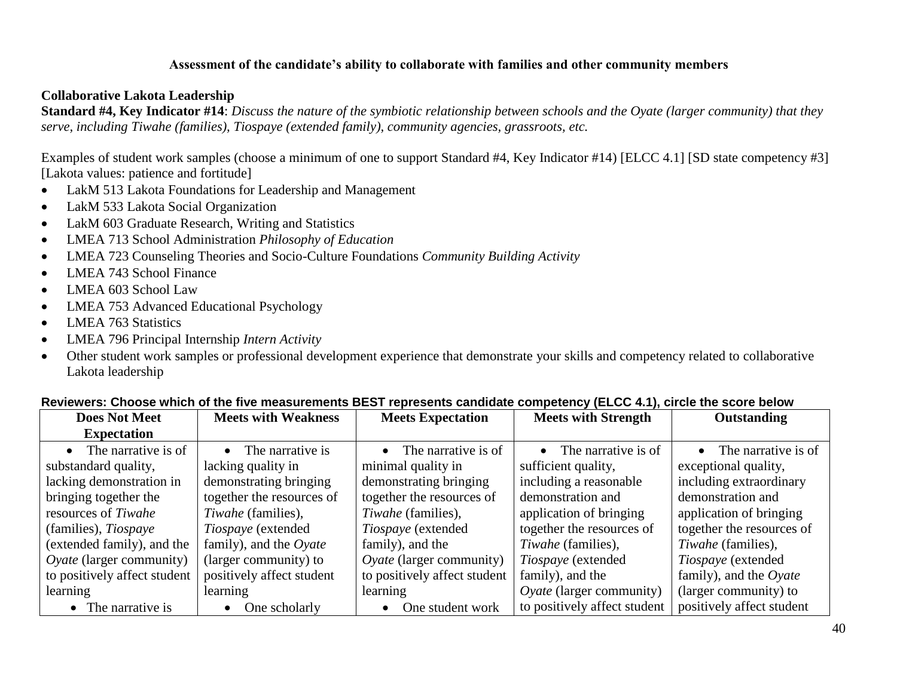### Assessment of the candidate's ability to collaborate with families and other community members

**Collaborative Lakota Leadership**

**Standard #4, Key Indicator #14**: *Discuss the nature of the symbiotic relationship between schools and the Oyate (larger community) that they serve, including Tiwahe (families), Tiospaye (extended family), community agencies, grassroots, etc.*

Examples of student work samples (choose a minimum of one to support Standard #4, Key Indicator #14) [ELCC 4.1] [SD state competency #3] [Lakota values: patience and fortitude]

- LakM 513 Lakota Foundations for Leadership and Management
- LakM 533 Lakota Social Organization
- LakM 603 Graduate Research, Writing and Statistics
- LMEA 713 School Administration *Philosophy of Education*
- LMEA 723 Counseling Theories and Socio-Culture Foundations *Community Building Activity*
- LMEA 743 School Finance
- LMEA 603 School Law
- LMEA 753 Advanced Educational Psychology
- LMEA 763 Statistics
- LMEA 796 Principal Internship *Intern Activity*
- Other student work samples or professional development experience that demonstrate your skills and competency related to collaborative Lakota leadership

**Reviewers: Choose which of the five measurements BEST represents candidate competency (ELCC 4.1), circle the score below**

| Does Not Meet Expectation | Meets with Weakness | Meets Expectation | Meets with Strength | Outstanding |
|---|---|---|---|---|
| • The narrative is of substandard quality, lacking demonstration in bringing together the resources of *Tiwahe* (families), *Tiospaye* (extended family), and the *Oyate* (larger community) to positively affect student learning<br>• The narrative is | • The narrative is lacking quality in demonstrating bringing together the resources of *Tiwahe* (families), *Tiospaye* (extended family), and the *Oyate* (larger community) to positively affect student learning<br>• One scholarly | • The narrative is of minimal quality in demonstrating bringing together the resources of *Tiwahe* (families), *Tiospaye* (extended family), and the *Oyate* (larger community) to positively affect student learning<br>• One student work | • The narrative is of sufficient quality, including a reasonable demonstration and application of bringing together the resources of *Tiwahe* (families), *Tiospaye* (extended family), and the *Oyate* (larger community) to positively affect student | • The narrative is of exceptional quality, including extraordinary demonstration and application of bringing together the resources of *Tiwahe* (families), *Tiospaye* (extended family), and the *Oyate* (larger community) to positively affect student |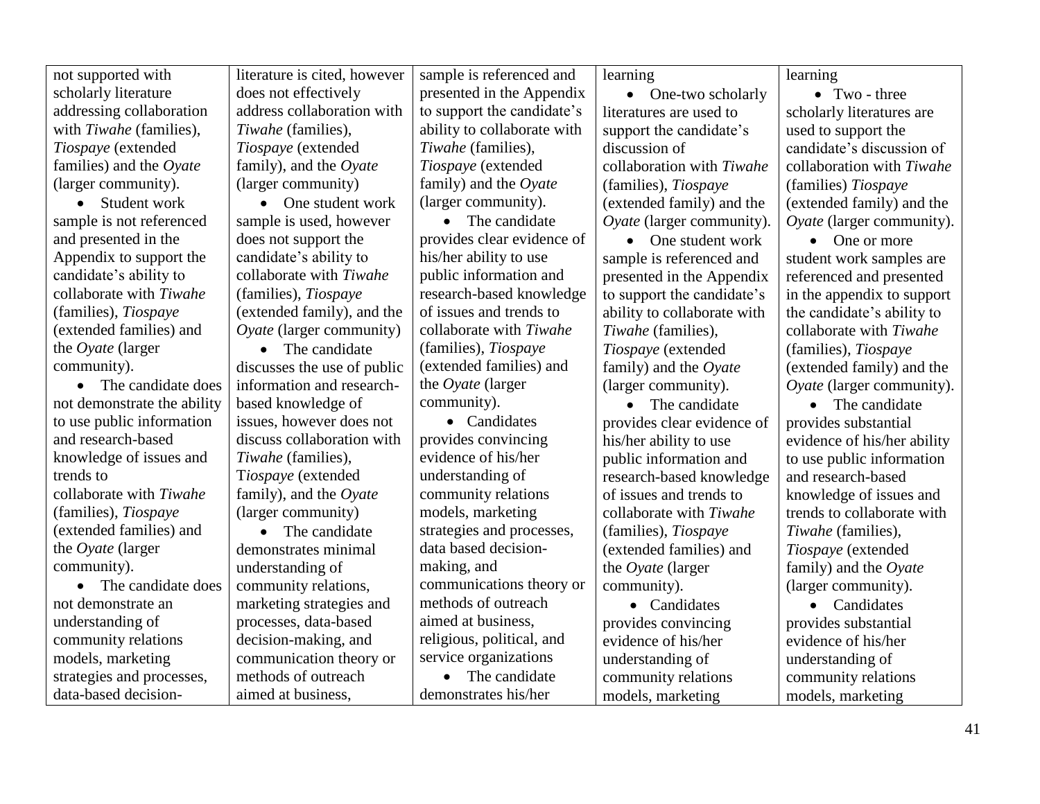| | | | | |
|---|---|---|---|---|
| not supported with scholarly literature addressing collaboration with *Tiwahe* (families), *Tiospaye* (extended families) and the *Oyate* (larger community).<br>• Student work sample is not referenced and presented in the Appendix to support the candidate's ability to collaborate with *Tiwahe* (families), *Tiospaye* (extended families) and the *Oyate* (larger community).<br>• The candidate does not demonstrate the ability to use public information and research-based knowledge of issues and trends to collaborate with *Tiwahe* (families), *Tiospaye* (extended families) and the *Oyate* (larger community).<br>• The candidate does not demonstrate an understanding of community relations models, marketing strategies and processes, data-based decision- | literature is cited, however does not effectively address collaboration with *Tiwahe* (families), *Tiospaye* (extended family), and the *Oyate* (larger community)<br>• One student work sample is used, however does not support the candidate's ability to collaborate with *Tiwahe* (families), *Tiospaye* (extended family), and the *Oyate* (larger community)<br>• The candidate discusses the use of public information and research-based knowledge of issues, however does not discuss collaboration with *Tiwahe* (families), T*iospaye* (extended family), and the *Oyate* (larger community)<br>• The candidate demonstrates minimal understanding of community relations, marketing strategies and processes, data-based decision-making, and communication theory or methods of outreach aimed at business, | sample is referenced and presented in the Appendix to support the candidate's ability to collaborate with *Tiwahe* (families), *Tiospaye* (extended family) and the *Oyate* (larger community).<br>• The candidate provides clear evidence of his/her ability to use public information and research-based knowledge of issues and trends to collaborate with *Tiwahe* (families), *Tiospaye* (extended families) and the *Oyate* (larger community).<br>• Candidates provides convincing evidence of his/her understanding of community relations models, marketing strategies and processes, data based decision-making, and communications theory or methods of outreach aimed at business, religious, political, and service organizations<br>• The candidate demonstrates his/her | learning<br>• One-two scholarly literatures are used to support the candidate's discussion of collaboration with *Tiwahe* (families), *Tiospaye* (extended family) and the *Oyate* (larger community).<br>• One student work sample is referenced and presented in the Appendix to support the candidate's ability to collaborate with *Tiwahe* (families), *Tiospaye* (extended family) and the *Oyate* (larger community).<br>• The candidate provides clear evidence of his/her ability to use public information and research-based knowledge of issues and trends to collaborate with *Tiwahe* (families), *Tiospaye* (extended families) and the *Oyate* (larger community).<br>• Candidates provides convincing evidence of his/her understanding of community relations models, marketing | learning<br>• Two - three scholarly literatures are used to support the candidate's discussion of collaboration with *Tiwahe* (families) *Tiospaye* (extended family) and the *Oyate* (larger community).<br>• One or more student work samples are referenced and presented in the appendix to support the candidate's ability to collaborate with *Tiwahe* (families), *Tiospaye* (extended family) and the *Oyate* (larger community).<br>• The candidate provides substantial evidence of his/her ability to use public information and research-based knowledge of issues and trends to collaborate with *Tiwahe* (families), *Tiospaye* (extended family) and the *Oyate* (larger community).<br>• Candidates provides substantial evidence of his/her understanding of community relations models, marketing |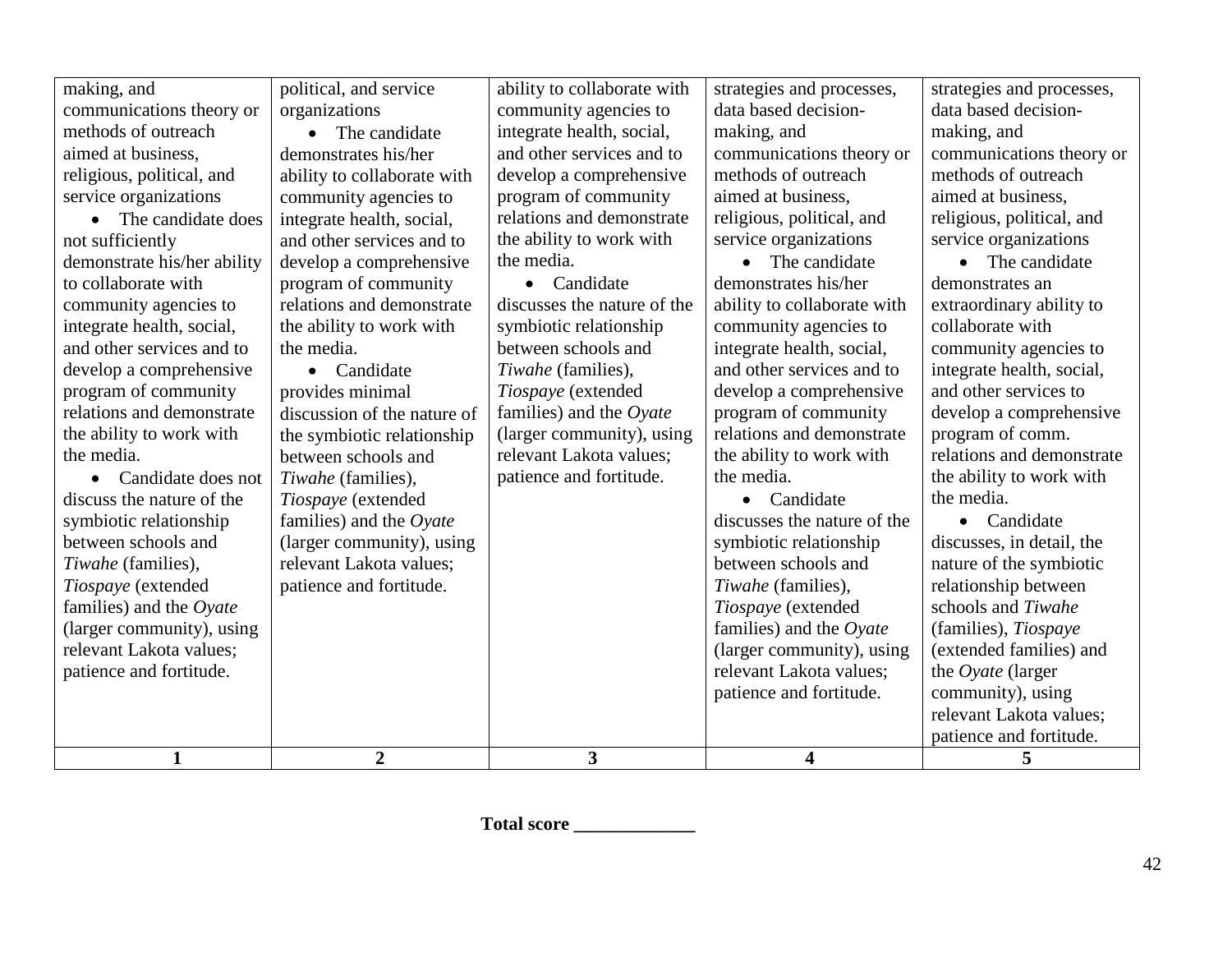| | | | | |
|---|---|---|---|---|
| making, and communications theory or methods of outreach aimed at business, religious, political, and service organizations<br>• The candidate does not sufficiently demonstrate his/her ability to collaborate with community agencies to integrate health, social, and other services and to develop a comprehensive program of community relations and demonstrate the ability to work with the media.<br>• Candidate does not discuss the nature of the symbiotic relationship between schools and *Tiwahe* (families), *Tiospaye* (extended families) and the *Oyate* (larger community), using relevant Lakota values; patience and fortitude. | political, and service organizations<br>• The candidate demonstrates his/her ability to collaborate with community agencies to integrate health, social, and other services and to develop a comprehensive program of community relations and demonstrate the ability to work with the media.<br>• Candidate provides minimal discussion of the nature of the symbiotic relationship between schools and *Tiwahe* (families), *Tiospaye* (extended families) and the *Oyate* (larger community), using relevant Lakota values; patience and fortitude. | ability to collaborate with community agencies to integrate health, social, and other services and to develop a comprehensive program of community relations and demonstrate the ability to work with the media.<br>• Candidate discusses the nature of the symbiotic relationship between schools and *Tiwahe* (families), *Tiospaye* (extended families) and the *Oyate* (larger community), using relevant Lakota values; patience and fortitude. | strategies and processes, data based decision-making, and communications theory or methods of outreach aimed at business, religious, political, and service organizations<br>• The candidate demonstrates his/her ability to collaborate with community agencies to integrate health, social, and other services and to develop a comprehensive program of community relations and demonstrate the ability to work with the media.<br>• Candidate discusses the nature of the symbiotic relationship between schools and *Tiwahe* (families), *Tiospaye* (extended families) and the *Oyate* (larger community), using relevant Lakota values; patience and fortitude. | strategies and processes, data based decision-making, and communications theory or methods of outreach aimed at business, religious, political, and service organizations<br>• The candidate demonstrates an extraordinary ability to collaborate with community agencies to integrate health, social, and other services to develop a comprehensive program of comm. relations and demonstrate the ability to work with the media.<br>• Candidate discusses, in detail, the nature of the symbiotic relationship between schools and *Tiwahe* (families), *Tiospaye* (extended families) and the *Oyate* (larger community), using relevant Lakota values; patience and fortitude. |
| **1** | **2** | **3** | **4** | **5** |

**Total score _____________**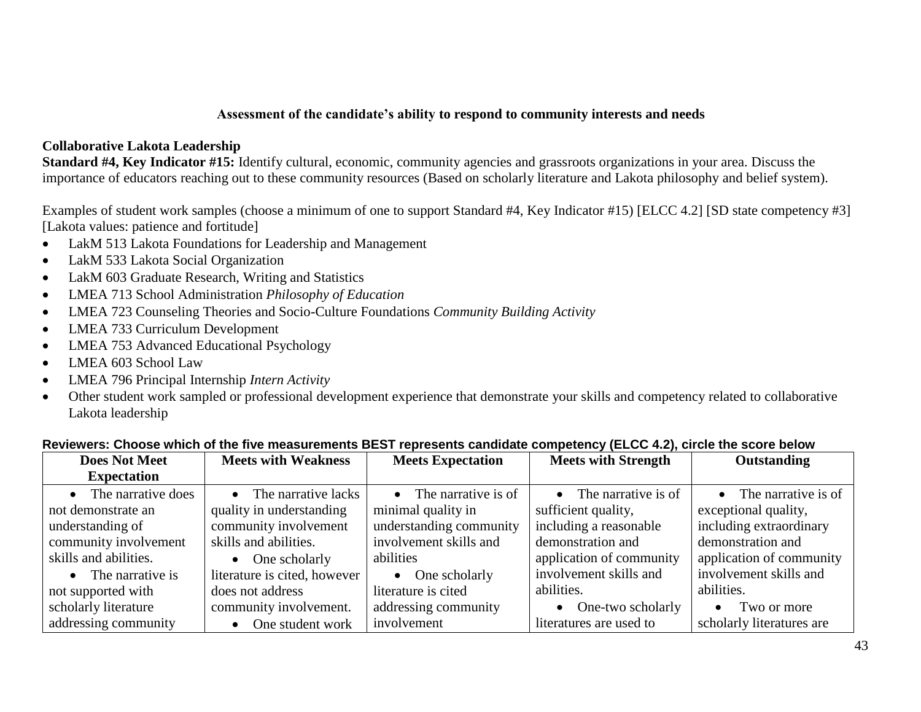### Assessment of the candidate's ability to respond to community interests and needs

**Collaborative Lakota Leadership**

**Standard #4, Key Indicator #15:** Identify cultural, economic, community agencies and grassroots organizations in your area. Discuss the importance of educators reaching out to these community resources (Based on scholarly literature and Lakota philosophy and belief system).

Examples of student work samples (choose a minimum of one to support Standard #4, Key Indicator #15) [ELCC 4.2] [SD state competency #3] [Lakota values: patience and fortitude]

- LakM 513 Lakota Foundations for Leadership and Management
- LakM 533 Lakota Social Organization
- LakM 603 Graduate Research, Writing and Statistics
- LMEA 713 School Administration *Philosophy of Education*
- LMEA 723 Counseling Theories and Socio-Culture Foundations *Community Building Activity*
- LMEA 733 Curriculum Development
- LMEA 753 Advanced Educational Psychology
- LMEA 603 School Law
- LMEA 796 Principal Internship *Intern Activity*
- Other student work sampled or professional development experience that demonstrate your skills and competency related to collaborative Lakota leadership

**Reviewers: Choose which of the five measurements BEST represents candidate competency (ELCC 4.2), circle the score below**

| Does Not Meet Expectation | Meets with Weakness | Meets Expectation | Meets with Strength | Outstanding |
|---|---|---|---|---|
| • The narrative does not demonstrate an understanding of community involvement skills and abilities.<br>• The narrative is not supported with scholarly literature addressing community | • The narrative lacks quality in understanding community involvement skills and abilities.<br>• One scholarly literature is cited, however does not address community involvement.<br>• One student work | • The narrative is of minimal quality in understanding community involvement skills and abilities<br>• One scholarly literature is cited addressing community involvement | • The narrative is of sufficient quality, including a reasonable demonstration and application of community involvement skills and abilities.<br>• One-two scholarly literatures are used to | • The narrative is of exceptional quality, including extraordinary demonstration and application of community involvement skills and abilities.<br>• Two or more scholarly literatures are |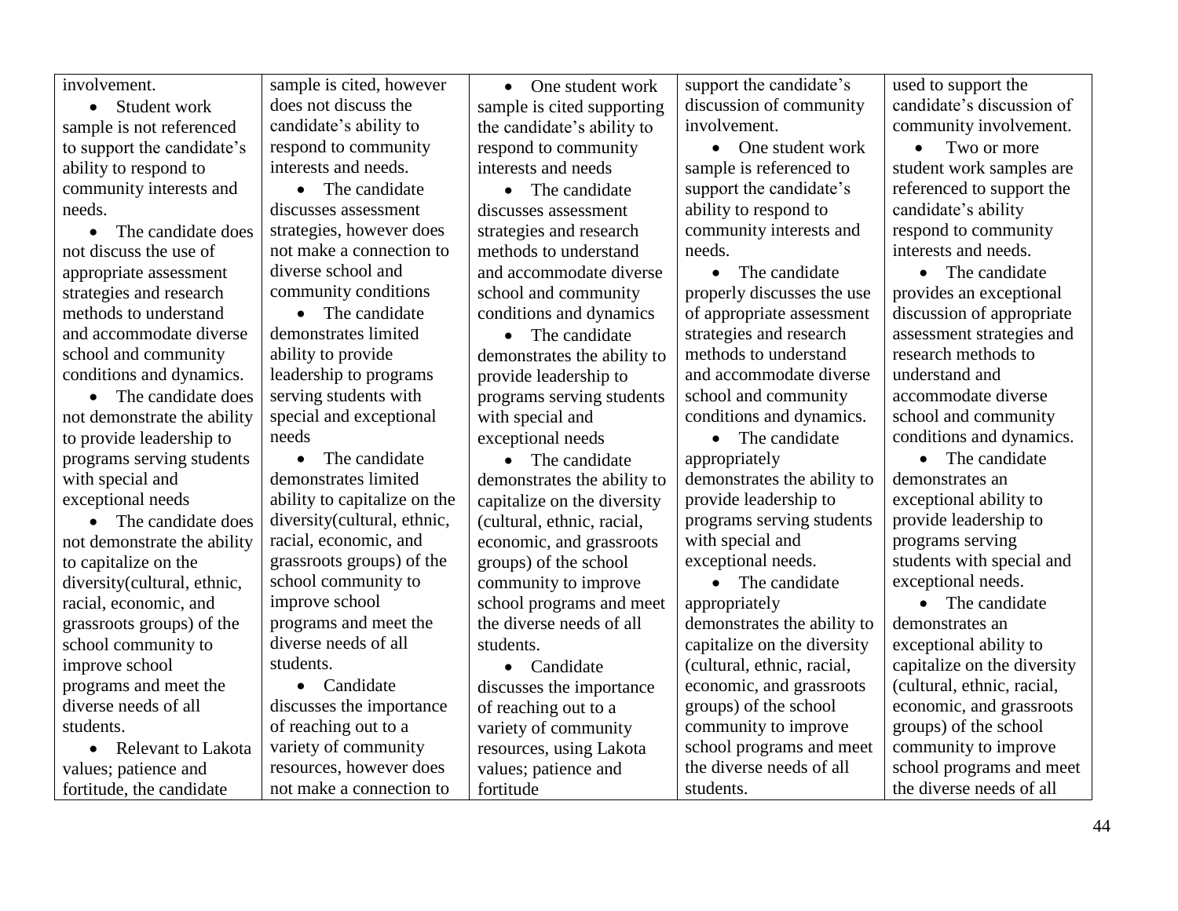| | | | | |
|---|---|---|---|---|
| involvement.<br>• Student work sample is not referenced to support the candidate's ability to respond to community interests and needs.<br>• The candidate does not discuss the use of appropriate assessment strategies and research methods to understand and accommodate diverse school and community conditions and dynamics.<br>• The candidate does not demonstrate the ability to provide leadership to programs serving students with special and exceptional needs<br>• The candidate does not demonstrate the ability to capitalize on the diversity(cultural, ethnic, racial, economic, and grassroots groups) of the school community to improve school programs and meet the diverse needs of all students.<br>• Relevant to Lakota values; patience and fortitude, the candidate | sample is cited, however does not discuss the candidate's ability to respond to community interests and needs.<br>• The candidate discusses assessment strategies, however does not make a connection to diverse school and community conditions<br>• The candidate demonstrates limited ability to provide leadership to programs serving students with special and exceptional needs<br>• The candidate demonstrates limited ability to capitalize on the diversity(cultural, ethnic, racial, economic, and grassroots groups) of the school community to improve school programs and meet the diverse needs of all students.<br>• Candidate discusses the importance of reaching out to a variety of community resources, however does not make a connection to | • One student work sample is cited supporting the candidate's ability to respond to community interests and needs<br>• The candidate discusses assessment strategies and research methods to understand and accommodate diverse school and community conditions and dynamics<br>• The candidate demonstrates the ability to provide leadership to programs serving students with special and exceptional needs<br>• The candidate demonstrates the ability to capitalize on the diversity (cultural, ethnic, racial, economic, and grassroots groups) of the school community to improve school programs and meet the diverse needs of all students.<br>• Candidate discusses the importance of reaching out to a variety of community resources, using Lakota values; patience and fortitude | support the candidate's discussion of community involvement.<br>• One student work sample is referenced to support the candidate's ability to respond to community interests and needs.<br>• The candidate properly discusses the use of appropriate assessment strategies and research methods to understand and accommodate diverse school and community conditions and dynamics.<br>• The candidate appropriately demonstrates the ability to provide leadership to programs serving students with special and exceptional needs.<br>• The candidate appropriately demonstrates the ability to capitalize on the diversity (cultural, ethnic, racial, economic, and grassroots groups) of the school community to improve school programs and meet the diverse needs of all students. | used to support the candidate's discussion of community involvement.<br>• Two or more student work samples are referenced to support the candidate's ability respond to community interests and needs.<br>• The candidate provides an exceptional discussion of appropriate assessment strategies and research methods to understand and accommodate diverse school and community conditions and dynamics.<br>• The candidate demonstrates an exceptional ability to provide leadership to programs serving students with special and exceptional needs.<br>• The candidate demonstrates an exceptional ability to capitalize on the diversity (cultural, ethnic, racial, economic, and grassroots groups) of the school community to improve school programs and meet the diverse needs of all |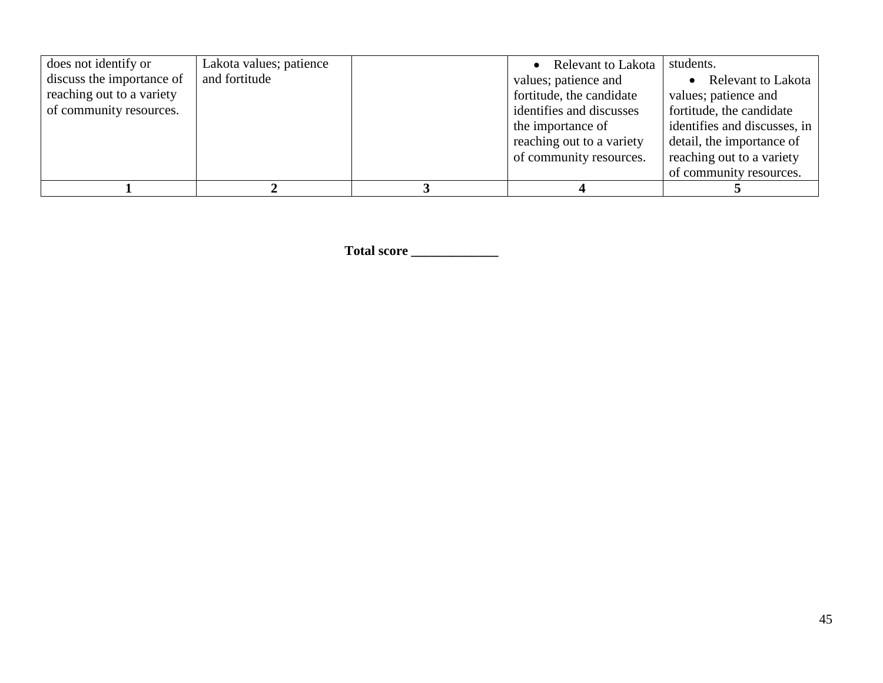| does not identify or discuss the importance of reaching out to a variety of community resources. | Lakota values; patience and fortitude | | • Relevant to Lakota values; patience and fortitude, the candidate identifies and discusses the importance of reaching out to a variety of community resources. | students. • Relevant to Lakota values; patience and fortitude, the candidate identifies and discusses, in detail, the importance of reaching out to a variety of community resources. |
|---|---|---|---|---|
| **1** | **2** | **3** | **4** | **5** |

**Total score _____________**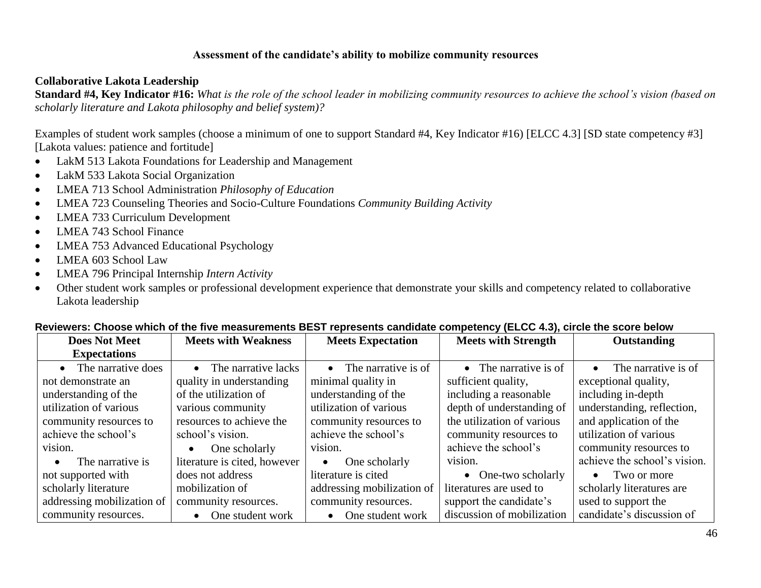**Assessment of the candidate's ability to mobilize community resources**

**Collaborative Lakota Leadership**

**Standard #4, Key Indicator #16:** *What is the role of the school leader in mobilizing community resources to achieve the school's vision (based on scholarly literature and Lakota philosophy and belief system)?*

Examples of student work samples (choose a minimum of one to support Standard #4, Key Indicator #16) [ELCC 4.3] [SD state competency #3] [Lakota values: patience and fortitude]

- LakM 513 Lakota Foundations for Leadership and Management
- LakM 533 Lakota Social Organization
- LMEA 713 School Administration *Philosophy of Education*
- LMEA 723 Counseling Theories and Socio-Culture Foundations *Community Building Activity*
- LMEA 733 Curriculum Development
- LMEA 743 School Finance
- LMEA 753 Advanced Educational Psychology
- LMEA 603 School Law
- LMEA 796 Principal Internship *Intern Activity*
- Other student work samples or professional development experience that demonstrate your skills and competency related to collaborative Lakota leadership

**Reviewers: Choose which of the five measurements BEST represents candidate competency (ELCC 4.3), circle the score below**

| Does Not Meet Expectations | Meets with Weakness | Meets Expectation | Meets with Strength | Outstanding |
|---|---|---|---|---|
| • The narrative does not demonstrate an understanding of the utilization of various community resources to achieve the school's vision. <br> • The narrative is not supported with scholarly literature addressing mobilization of community resources. | • The narrative lacks quality in understanding of the utilization of various community resources to achieve the school's vision. <br> • One scholarly literature is cited, however does not address mobilization of community resources. <br> • One student work | • The narrative is of minimal quality in understanding of the utilization of various community resources to achieve the school's vision. <br> • One scholarly literature is cited addressing mobilization of community resources. <br> • One student work | • The narrative is of sufficient quality, including a reasonable depth of understanding of the utilization of various community resources to achieve the school's vision. <br> • One-two scholarly literatures are used to support the candidate's discussion of mobilization | • The narrative is of exceptional quality, including in-depth understanding, reflection, and application of the utilization of various community resources to achieve the school's vision. <br> • Two or more scholarly literatures are used to support the candidate's discussion of |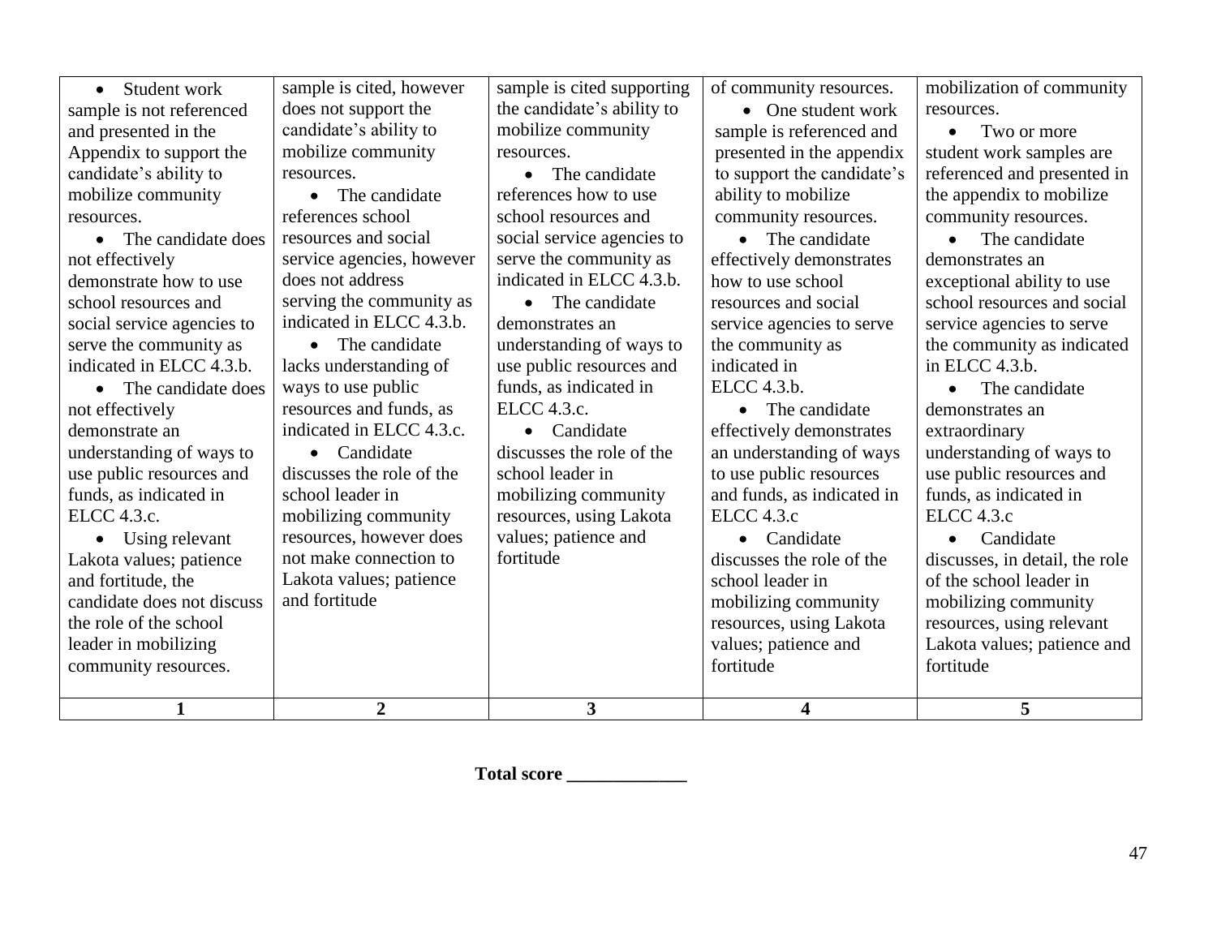| 1 | 2 | 3 | 4 | 5 |
|---|---|---|---|---|
| • Student work sample is not referenced and presented in the Appendix to support the candidate's ability to mobilize community resources.<br>• The candidate does not effectively demonstrate how to use school resources and social service agencies to serve the community as indicated in ELCC 4.3.b.<br>• The candidate does not effectively demonstrate an understanding of ways to use public resources and funds, as indicated in ELCC 4.3.c.<br>• Using relevant Lakota values; patience and fortitude, the candidate does not discuss the role of the school leader in mobilizing community resources. | sample is cited, however does not support the candidate's ability to mobilize community resources.<br>• The candidate references school resources and social service agencies, however does not address serving the community as indicated in ELCC 4.3.b.<br>• The candidate lacks understanding of ways to use public resources and funds, as indicated in ELCC 4.3.c.<br>• Candidate discusses the role of the school leader in mobilizing community resources, however does not make connection to Lakota values; patience and fortitude | sample is cited supporting the candidate's ability to mobilize community resources.<br>• The candidate references how to use school resources and social service agencies to serve the community as indicated in ELCC 4.3.b.<br>• The candidate demonstrates an understanding of ways to use public resources and funds, as indicated in ELCC 4.3.c.<br>• Candidate discusses the role of the school leader in mobilizing community resources, using Lakota values; patience and fortitude | of community resources.<br>• One student work sample is referenced and presented in the appendix to support the candidate's ability to mobilize community resources.<br>• The candidate effectively demonstrates how to use school resources and social service agencies to serve the community as indicated in ELCC 4.3.b.<br>• The candidate effectively demonstrates an understanding of ways to use public resources and funds, as indicated in ELCC 4.3.c<br>• Candidate discusses the role of the school leader in mobilizing community resources, using Lakota values; patience and fortitude | mobilization of community resources.<br>• Two or more student work samples are referenced and presented in the appendix to mobilize community resources.<br>• The candidate demonstrates an exceptional ability to use school resources and social service agencies to serve the community as indicated in ELCC 4.3.b.<br>• The candidate demonstrates an extraordinary understanding of ways to use public resources and funds, as indicated in ELCC 4.3.c<br>• Candidate discusses, in detail, the role of the school leader in mobilizing community resources, using relevant Lakota values; patience and fortitude |

**Total score _____________**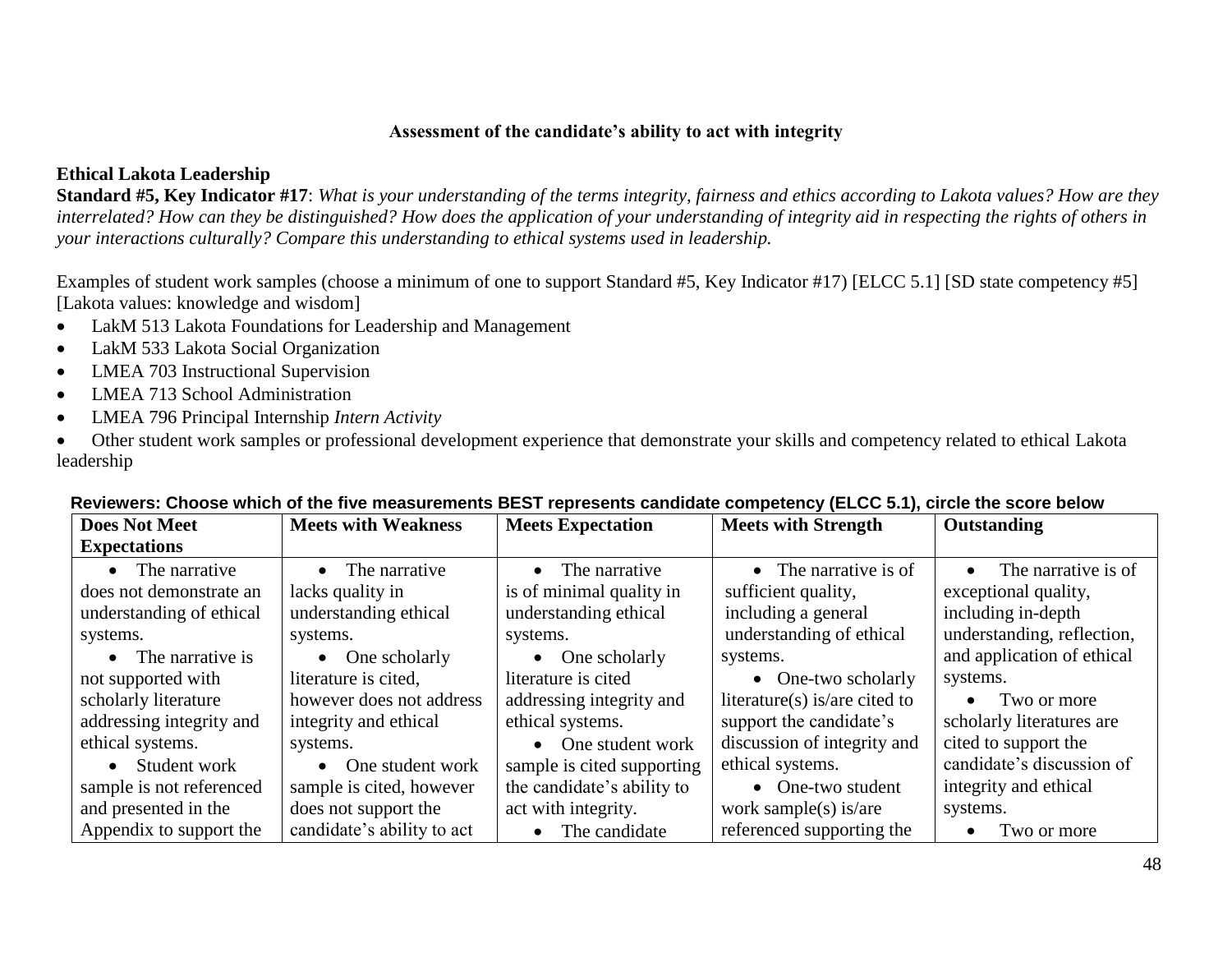**Assessment of the candidate's ability to act with integrity**

**Ethical Lakota Leadership**

**Standard #5, Key Indicator #17**: *What is your understanding of the terms integrity, fairness and ethics according to Lakota values? How are they interrelated? How can they be distinguished? How does the application of your understanding of integrity aid in respecting the rights of others in your interactions culturally? Compare this understanding to ethical systems used in leadership.*

Examples of student work samples (choose a minimum of one to support Standard #5, Key Indicator #17) [ELCC 5.1] [SD state competency #5] [Lakota values: knowledge and wisdom]

- LakM 513 Lakota Foundations for Leadership and Management
- LakM 533 Lakota Social Organization
- LMEA 703 Instructional Supervision
- LMEA 713 School Administration
- LMEA 796 Principal Internship *Intern Activity*
- Other student work samples or professional development experience that demonstrate your skills and competency related to ethical Lakota leadership

**Reviewers: Choose which of the five measurements BEST represents candidate competency (ELCC 5.1), circle the score below**

| Does Not Meet Expectations | Meets with Weakness | Meets Expectation | Meets with Strength | Outstanding |
|---|---|---|---|---|
| • The narrative does not demonstrate an understanding of ethical systems.<br>• The narrative is not supported with scholarly literature addressing integrity and ethical systems.<br>• Student work sample is not referenced and presented in the Appendix to support the | • The narrative lacks quality in understanding ethical systems.<br>• One scholarly literature is cited, however does not address integrity and ethical systems.<br>• One student work sample is cited, however does not support the candidate's ability to act | • The narrative is of minimal quality in understanding ethical systems.<br>• One scholarly literature is cited addressing integrity and ethical systems.<br>• One student work sample is cited supporting the candidate's ability to act with integrity.<br>• The candidate | • The narrative is of sufficient quality, including a general understanding of ethical systems.<br>• One-two scholarly literature(s) is/are cited to support the candidate's discussion of integrity and ethical systems.<br>• One-two student work sample(s) is/are referenced supporting the | • The narrative is of exceptional quality, including in-depth understanding, reflection, and application of ethical systems.<br>• Two or more scholarly literatures are cited to support the candidate's discussion of integrity and ethical systems.<br>• Two or more |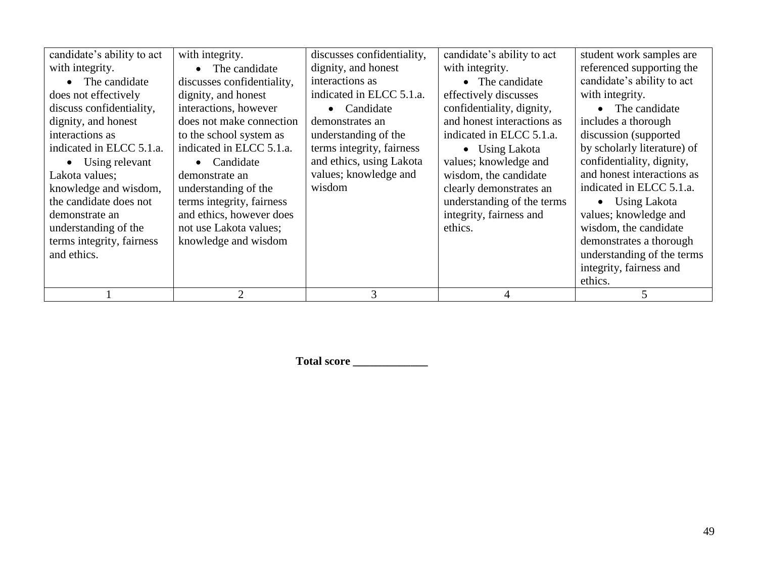| candidate's ability to act with integrity.<br>• The candidate does not effectively discuss confidentiality, dignity, and honest interactions as indicated in ELCC 5.1.a.<br>• Using relevant Lakota values; knowledge and wisdom, the candidate does not demonstrate an understanding of the terms integrity, fairness and ethics. | with integrity.<br>• The candidate discusses confidentiality, dignity, and honest interactions, however does not make connection to the school system as indicated in ELCC 5.1.a.<br>• Candidate demonstrate an understanding of the terms integrity, fairness and ethics, however does not use Lakota values; knowledge and wisdom | discusses confidentiality, dignity, and honest interactions as indicated in ELCC 5.1.a.<br>• Candidate demonstrates an understanding of the terms integrity, fairness and ethics, using Lakota values; knowledge and wisdom | candidate's ability to act with integrity.<br>• The candidate effectively discusses confidentiality, dignity, and honest interactions as indicated in ELCC 5.1.a.<br>• Using Lakota values; knowledge and wisdom, the candidate clearly demonstrates an understanding of the terms integrity, fairness and ethics. | student work samples are referenced supporting the candidate's ability to act with integrity.<br>• The candidate includes a thorough discussion (supported by scholarly literature) of confidentiality, dignity, and honest interactions as indicated in ELCC 5.1.a.<br>• Using Lakota values; knowledge and wisdom, the candidate demonstrates a thorough understanding of the terms integrity, fairness and ethics. |
|---|---|---|---|---|
| 1 | 2 | 3 | 4 | 5 |

**Total score _____________**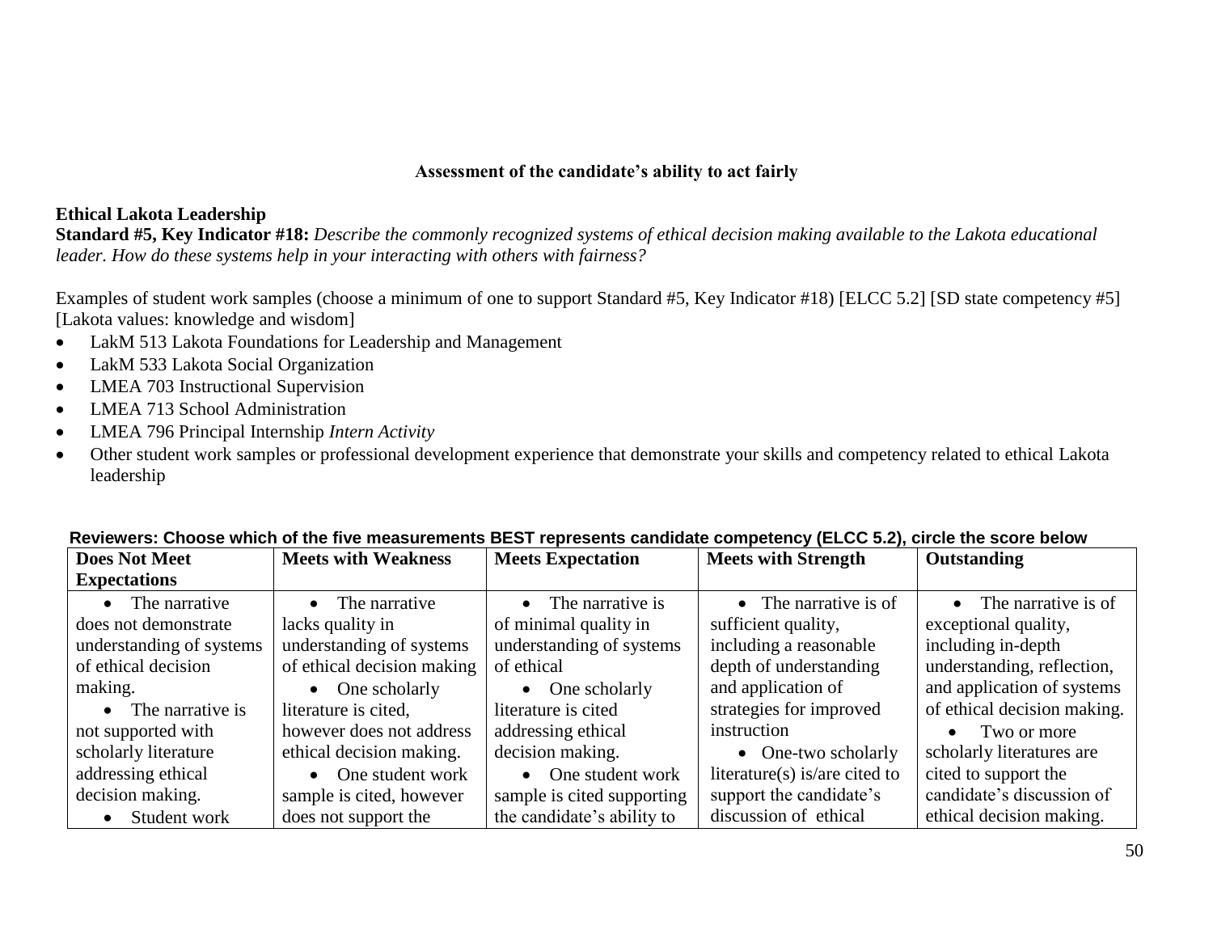**Assessment of the candidate's ability to act fairly**

**Ethical Lakota Leadership**

**Standard #5, Key Indicator #18:** *Describe the commonly recognized systems of ethical decision making available to the Lakota educational leader. How do these systems help in your interacting with others with fairness?*

Examples of student work samples (choose a minimum of one to support Standard #5, Key Indicator #18) [ELCC 5.2] [SD state competency #5] [Lakota values: knowledge and wisdom]

- LakM 513 Lakota Foundations for Leadership and Management
- LakM 533 Lakota Social Organization
- LMEA 703 Instructional Supervision
- LMEA 713 School Administration
- LMEA 796 Principal Internship *Intern Activity*
- Other student work samples or professional development experience that demonstrate your skills and competency related to ethical Lakota leadership

**Reviewers: Choose which of the five measurements BEST represents candidate competency (ELCC 5.2), circle the score below**

| Does Not Meet Expectations | Meets with Weakness | Meets Expectation | Meets with Strength | Outstanding |
|---|---|---|---|---|
| • The narrative does not demonstrate understanding of systems of ethical decision making.<br>• The narrative is not supported with scholarly literature addressing ethical decision making.<br>• Student work | • The narrative lacks quality in understanding of systems of ethical decision making<br>• One scholarly literature is cited, however does not address ethical decision making.<br>• One student work sample is cited, however does not support the | • The narrative is of minimal quality in understanding of systems of ethical<br>• One scholarly literature is cited addressing ethical decision making.<br>• One student work sample is cited supporting the candidate's ability to | • The narrative is of sufficient quality, including a reasonable depth of understanding and application of strategies for improved instruction<br>• One-two scholarly literature(s) is/are cited to support the candidate's discussion of ethical | • The narrative is of exceptional quality, including in-depth understanding, reflection, and application of systems of ethical decision making.<br>• Two or more scholarly literatures are cited to support the candidate's discussion of ethical decision making. |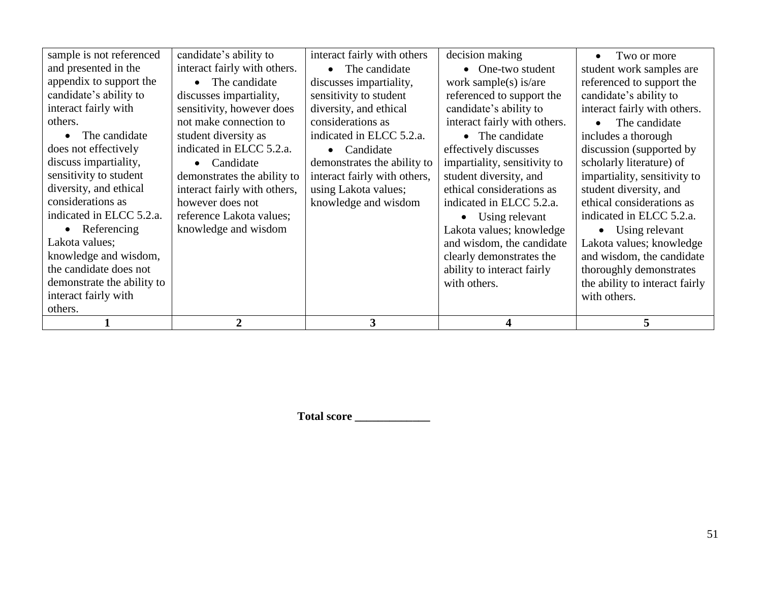| sample is not referenced and presented in the appendix to support the candidate's ability to interact fairly with others. • The candidate does not effectively discuss impartiality, sensitivity to student diversity, and ethical considerations as indicated in ELCC 5.2.a. • Referencing Lakota values; knowledge and wisdom, the candidate does not demonstrate the ability to interact fairly with others. | candidate's ability to interact fairly with others. • The candidate discusses impartiality, sensitivity, however does not make connection to student diversity as indicated in ELCC 5.2.a. • Candidate demonstrates the ability to interact fairly with others, however does not reference Lakota values; knowledge and wisdom | interact fairly with others • The candidate discusses impartiality, sensitivity to student diversity, and ethical considerations as indicated in ELCC 5.2.a. • Candidate demonstrates the ability to interact fairly with others, using Lakota values; knowledge and wisdom | decision making • One-two student work sample(s) is/are referenced to support the candidate's ability to interact fairly with others. • The candidate effectively discusses impartiality, sensitivity to student diversity, and ethical considerations as indicated in ELCC 5.2.a. • Using relevant Lakota values; knowledge and wisdom, the candidate clearly demonstrates the ability to interact fairly with others. | • Two or more student work samples are referenced to support the candidate's ability to interact fairly with others. • The candidate includes a thorough discussion (supported by scholarly literature) of impartiality, sensitivity to student diversity, and ethical considerations as indicated in ELCC 5.2.a. • Using relevant Lakota values; knowledge and wisdom, the candidate thoroughly demonstrates the ability to interact fairly with others. |
|---|---|---|---|---|
| **1** | **2** | **3** | **4** | **5** |

**Total score _____________**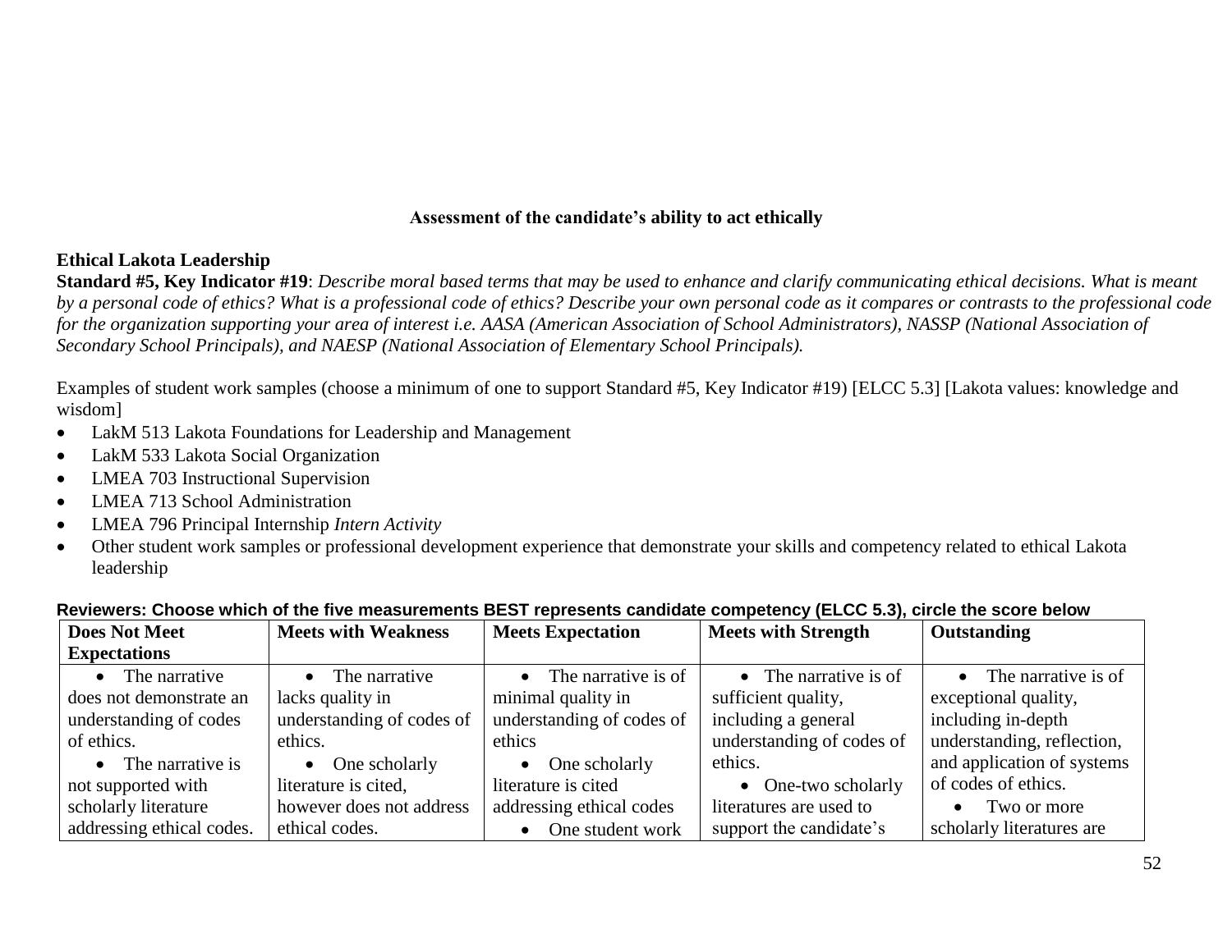**Assessment of the candidate's ability to act ethically**

**Ethical Lakota Leadership**

**Standard #5, Key Indicator #19**: *Describe moral based terms that may be used to enhance and clarify communicating ethical decisions. What is meant by a personal code of ethics? What is a professional code of ethics? Describe your own personal code as it compares or contrasts to the professional code for the organization supporting your area of interest i.e. AASA (American Association of School Administrators), NASSP (National Association of Secondary School Principals), and NAESP (National Association of Elementary School Principals).*

Examples of student work samples (choose a minimum of one to support Standard #5, Key Indicator #19) [ELCC 5.3] [Lakota values: knowledge and wisdom]

- LakM 513 Lakota Foundations for Leadership and Management
- LakM 533 Lakota Social Organization
- LMEA 703 Instructional Supervision
- LMEA 713 School Administration
- LMEA 796 Principal Internship *Intern Activity*
- Other student work samples or professional development experience that demonstrate your skills and competency related to ethical Lakota leadership

**Reviewers: Choose which of the five measurements BEST represents candidate competency (ELCC 5.3), circle the score below**

| Does Not Meet Expectations | Meets with Weakness | Meets Expectation | Meets with Strength | Outstanding |
|---|---|---|---|---|
| • The narrative does not demonstrate an understanding of codes of ethics.<br>• The narrative is not supported with scholarly literature addressing ethical codes. | • The narrative lacks quality in understanding of codes of ethics.<br>• One scholarly literature is cited, however does not address ethical codes. | • The narrative is of minimal quality in understanding of codes of ethics<br>• One scholarly literature is cited addressing ethical codes<br>• One student work | • The narrative is of sufficient quality, including a general understanding of codes of ethics.<br>• One-two scholarly literatures are used to support the candidate's | • The narrative is of exceptional quality, including in-depth understanding, reflection, and application of systems of codes of ethics.<br>• Two or more scholarly literatures are |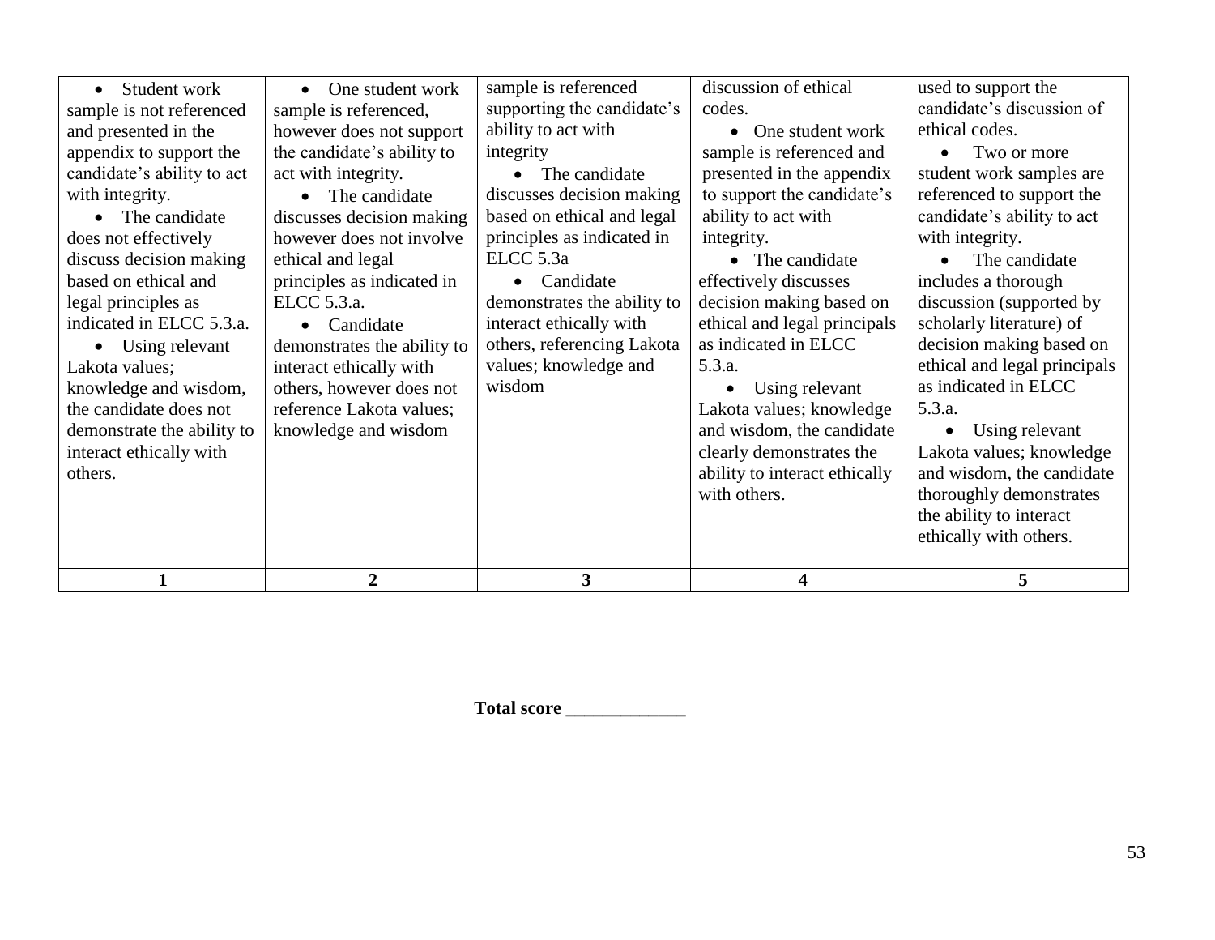| 1 | 2 | 3 | 4 | 5 |
|---|---|---|---|---|
| • Student work sample is not referenced and presented in the appendix to support the candidate's ability to act with integrity. <br> • The candidate does not effectively discuss decision making based on ethical and legal principles as indicated in ELCC 5.3.a. <br> • Using relevant Lakota values; knowledge and wisdom, the candidate does not demonstrate the ability to interact ethically with others. | • One student work sample is referenced, however does not support the candidate's ability to act with integrity. <br> • The candidate discusses decision making however does not involve ethical and legal principles as indicated in ELCC 5.3.a. <br> • Candidate demonstrates the ability to interact ethically with others, however does not reference Lakota values; knowledge and wisdom | sample is referenced supporting the candidate's ability to act with integrity <br> • The candidate discusses decision making based on ethical and legal principles as indicated in ELCC 5.3a <br> • Candidate demonstrates the ability to interact ethically with others, referencing Lakota values; knowledge and wisdom | discussion of ethical codes. <br> • One student work sample is referenced and presented in the appendix to support the candidate's ability to act with integrity. <br> • The candidate effectively discusses decision making based on ethical and legal principals as indicated in ELCC 5.3.a. <br> • Using relevant Lakota values; knowledge and wisdom, the candidate clearly demonstrates the ability to interact ethically with others. | used to support the candidate's discussion of ethical codes. <br> • Two or more student work samples are referenced to support the candidate's ability to act with integrity. <br> • The candidate includes a thorough discussion (supported by scholarly literature) of decision making based on ethical and legal principals as indicated in ELCC 5.3.a. <br> • Using relevant Lakota values; knowledge and wisdom, the candidate thoroughly demonstrates the ability to interact ethically with others. |

**Total score _____________**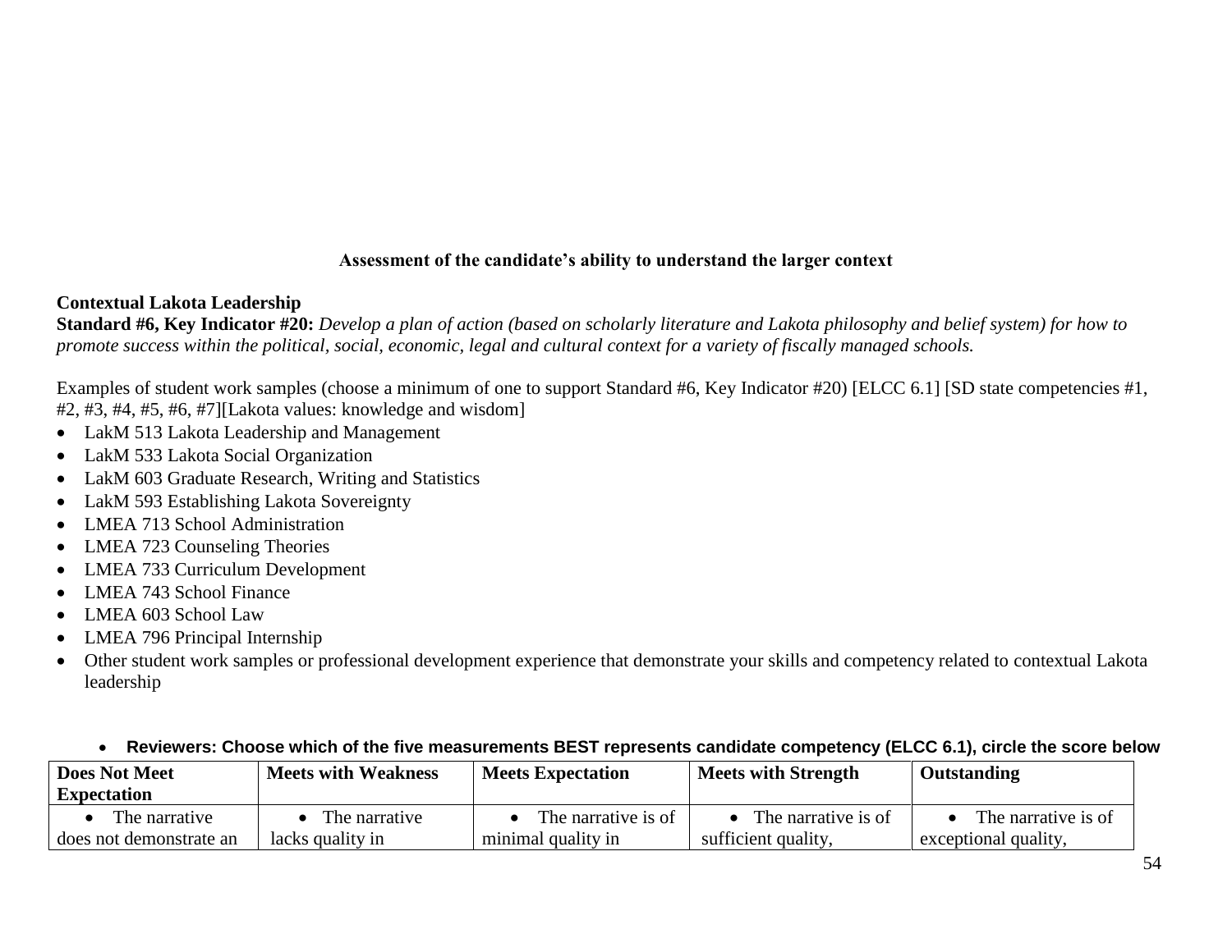**Assessment of the candidate's ability to understand the larger context**

**Contextual Lakota Leadership**

**Standard #6, Key Indicator #20:** *Develop a plan of action (based on scholarly literature and Lakota philosophy and belief system) for how to promote success within the political, social, economic, legal and cultural context for a variety of fiscally managed schools.*

Examples of student work samples (choose a minimum of one to support Standard #6, Key Indicator #20) [ELCC 6.1] [SD state competencies #1, #2, #3, #4, #5, #6, #7][Lakota values: knowledge and wisdom]

- LakM 513 Lakota Leadership and Management
- LakM 533 Lakota Social Organization
- LakM 603 Graduate Research, Writing and Statistics
- LakM 593 Establishing Lakota Sovereignty
- LMEA 713 School Administration
- LMEA 723 Counseling Theories
- LMEA 733 Curriculum Development
- LMEA 743 School Finance
- LMEA 603 School Law
- LMEA 796 Principal Internship
- Other student work samples or professional development experience that demonstrate your skills and competency related to contextual Lakota leadership

- **Reviewers: Choose which of the five measurements BEST represents candidate competency (ELCC 6.1), circle the score below**

| Does Not Meet Expectation | Meets with Weakness | Meets Expectation | Meets with Strength | Outstanding |
|---|---|---|---|---|
| • The narrative does not demonstrate an | • The narrative lacks quality in | • The narrative is of minimal quality in | • The narrative is of sufficient quality, | • The narrative is of exceptional quality, |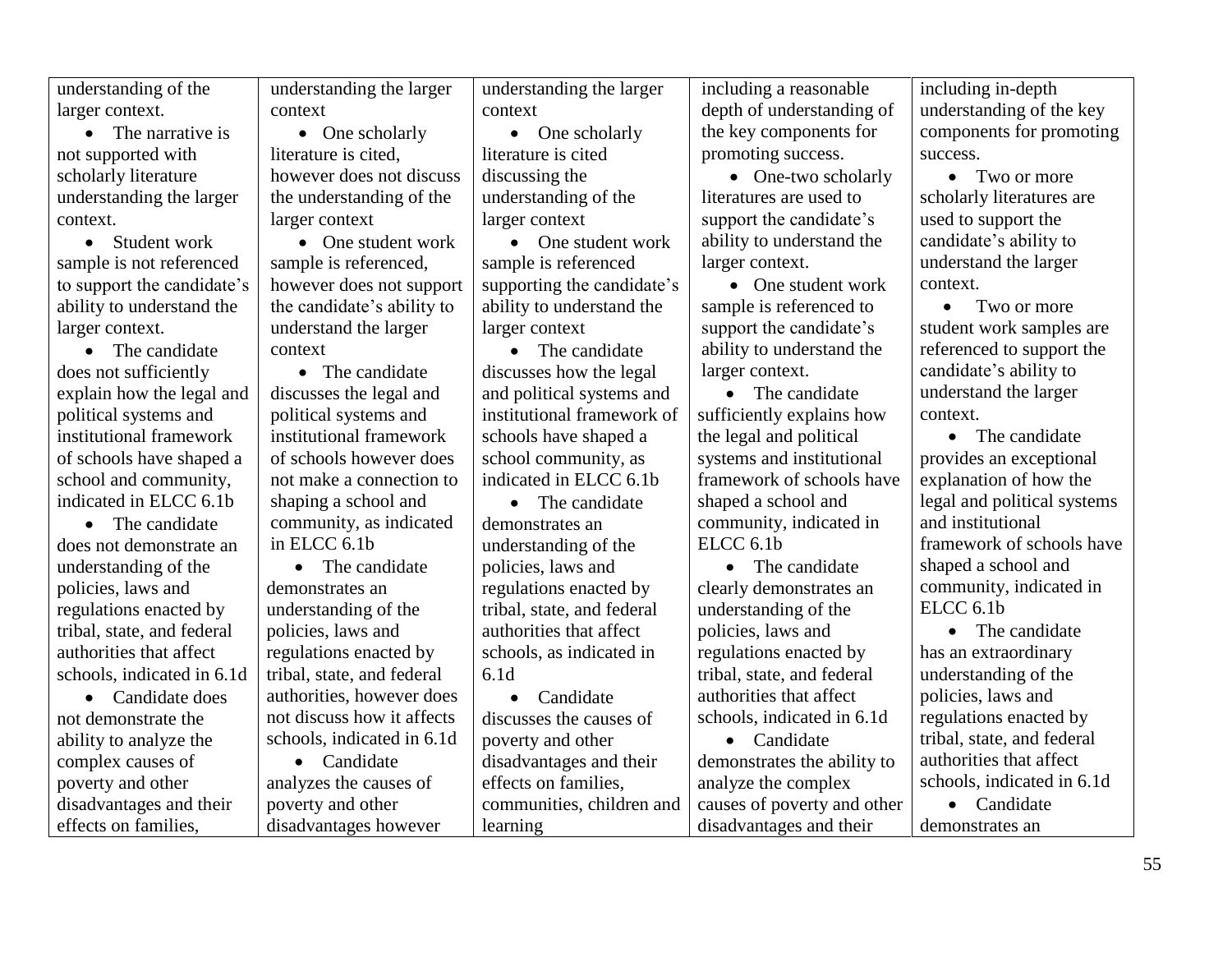| | | | | |
|---|---|---|---|---|
| understanding of the larger context.<br>• The narrative is not supported with scholarly literature understanding the larger context.<br>• Student work sample is not referenced to support the candidate's ability to understand the larger context.<br>• The candidate does not sufficiently explain how the legal and political systems and institutional framework of schools have shaped a school and community, indicated in ELCC 6.1b<br>• The candidate does not demonstrate an understanding of the policies, laws and regulations enacted by tribal, state, and federal authorities that affect schools, indicated in 6.1d<br>• Candidate does not demonstrate the ability to analyze the complex causes of poverty and other disadvantages and their effects on families, | understanding the larger context<br>• One scholarly literature is cited, however does not discuss the understanding of the larger context<br>• One student work sample is referenced, however does not support the candidate's ability to understand the larger context<br>• The candidate discusses the legal and political systems and institutional framework of schools however does not make a connection to shaping a school and community, as indicated in ELCC 6.1b<br>• The candidate demonstrates an understanding of the policies, laws and regulations enacted by tribal, state, and federal authorities, however does not discuss how it affects schools, indicated in 6.1d<br>• Candidate analyzes the causes of poverty and other disadvantages however | understanding the larger context<br>• One scholarly literature is cited discussing the understanding of the larger context<br>• One student work sample is referenced supporting the candidate's ability to understand the larger context<br>• The candidate discusses how the legal and political systems and institutional framework of schools have shaped a school community, as indicated in ELCC 6.1b<br>• The candidate demonstrates an understanding of the policies, laws and regulations enacted by tribal, state, and federal authorities that affect schools, as indicated in 6.1d<br>• Candidate discusses the causes of poverty and other disadvantages and their effects on families, communities, children and learning | including a reasonable depth of understanding of the key components for promoting success.<br>• One-two scholarly literatures are used to support the candidate's ability to understand the larger context.<br>• One student work sample is referenced to support the candidate's ability to understand the larger context.<br>• The candidate sufficiently explains how the legal and political systems and institutional framework of schools have shaped a school and community, indicated in ELCC 6.1b<br>• The candidate clearly demonstrates an understanding of the policies, laws and regulations enacted by tribal, state, and federal authorities that affect schools, indicated in 6.1d<br>• Candidate demonstrates the ability to analyze the complex causes of poverty and other disadvantages and their | including in-depth understanding of the key components for promoting success.<br>• Two or more scholarly literatures are used to support the candidate's ability to understand the larger context.<br>• Two or more student work samples are referenced to support the candidate's ability to understand the larger context.<br>• The candidate provides an exceptional explanation of how the legal and political systems and institutional framework of schools have shaped a school and community, indicated in ELCC 6.1b<br>• The candidate has an extraordinary understanding of the policies, laws and regulations enacted by tribal, state, and federal authorities that affect schools, indicated in 6.1d<br>• Candidate demonstrates an |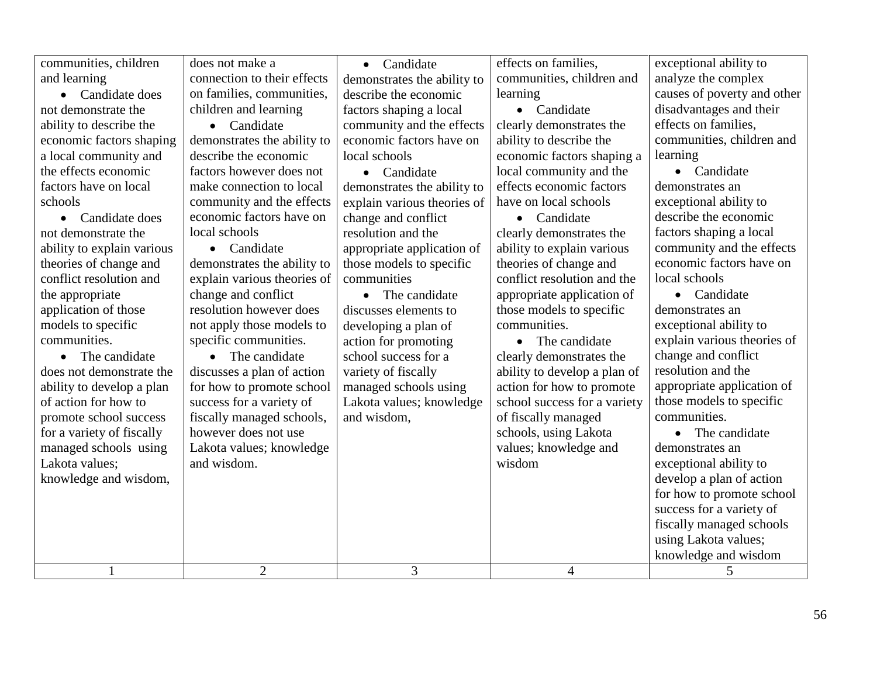| communities, children and learning<br>• Candidate does not demonstrate the ability to describe the economic factors shaping a local community and the effects economic factors have on local schools<br>• Candidate does not demonstrate the ability to explain various theories of change and conflict resolution and the appropriate application of those models to specific communities.<br>• The candidate does not demonstrate the ability to develop a plan of action for how to promote school success for a variety of fiscally managed schools using Lakota values; knowledge and wisdom, | does not make a connection to their effects on families, communities, children and learning<br>• Candidate demonstrates the ability to describe the economic factors however does not make connection to local community and the effects economic factors have on local schools<br>• Candidate demonstrates the ability to explain various theories of change and conflict resolution however does not apply those models to specific communities.<br>• The candidate discusses a plan of action for how to promote school success for a variety of fiscally managed schools, however does not use Lakota values; knowledge and wisdom. | • Candidate demonstrates the ability to describe the economic factors shaping a local community and the effects economic factors have on local schools<br>• Candidate demonstrates the ability to explain various theories of change and conflict resolution and the appropriate application of those models to specific communities<br>• The candidate discusses elements to developing a plan of action for promoting school success for a variety of fiscally managed schools using Lakota values; knowledge and wisdom, | effects on families, communities, children and learning<br>• Candidate clearly demonstrates the ability to describe the economic factors shaping a local community and the effects economic factors have on local schools<br>• Candidate clearly demonstrates the ability to explain various theories of change and conflict resolution and the appropriate application of those models to specific communities.<br>• The candidate clearly demonstrates the ability to develop a plan of action for how to promote school success for a variety of fiscally managed schools, using Lakota values; knowledge and wisdom | exceptional ability to analyze the complex causes of poverty and other disadvantages and their effects on families, communities, children and learning<br>• Candidate demonstrates an exceptional ability to describe the economic factors shaping a local community and the effects economic factors have on local schools<br>• Candidate demonstrates an exceptional ability to explain various theories of change and conflict resolution and the appropriate application of those models to specific communities.<br>• The candidate demonstrates an exceptional ability to develop a plan of action for how to promote school success for a variety of fiscally managed schools using Lakota values; knowledge and wisdom |
|---|---|---|---|---|
| 1 | 2 | 3 | 4 | 5 |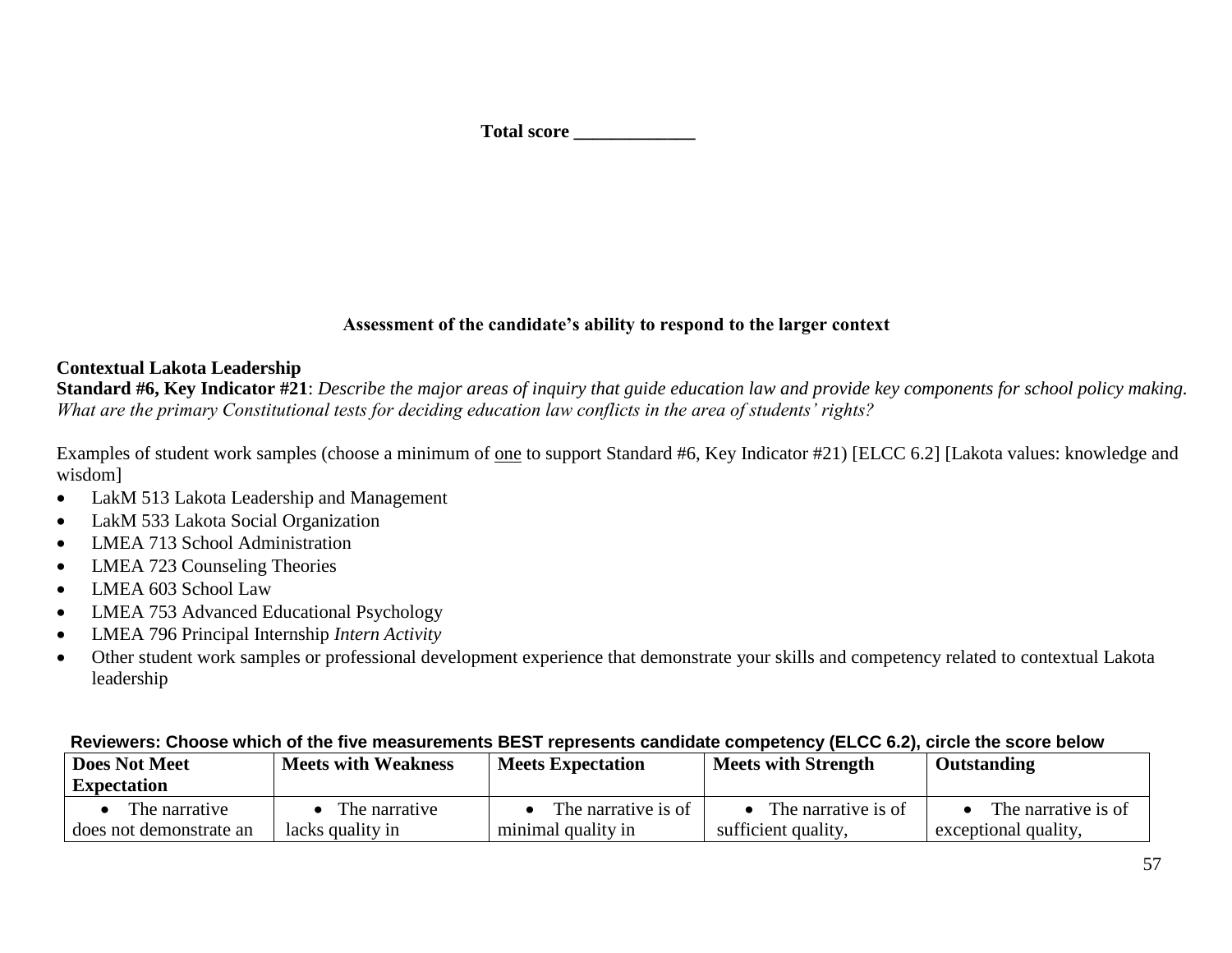**Total score _____________**

**Assessment of the candidate's ability to respond to the larger context**

**Contextual Lakota Leadership**

**Standard #6, Key Indicator #21**: *Describe the major areas of inquiry that guide education law and provide key components for school policy making. What are the primary Constitutional tests for deciding education law conflicts in the area of students' rights?*

Examples of student work samples (choose a minimum of one to support Standard #6, Key Indicator #21) [ELCC 6.2] [Lakota values: knowledge and wisdom]

- LakM 513 Lakota Leadership and Management
- LakM 533 Lakota Social Organization
- LMEA 713 School Administration
- LMEA 723 Counseling Theories
- LMEA 603 School Law
- LMEA 753 Advanced Educational Psychology
- LMEA 796 Principal Internship *Intern Activity*
- Other student work samples or professional development experience that demonstrate your skills and competency related to contextual Lakota leadership

**Reviewers: Choose which of the five measurements BEST represents candidate competency (ELCC 6.2), circle the score below**

| Does Not Meet Expectation | Meets with Weakness | Meets Expectation | Meets with Strength | Outstanding |
|---|---|---|---|---|
| • The narrative does not demonstrate an | • The narrative lacks quality in | • The narrative is of minimal quality in | • The narrative is of sufficient quality, | • The narrative is of exceptional quality, |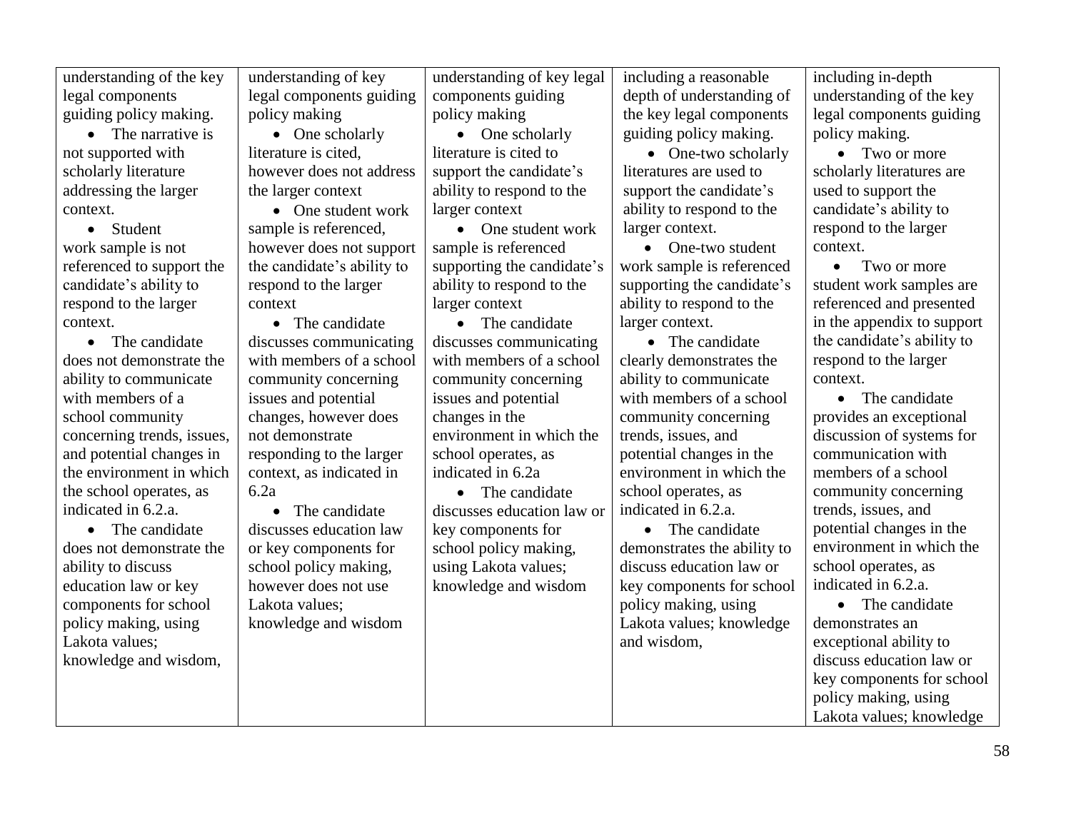| | | | | |
|---|---|---|---|---|
| understanding of the key legal components guiding policy making.<br>• The narrative is not supported with scholarly literature addressing the larger context.<br>• Student work sample is not referenced to support the candidate's ability to respond to the larger context.<br>• The candidate does not demonstrate the ability to communicate with members of a school community concerning trends, issues, and potential changes in the environment in which the school operates, as indicated in 6.2.a.<br>• The candidate does not demonstrate the ability to discuss education law or key components for school policy making, using Lakota values; knowledge and wisdom, | understanding of key legal components guiding policy making<br>• One scholarly literature is cited, however does not address the larger context<br>• One student work sample is referenced, however does not support the candidate's ability to respond to the larger context<br>• The candidate discusses communicating with members of a school community concerning issues and potential changes, however does not demonstrate responding to the larger context, as indicated in 6.2a<br>• The candidate discusses education law or key components for school policy making, however does not use Lakota values; knowledge and wisdom | understanding of key legal components guiding policy making<br>• One scholarly literature is cited to support the candidate's ability to respond to the larger context<br>• One student work sample is referenced supporting the candidate's ability to respond to the larger context<br>• The candidate discusses communicating with members of a school community concerning issues and potential changes in the environment in which the school operates, as indicated in 6.2a<br>• The candidate discusses education law or key components for school policy making, using Lakota values; knowledge and wisdom | including a reasonable depth of understanding of the key legal components guiding policy making.<br>• One-two scholarly literatures are used to support the candidate's ability to respond to the larger context.<br>• One-two student work sample is referenced supporting the candidate's ability to respond to the larger context.<br>• The candidate clearly demonstrates the ability to communicate with members of a school community concerning trends, issues, and potential changes in the environment in which the school operates, as indicated in 6.2.a.<br>• The candidate demonstrates the ability to discuss education law or key components for school policy making, using Lakota values; knowledge and wisdom, | including in-depth understanding of the key legal components guiding policy making.<br>• Two or more scholarly literatures are used to support the candidate's ability to respond to the larger context.<br>• Two or more student work samples are referenced and presented in the appendix to support the candidate's ability to respond to the larger context.<br>• The candidate provides an exceptional discussion of systems for communication with members of a school community concerning trends, issues, and potential changes in the environment in which the school operates, as indicated in 6.2.a.<br>• The candidate demonstrates an exceptional ability to discuss education law or key components for school policy making, using Lakota values; knowledge |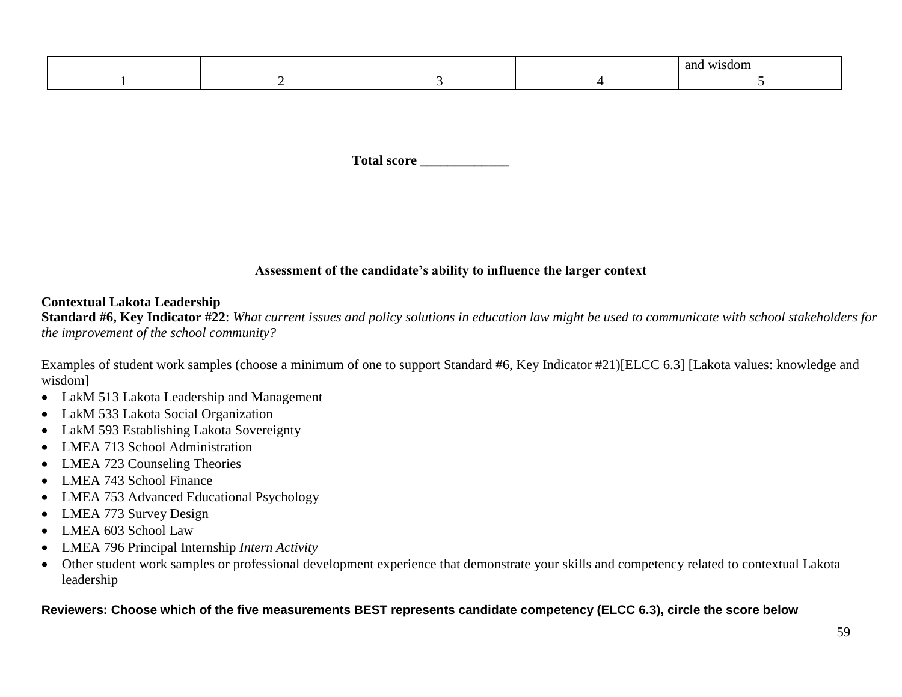| | | | | and wisdom |
|---|---|---|---|---|
| 1 | 2 | 3 | 4 | 5 |

**Total score _____________**

### Assessment of the candidate's ability to influence the larger context

**Contextual Lakota Leadership**
**Standard #6, Key Indicator #22**: *What current issues and policy solutions in education law might be used to communicate with school stakeholders for the improvement of the school community?*

Examples of student work samples (choose a minimum of one to support Standard #6, Key Indicator #21)[ELCC 6.3] [Lakota values: knowledge and wisdom]

- LakM 513 Lakota Leadership and Management
- LakM 533 Lakota Social Organization
- LakM 593 Establishing Lakota Sovereignty
- LMEA 713 School Administration
- LMEA 723 Counseling Theories
- LMEA 743 School Finance
- LMEA 753 Advanced Educational Psychology
- LMEA 773 Survey Design
- LMEA 603 School Law
- LMEA 796 Principal Internship *Intern Activity*
- Other student work samples or professional development experience that demonstrate your skills and competency related to contextual Lakota leadership

**Reviewers: Choose which of the five measurements BEST represents candidate competency (ELCC 6.3), circle the score below**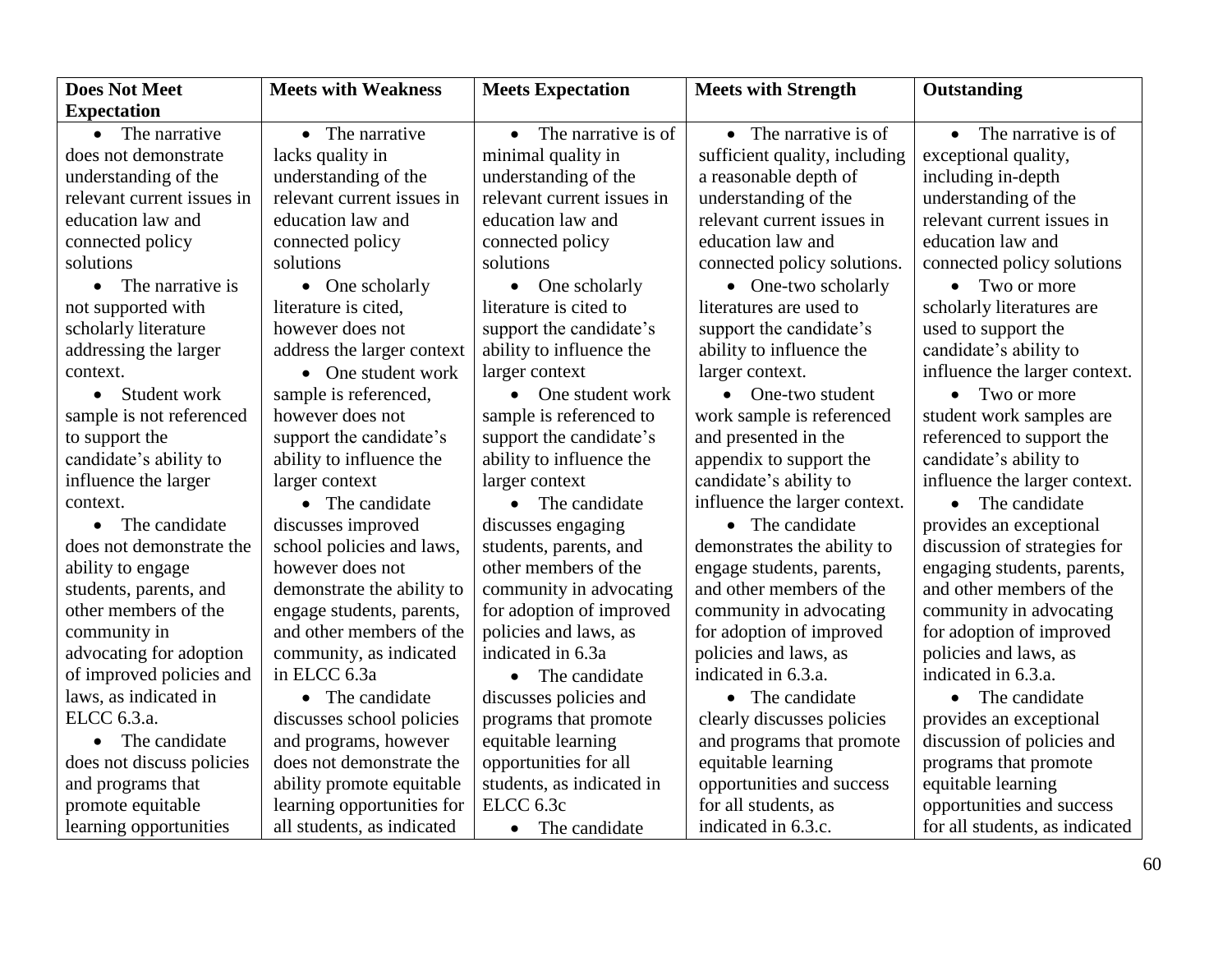| Does Not Meet Expectation | Meets with Weakness | Meets Expectation | Meets with Strength | Outstanding |
|---|---|---|---|---|
| • The narrative does not demonstrate understanding of the relevant current issues in education law and connected policy solutions<br>• The narrative is not supported with scholarly literature addressing the larger context.<br>• Student work sample is not referenced to support the candidate's ability to influence the larger context.<br>• The candidate does not demonstrate the ability to engage students, parents, and other members of the community in advocating for adoption of improved policies and laws, as indicated in ELCC 6.3.a.<br>• The candidate does not discuss policies and programs that promote equitable learning opportunities | • The narrative lacks quality in understanding of the relevant current issues in education law and connected policy solutions<br>• One scholarly literature is cited, however does not address the larger context<br>• One student work sample is referenced, however does not support the candidate's ability to influence the larger context<br>• The candidate discusses improved school policies and laws, however does not demonstrate the ability to engage students, parents, and other members of the community, as indicated in ELCC 6.3a<br>• The candidate discusses school policies and programs, however does not demonstrate the ability promote equitable learning opportunities for all students, as indicated | • The narrative is of minimal quality in understanding of the relevant current issues in education law and connected policy solutions<br>• One scholarly literature is cited to support the candidate's ability to influence the larger context<br>• One student work sample is referenced to support the candidate's ability to influence the larger context<br>• The candidate discusses engaging students, parents, and other members of the community in advocating for adoption of improved policies and laws, as indicated in 6.3a<br>• The candidate discusses policies and programs that promote equitable learning opportunities for all students, as indicated in ELCC 6.3c<br>• The candidate | • The narrative is of sufficient quality, including a reasonable depth of understanding of the relevant current issues in education law and connected policy solutions.<br>• One-two scholarly literatures are used to support the candidate's ability to influence the larger context.<br>• One-two student work sample is referenced and presented in the appendix to support the candidate's ability to influence the larger context.<br>• The candidate demonstrates the ability to engage students, parents, and other members of the community in advocating for adoption of improved policies and laws, as indicated in 6.3.a.<br>• The candidate clearly discusses policies and programs that promote equitable learning opportunities and success for all students, as indicated in 6.3.c. | • The narrative is of exceptional quality, including in-depth understanding of the relevant current issues in education law and connected policy solutions<br>• Two or more scholarly literatures are used to support the candidate's ability to influence the larger context.<br>• Two or more student work samples are referenced to support the candidate's ability to influence the larger context.<br>• The candidate provides an exceptional discussion of strategies for engaging students, parents, and other members of the community in advocating for adoption of improved policies and laws, as indicated in 6.3.a.<br>• The candidate provides an exceptional discussion of policies and programs that promote equitable learning opportunities and success for all students, as indicated |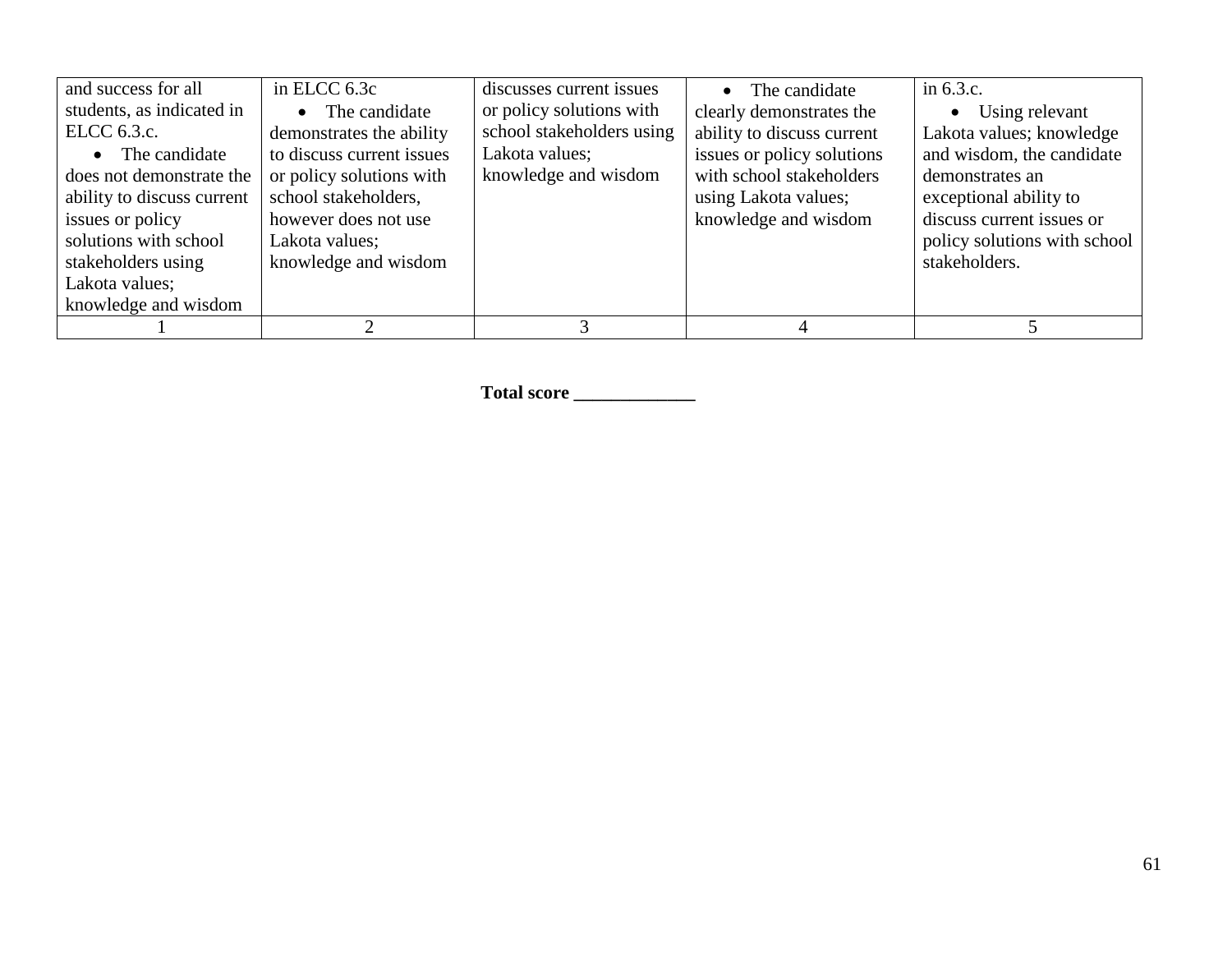| and success for all students, as indicated in ELCC 6.3.c. • The candidate does not demonstrate the ability to discuss current issues or policy solutions with school stakeholders using Lakota values; knowledge and wisdom | in ELCC 6.3c • The candidate demonstrates the ability to discuss current issues or policy solutions with school stakeholders, however does not use Lakota values; knowledge and wisdom | discusses current issues or policy solutions with school stakeholders using Lakota values; knowledge and wisdom | • The candidate clearly demonstrates the ability to discuss current issues or policy solutions with school stakeholders using Lakota values; knowledge and wisdom | in 6.3.c. • Using relevant Lakota values; knowledge and wisdom, the candidate demonstrates an exceptional ability to discuss current issues or policy solutions with school stakeholders. |
|---|---|---|---|---|
| 1 | 2 | 3 | 4 | 5 |

**Total score _____________**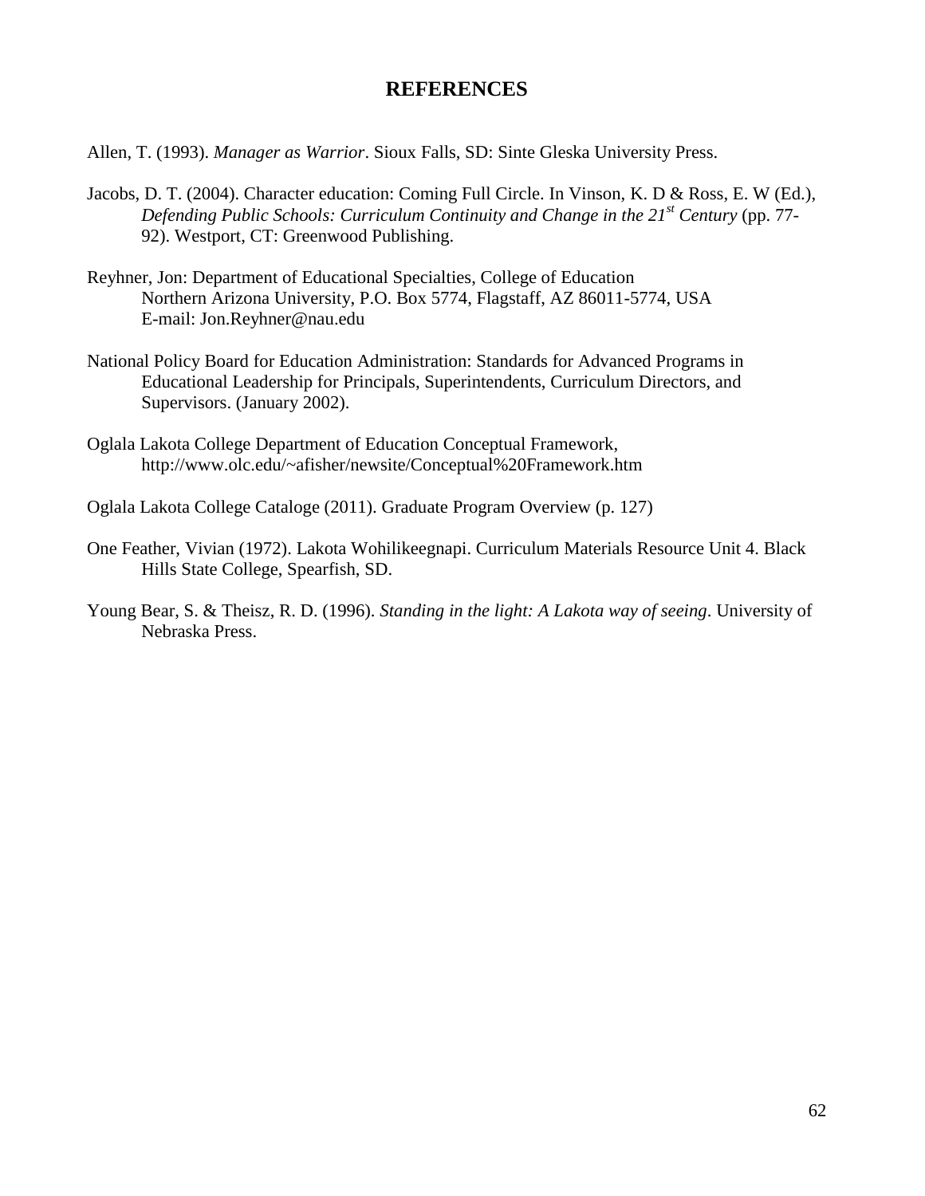# REFERENCES

Allen, T. (1993). *Manager as Warrior*. Sioux Falls, SD: Sinte Gleska University Press.

Jacobs, D. T. (2004). Character education: Coming Full Circle. In Vinson, K. D & Ross, E. W (Ed.), *Defending Public Schools: Curriculum Continuity and Change in the 21st Century* (pp. 77-92). Westport, CT: Greenwood Publishing.

Reyhner, Jon: Department of Educational Specialties, College of Education Northern Arizona University, P.O. Box 5774, Flagstaff, AZ 86011-5774, USA E-mail: Jon.Reyhner@nau.edu

National Policy Board for Education Administration: Standards for Advanced Programs in Educational Leadership for Principals, Superintendents, Curriculum Directors, and Supervisors. (January 2002).

Oglala Lakota College Department of Education Conceptual Framework, http://www.olc.edu/~afisher/newsite/Conceptual%20Framework.htm

Oglala Lakota College Cataloge (2011). Graduate Program Overview (p. 127)

One Feather, Vivian (1972). Lakota Wohilikeegnapi. Curriculum Materials Resource Unit 4. Black Hills State College, Spearfish, SD.

Young Bear, S. & Theisz, R. D. (1996). *Standing in the light: A Lakota way of seeing*. University of Nebraska Press.